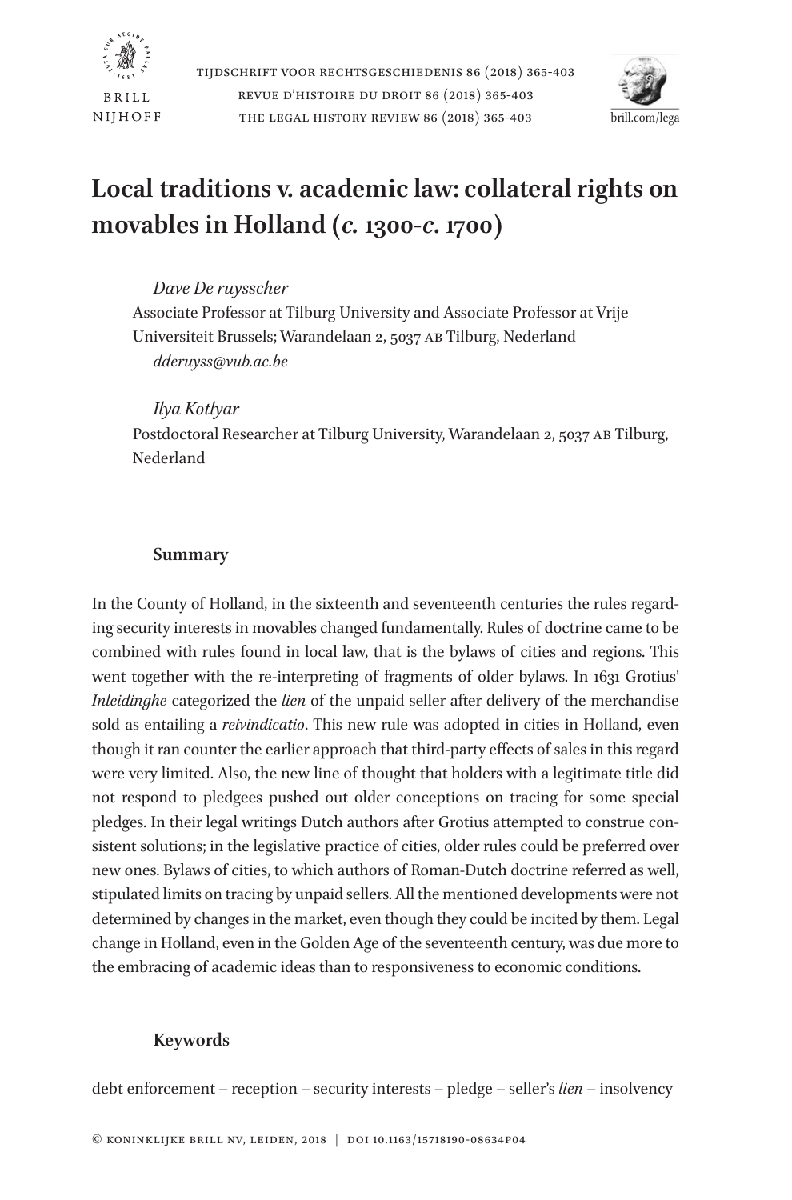# Local traditions v. academic law: collateral rights on movables in Holland (*c.* 1300-*c.* 1700)

*Dave De ruysscher*
Associate Professor at Tilburg University and Associate Professor at Vrije Universiteit Brussels; Warandelaan 2, 5037 AB Tilburg, Nederland
*dderuyss@vub.ac.be*

*Ilya Kotlyar*
Postdoctoral Researcher at Tilburg University, Warandelaan 2, 5037 AB Tilburg, Nederland

## Summary

In the County of Holland, in the sixteenth and seventeenth centuries the rules regarding security interests in movables changed fundamentally. Rules of doctrine came to be combined with rules found in local law, that is the bylaws of cities and regions. This went together with the re-interpreting of fragments of older bylaws. In 1631 Grotius' *Inleidinghe* categorized the *lien* of the unpaid seller after delivery of the merchandise sold as entailing a *reivindicatio*. This new rule was adopted in cities in Holland, even though it ran counter the earlier approach that third-party effects of sales in this regard were very limited. Also, the new line of thought that holders with a legitimate title did not respond to pledgees pushed out older conceptions on tracing for some special pledges. In their legal writings Dutch authors after Grotius attempted to construe consistent solutions; in the legislative practice of cities, older rules could be preferred over new ones. Bylaws of cities, to which authors of Roman-Dutch doctrine referred as well, stipulated limits on tracing by unpaid sellers. All the mentioned developments were not determined by changes in the market, even though they could be incited by them. Legal change in Holland, even in the Golden Age of the seventeenth century, was due more to the embracing of academic ideas than to responsiveness to economic conditions.

## Keywords

debt enforcement – reception – security interests – pledge – seller's *lien* – insolvency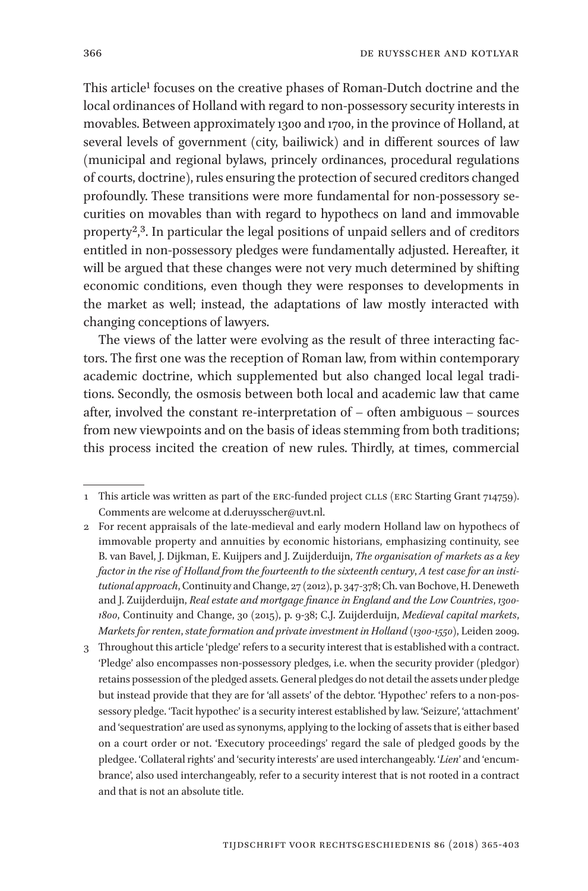This article[1] focuses on the creative phases of Roman-Dutch doctrine and the local ordinances of Holland with regard to non-possessory security interests in movables. Between approximately 1300 and 1700, in the province of Holland, at several levels of government (city, bailiwick) and in different sources of law (municipal and regional bylaws, princely ordinances, procedural regulations of courts, doctrine), rules ensuring the protection of secured creditors changed profoundly. These transitions were more fundamental for non-possessory securities on movables than with regard to hypothecs on land and immovable property[2],[3]. In particular the legal positions of unpaid sellers and of creditors entitled in non-possessory pledges were fundamentally adjusted. Hereafter, it will be argued that these changes were not very much determined by shifting economic conditions, even though they were responses to developments in the market as well; instead, the adaptations of law mostly interacted with changing conceptions of lawyers.

The views of the latter were evolving as the result of three interacting factors. The first one was the reception of Roman law, from within contemporary academic doctrine, which supplemented but also changed local legal traditions. Secondly, the osmosis between both local and academic law that came after, involved the constant re-interpretation of – often ambiguous – sources from new viewpoints and on the basis of ideas stemming from both traditions; this process incited the creation of new rules. Thirdly, at times, commercial

---

1 This article was written as part of the ERC-funded project CLLS (ERC Starting Grant 714759). Comments are welcome at d.deruysscher@uvt.nl.

2 For recent appraisals of the late-medieval and early modern Holland law on hypothecs of immovable property and annuities by economic historians, emphasizing continuity, see B. van Bavel, J. Dijkman, E. Kuijpers and J. Zuijderduijn, *The organisation of markets as a key factor in the rise of Holland from the fourteenth to the sixteenth century*, *A test case for an institutional approach*, Continuity and Change, 27 (2012), p. 347-378; Ch. van Bochove, H. Deneweth and J. Zuijderduijn, *Real estate and mortgage finance in England and the Low Countries*, *1300-1800*, Continuity and Change, 30 (2015), p. 9-38; C.J. Zuijderduijn, *Medieval capital markets*, *Markets for renten*, *state formation and private investment in Holland* (*1300-1550*), Leiden 2009.

3 Throughout this article 'pledge' refers to a security interest that is established with a contract. 'Pledge' also encompasses non-possessory pledges, i.e. when the security provider (pledgor) retains possession of the pledged assets. General pledges do not detail the assets under pledge but instead provide that they are for 'all assets' of the debtor. 'Hypothec' refers to a non-possessory pledge. 'Tacit hypothec' is a security interest established by law. 'Seizure', 'attachment' and 'sequestration' are used as synonyms, applying to the locking of assets that is either based on a court order or not. 'Executory proceedings' regard the sale of pledged goods by the pledgee. 'Collateral rights' and 'security interests' are used interchangeably. '*Lien*' and 'encumbrance', also used interchangeably, refer to a security interest that is not rooted in a contract and that is not an absolute title.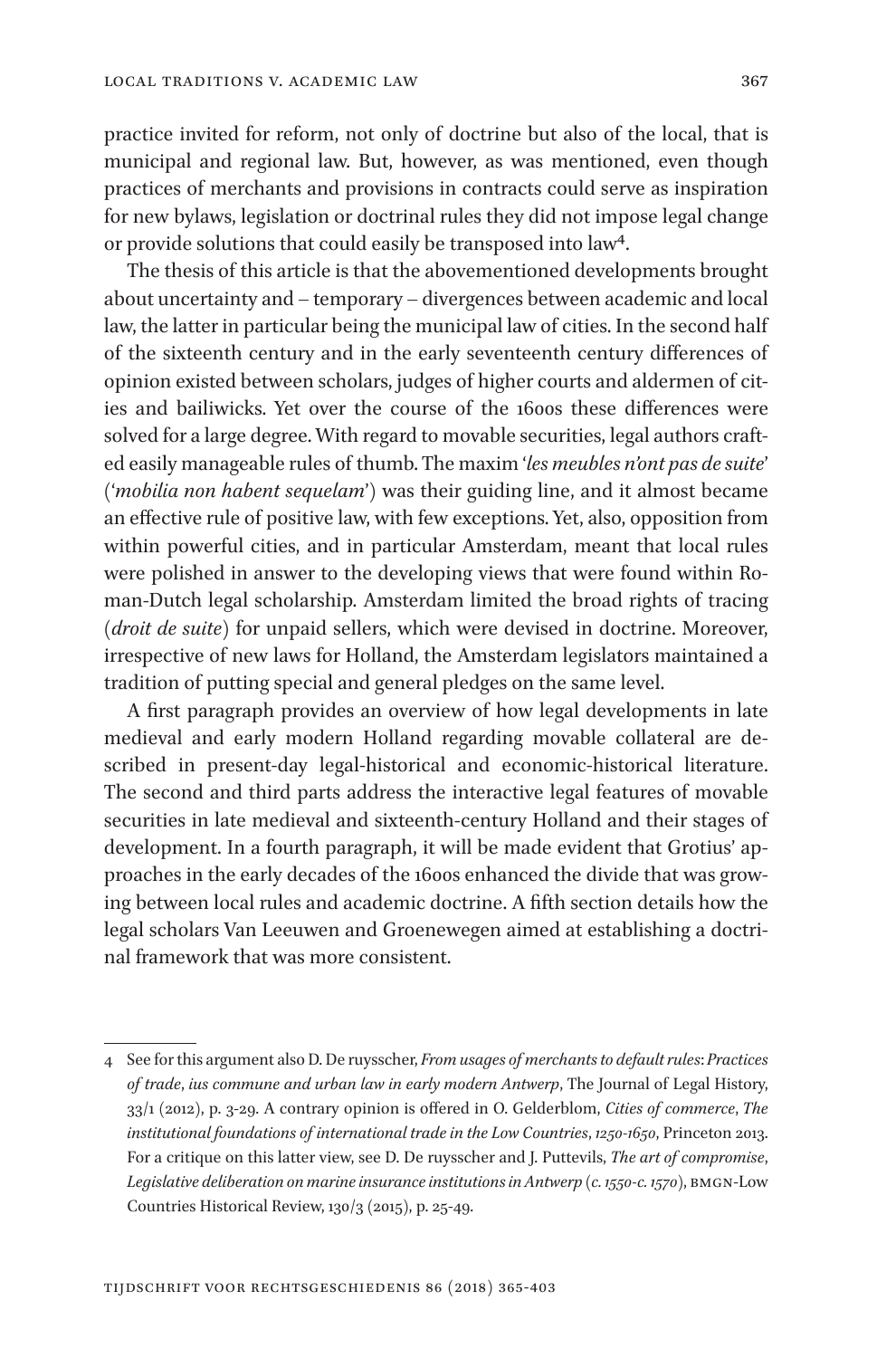practice invited for reform, not only of doctrine but also of the local, that is municipal and regional law. But, however, as was mentioned, even though practices of merchants and provisions in contracts could serve as inspiration for new bylaws, legislation or doctrinal rules they did not impose legal change or provide solutions that could easily be transposed into law[4].

The thesis of this article is that the abovementioned developments brought about uncertainty and – temporary – divergences between academic and local law, the latter in particular being the municipal law of cities. In the second half of the sixteenth century and in the early seventeenth century differences of opinion existed between scholars, judges of higher courts and aldermen of cities and bailiwicks. Yet over the course of the 1600s these differences were solved for a large degree. With regard to movable securities, legal authors crafted easily manageable rules of thumb. The maxim '*les meubles n'ont pas de suite*' ('*mobilia non habent sequelam*') was their guiding line, and it almost became an effective rule of positive law, with few exceptions. Yet, also, opposition from within powerful cities, and in particular Amsterdam, meant that local rules were polished in answer to the developing views that were found within Roman-Dutch legal scholarship. Amsterdam limited the broad rights of tracing (*droit de suite*) for unpaid sellers, which were devised in doctrine. Moreover, irrespective of new laws for Holland, the Amsterdam legislators maintained a tradition of putting special and general pledges on the same level.

A first paragraph provides an overview of how legal developments in late medieval and early modern Holland regarding movable collateral are described in present-day legal-historical and economic-historical literature. The second and third parts address the interactive legal features of movable securities in late medieval and sixteenth-century Holland and their stages of development. In a fourth paragraph, it will be made evident that Grotius' approaches in the early decades of the 1600s enhanced the divide that was growing between local rules and academic doctrine. A fifth section details how the legal scholars Van Leeuwen and Groenewegen aimed at establishing a doctrinal framework that was more consistent.

---

4 See for this argument also D. De ruysscher, *From usages of merchants to default rules*: *Practices of trade*, *ius commune and urban law in early modern Antwerp*, The Journal of Legal History, 33/1 (2012), p. 3-29. A contrary opinion is offered in O. Gelderblom, *Cities of commerce*, *The institutional foundations of international trade in the Low Countries*, *1250-1650*, Princeton 2013. For a critique on this latter view, see D. De ruysscher and J. Puttevils, *The art of compromise*, *Legislative deliberation on marine insurance institutions in Antwerp* (*c. 1550-c. 1570*), BMGN-Low Countries Historical Review, 130/3 (2015), p. 25-49.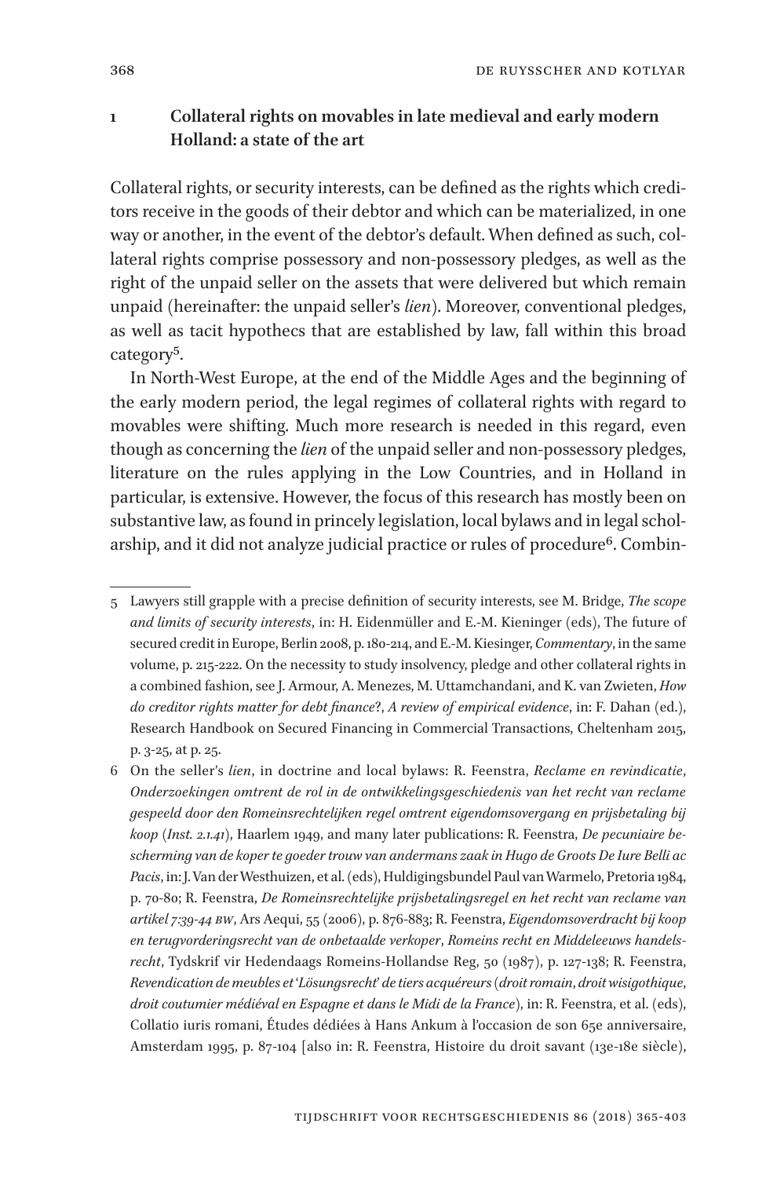## 1 Collateral rights on movables in late medieval and early modern Holland: a state of the art

Collateral rights, or security interests, can be defined as the rights which creditors receive in the goods of their debtor and which can be materialized, in one way or another, in the event of the debtor's default. When defined as such, collateral rights comprise possessory and non-possessory pledges, as well as the right of the unpaid seller on the assets that were delivered but which remain unpaid (hereinafter: the unpaid seller's *lien*). Moreover, conventional pledges, as well as tacit hypothecs that are established by law, fall within this broad category[5].

In North-West Europe, at the end of the Middle Ages and the beginning of the early modern period, the legal regimes of collateral rights with regard to movables were shifting. Much more research is needed in this regard, even though as concerning the *lien* of the unpaid seller and non-possessory pledges, literature on the rules applying in the Low Countries, and in Holland in particular, is extensive. However, the focus of this research has mostly been on substantive law, as found in princely legislation, local bylaws and in legal scholarship, and it did not analyze judicial practice or rules of procedure[6]. Combin-

---

5 Lawyers still grapple with a precise definition of security interests, see M. Bridge, *The scope and limits of security interests*, in: H. Eidenmüller and E.-M. Kieninger (eds), The future of secured credit in Europe, Berlin 2008, p. 180-214, and E.-M. Kiesinger, *Commentary*, in the same volume, p. 215-222. On the necessity to study insolvency, pledge and other collateral rights in a combined fashion, see J. Armour, A. Menezes, M. Uttamchandani, and K. van Zwieten, *How do creditor rights matter for debt finance*?, *A review of empirical evidence*, in: F. Dahan (ed.), Research Handbook on Secured Financing in Commercial Transactions, Cheltenham 2015, p. 3-25, at p. 25.

6 On the seller's *lien*, in doctrine and local bylaws: R. Feenstra, *Reclame en revindicatie*, *Onderzoekingen omtrent de rol in de ontwikkelingsgeschiedenis van het recht van reclame gespeeld door den Romeinsrechtelijken regel omtrent eigendomsovergang en prijsbetaling bij koop* (*Inst. 2.1.41*), Haarlem 1949, and many later publications: R. Feenstra, *De pecuniaire bescherming van de koper te goeder trouw van andermans zaak in Hugo de Groots De Iure Belli ac Pacis*, in: J. Van der Westhuizen, et al. (eds), Huldigingsbundel Paul van Warmelo, Pretoria 1984, p. 70-80; R. Feenstra, *De Romeinsrechtelijke prijsbetalingsregel en het recht van reclame van artikel 7:39-44 BW*, Ars Aequi, 55 (2006), p. 876-883; R. Feenstra, *Eigendomsoverdracht bij koop en terugvorderingsrecht van de onbetaalde verkoper*, *Romeins recht en Middeleeuws handelsrecht*, Tydskrif vir Hedendaags Romeins-Hollandse Reg, 50 (1987), p. 127-138; R. Feenstra, *Revendication de meubles et 'Lösungsrecht' de tiers acquéreurs* (*droit romain*, *droit wisigothique*, *droit coutumier médiéval en Espagne et dans le Midi de la France*), in: R. Feenstra, et al. (eds), Collatio iuris romani, Études dédiées à Hans Ankum à l'occasion de son 65e anniversaire, Amsterdam 1995, p. 87-104 [also in: R. Feenstra, Histoire du droit savant (13e-18e siècle),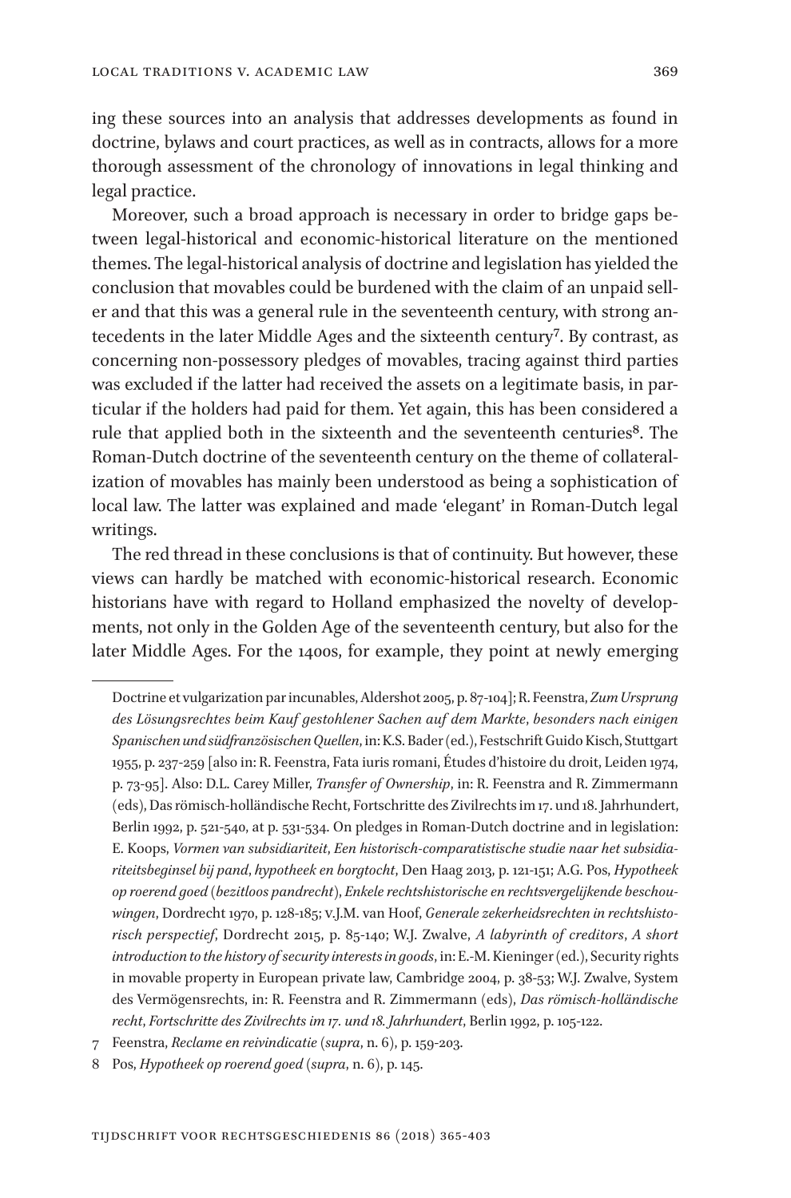ing these sources into an analysis that addresses developments as found in doctrine, bylaws and court practices, as well as in contracts, allows for a more thorough assessment of the chronology of innovations in legal thinking and legal practice.

Moreover, such a broad approach is necessary in order to bridge gaps between legal-historical and economic-historical literature on the mentioned themes. The legal-historical analysis of doctrine and legislation has yielded the conclusion that movables could be burdened with the claim of an unpaid seller and that this was a general rule in the seventeenth century, with strong antecedents in the later Middle Ages and the sixteenth century[7]. By contrast, as concerning non-possessory pledges of movables, tracing against third parties was excluded if the latter had received the assets on a legitimate basis, in particular if the holders had paid for them. Yet again, this has been considered a rule that applied both in the sixteenth and the seventeenth centuries[8]. The Roman-Dutch doctrine of the seventeenth century on the theme of collateralization of movables has mainly been understood as being a sophistication of local law. The latter was explained and made 'elegant' in Roman-Dutch legal writings.

The red thread in these conclusions is that of continuity. But however, these views can hardly be matched with economic-historical research. Economic historians have with regard to Holland emphasized the novelty of developments, not only in the Golden Age of the seventeenth century, but also for the later Middle Ages. For the 1400s, for example, they point at newly emerging

---

Doctrine et vulgarization par incunables, Aldershot 2005, p. 87-104]; R. Feenstra, *Zum Ursprung des Lösungsrechtes beim Kauf gestohlener Sachen auf dem Markte, besonders nach einigen Spanischen und südfranzösischen Quellen*, in: K.S. Bader (ed.), Festschrift Guido Kisch, Stuttgart 1955, p. 237-259 [also in: R. Feenstra, Fata iuris romani, Études d'histoire du droit, Leiden 1974, p. 73-95]. Also: D.L. Carey Miller, *Transfer of Ownership*, in: R. Feenstra and R. Zimmermann (eds), Das römisch-holländische Recht, Fortschritte des Zivilrechts im 17. und 18. Jahrhundert, Berlin 1992, p. 521-540, at p. 531-534. On pledges in Roman-Dutch doctrine and in legislation: E. Koops, *Vormen van subsidiariteit, Een historisch-comparatistische studie naar het subsidiariteitsbeginsel bij pand, hypotheek en borgtocht*, Den Haag 2013, p. 121-151; A.G. Pos, *Hypotheek op roerend goed (bezitloos pandrecht), Enkele rechtshistorische en rechtsvergelijkende beschouwingen*, Dordrecht 1970, p. 128-185; v.J.M. van Hoof, *Generale zekerheidsrechten in rechtshistorisch perspectief*, Dordrecht 2015, p. 85-140; W.J. Zwalve, *A labyrinth of creditors, A short introduction to the history of security interests in goods*, in: E.-M. Kieninger (ed.), Security rights in movable property in European private law, Cambridge 2004, p. 38-53; W.J. Zwalve, System des Vermögensrechts, in: R. Feenstra and R. Zimmermann (eds), *Das römisch-holländische recht, Fortschritte des Zivilrechts im 17. und 18. Jahrhundert*, Berlin 1992, p. 105-122.

7 Feenstra, *Reclame en reivindicatie* (*supra*, n. 6), p. 159-203.

8 Pos, *Hypotheek op roerend goed* (*supra*, n. 6), p. 145.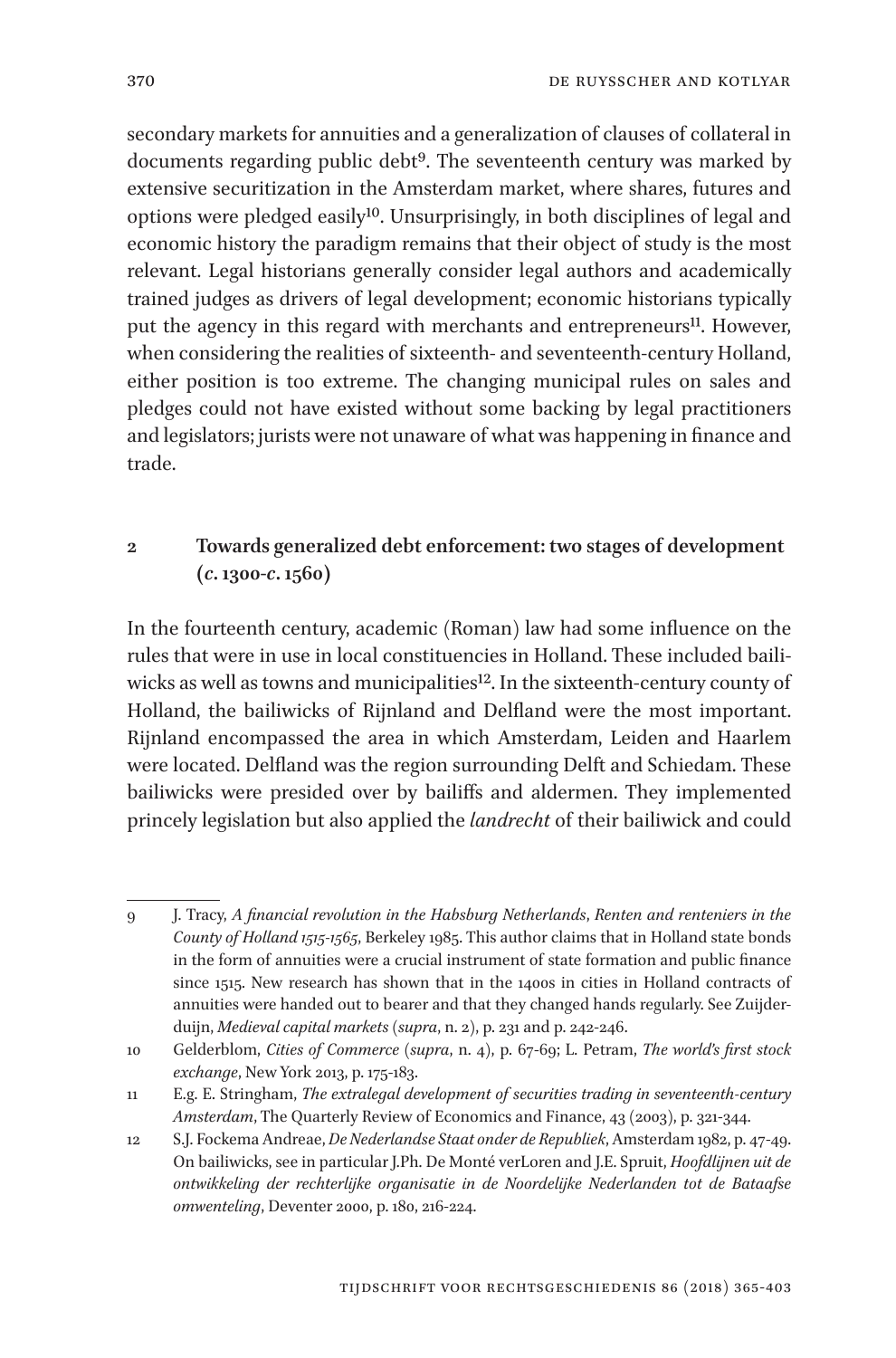secondary markets for annuities and a generalization of clauses of collateral in documents regarding public debt[9]. The seventeenth century was marked by extensive securitization in the Amsterdam market, where shares, futures and options were pledged easily[10]. Unsurprisingly, in both disciplines of legal and economic history the paradigm remains that their object of study is the most relevant. Legal historians generally consider legal authors and academically trained judges as drivers of legal development; economic historians typically put the agency in this regard with merchants and entrepreneurs[11]. However, when considering the realities of sixteenth- and seventeenth-century Holland, either position is too extreme. The changing municipal rules on sales and pledges could not have existed without some backing by legal practitioners and legislators; jurists were not unaware of what was happening in finance and trade.

## 2 Towards generalized debt enforcement: two stages of development (*c.* 1300-*c.* 1560)

In the fourteenth century, academic (Roman) law had some influence on the rules that were in use in local constituencies in Holland. These included bailiwicks as well as towns and municipalities[12]. In the sixteenth-century county of Holland, the bailiwicks of Rijnland and Delfland were the most important. Rijnland encompassed the area in which Amsterdam, Leiden and Haarlem were located. Delfland was the region surrounding Delft and Schiedam. These bailiwicks were presided over by bailiffs and aldermen. They implemented princely legislation but also applied the *landrecht* of their bailiwick and could

---

9 J. Tracy, *A financial revolution in the Habsburg Netherlands*, *Renten and renteniers in the County of Holland 1515-1565*, Berkeley 1985. This author claims that in Holland state bonds in the form of annuities were a crucial instrument of state formation and public finance since 1515. New research has shown that in the 1400s in cities in Holland contracts of annuities were handed out to bearer and that they changed hands regularly. See Zuijderduijn, *Medieval capital markets* (*supra*, n. 2), p. 231 and p. 242-246.

10 Gelderblom, *Cities of Commerce* (*supra*, n. 4), p. 67-69; L. Petram, *The world's first stock exchange*, New York 2013, p. 175-183.

11 E.g. E. Stringham, *The extralegal development of securities trading in seventeenth-century Amsterdam*, The Quarterly Review of Economics and Finance, 43 (2003), p. 321-344.

12 S.J. Fockema Andreae, *De Nederlandse Staat onder de Republiek*, Amsterdam 1982, p. 47-49. On bailiwicks, see in particular J.Ph. De Monté verLoren and J.E. Spruit, *Hoofdlijnen uit de ontwikkeling der rechterlijke organisatie in de Noordelijke Nederlanden tot de Bataafse omwenteling*, Deventer 2000, p. 180, 216-224.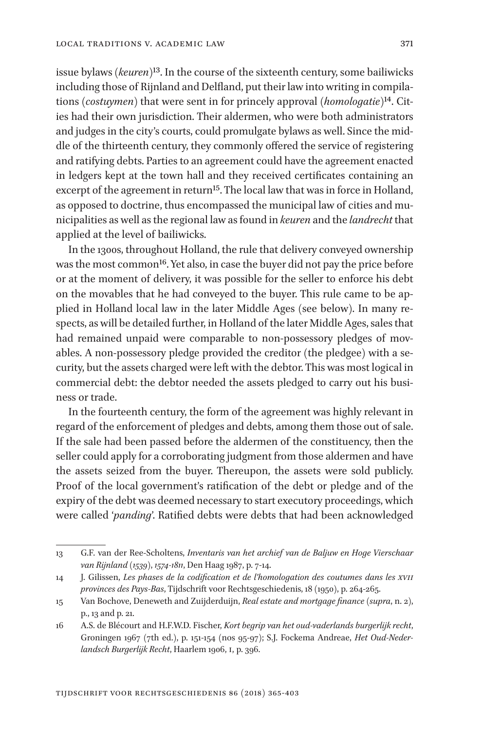issue bylaws (*keuren*)[13]. In the course of the sixteenth century, some bailiwicks including those of Rijnland and Delfland, put their law into writing in compilations (*costuymen*) that were sent in for princely approval (*homologatie*)[14]. Cities had their own jurisdiction. Their aldermen, who were both administrators and judges in the city's courts, could promulgate bylaws as well. Since the middle of the thirteenth century, they commonly offered the service of registering and ratifying debts. Parties to an agreement could have the agreement enacted in ledgers kept at the town hall and they received certificates containing an excerpt of the agreement in return[15]. The local law that was in force in Holland, as opposed to doctrine, thus encompassed the municipal law of cities and municipalities as well as the regional law as found in *keuren* and the *landrecht* that applied at the level of bailiwicks.

In the 1300s, throughout Holland, the rule that delivery conveyed ownership was the most common[16]. Yet also, in case the buyer did not pay the price before or at the moment of delivery, it was possible for the seller to enforce his debt on the movables that he had conveyed to the buyer. This rule came to be applied in Holland local law in the later Middle Ages (see below). In many respects, as will be detailed further, in Holland of the later Middle Ages, sales that had remained unpaid were comparable to non-possessory pledges of movables. A non-possessory pledge provided the creditor (the pledgee) with a security, but the assets charged were left with the debtor. This was most logical in commercial debt: the debtor needed the assets pledged to carry out his business or trade.

In the fourteenth century, the form of the agreement was highly relevant in regard of the enforcement of pledges and debts, among them those out of sale. If the sale had been passed before the aldermen of the constituency, then the seller could apply for a corroborating judgment from those aldermen and have the assets seized from the buyer. Thereupon, the assets were sold publicly. Proof of the local government's ratification of the debt or pledge and of the expiry of the debt was deemed necessary to start executory proceedings, which were called '*panding*'. Ratified debts were debts that had been acknowledged

---

13 G.F. van der Ree-Scholtens, *Inventaris van het archief van de Baljuw en Hoge Vierschaar van Rijnland (1539), 1574-1811*, Den Haag 1987, p. 7-14.

14 J. Gilissen, *Les phases de la codification et de l'homologation des coutumes dans les XVII provinces des Pays-Bas*, Tijdschrift voor Rechtsgeschiedenis, 18 (1950), p. 264-265.

15 Van Bochove, Deneweth and Zuijderduijn, *Real estate and mortgage finance* (*supra*, n. 2), p., 13 and p. 21.

16 A.S. de Blécourt and H.F.W.D. Fischer, *Kort begrip van het oud-vaderlands burgerlijk recht*, Groningen 1967 (7th ed.), p. 151-154 (nos 95-97); S.J. Fockema Andreae, *Het Oud-Nederlandsch Burgerlijk Recht*, Haarlem 1906, I, p. 396.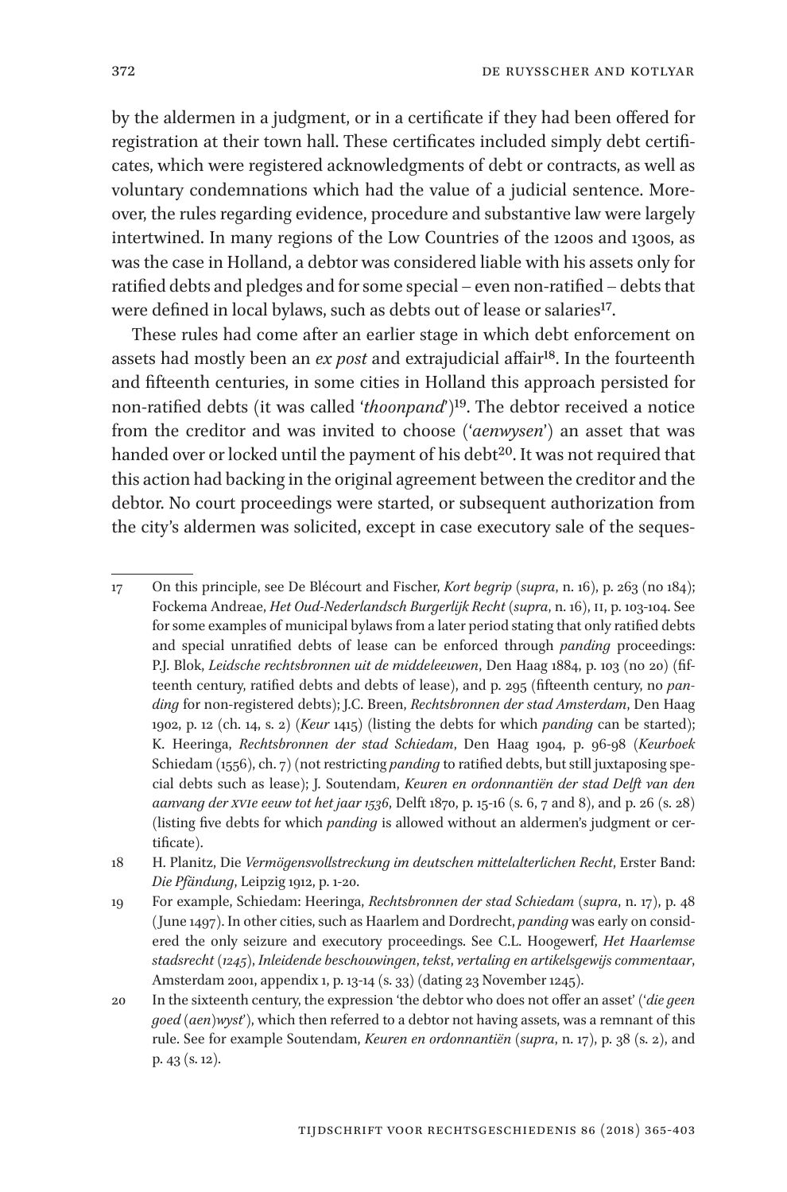by the aldermen in a judgment, or in a certificate if they had been offered for registration at their town hall. These certificates included simply debt certificates, which were registered acknowledgments of debt or contracts, as well as voluntary condemnations which had the value of a judicial sentence. Moreover, the rules regarding evidence, procedure and substantive law were largely intertwined. In many regions of the Low Countries of the 1200s and 1300s, as was the case in Holland, a debtor was considered liable with his assets only for ratified debts and pledges and for some special – even non-ratified – debts that were defined in local bylaws, such as debts out of lease or salaries[17].

These rules had come after an earlier stage in which debt enforcement on assets had mostly been an *ex post* and extrajudicial affair[18]. In the fourteenth and fifteenth centuries, in some cities in Holland this approach persisted for non-ratified debts (it was called '*thoonpand*')[19]. The debtor received a notice from the creditor and was invited to choose ('*aenwysen*') an asset that was handed over or locked until the payment of his debt[20]. It was not required that this action had backing in the original agreement between the creditor and the debtor. No court proceedings were started, or subsequent authorization from the city's aldermen was solicited, except in case executory sale of the seques-

---

17 On this principle, see De Blécourt and Fischer, *Kort begrip* (*supra*, n. 16), p. 263 (no 184); Fockema Andreae, *Het Oud-Nederlandsch Burgerlijk Recht* (*supra*, n. 16), II, p. 103-104. See for some examples of municipal bylaws from a later period stating that only ratified debts and special unratified debts of lease can be enforced through *panding* proceedings: P.J. Blok, *Leidsche rechtsbronnen uit de middeleeuwen*, Den Haag 1884, p. 103 (no 20) (fifteenth century, ratified debts and debts of lease), and p. 295 (fifteenth century, no *panding* for non-registered debts); J.C. Breen, *Rechtsbronnen der stad Amsterdam*, Den Haag 1902, p. 12 (ch. 14, s. 2) (*Keur* 1415) (listing the debts for which *panding* can be started); K. Heeringa, *Rechtsbronnen der stad Schiedam*, Den Haag 1904, p. 96-98 (*Keurboek* Schiedam (1556), ch. 7) (not restricting *panding* to ratified debts, but still juxtaposing special debts such as lease); J. Soutendam, *Keuren en ordonnantiën der stad Delft van den aanvang der XVIe eeuw tot het jaar 1536*, Delft 1870, p. 15-16 (s. 6, 7 and 8), and p. 26 (s. 28) (listing five debts for which *panding* is allowed without an aldermen's judgment or certificate).

18 H. Planitz, Die *Vermögensvollstreckung im deutschen mittelalterlichen Recht*, Erster Band: *Die Pfändung*, Leipzig 1912, p. 1-20.

19 For example, Schiedam: Heeringa, *Rechtsbronnen der stad Schiedam* (*supra*, n. 17), p. 48 (June 1497). In other cities, such as Haarlem and Dordrecht, *panding* was early on considered the only seizure and executory proceedings. See C.L. Hoogewerf, *Het Haarlemse stadsrecht (1245)*, *Inleidende beschouwingen, tekst, vertaling en artikelsgewijs commentaar*, Amsterdam 2001, appendix 1, p. 13-14 (s. 33) (dating 23 November 1245).

20 In the sixteenth century, the expression 'the debtor who does not offer an asset' ('*die geen goed* (*aen*)*wyst*'), which then referred to a debtor not having assets, was a remnant of this rule. See for example Soutendam, *Keuren en ordonnantiën* (*supra*, n. 17), p. 38 (s. 2), and p. 43 (s. 12).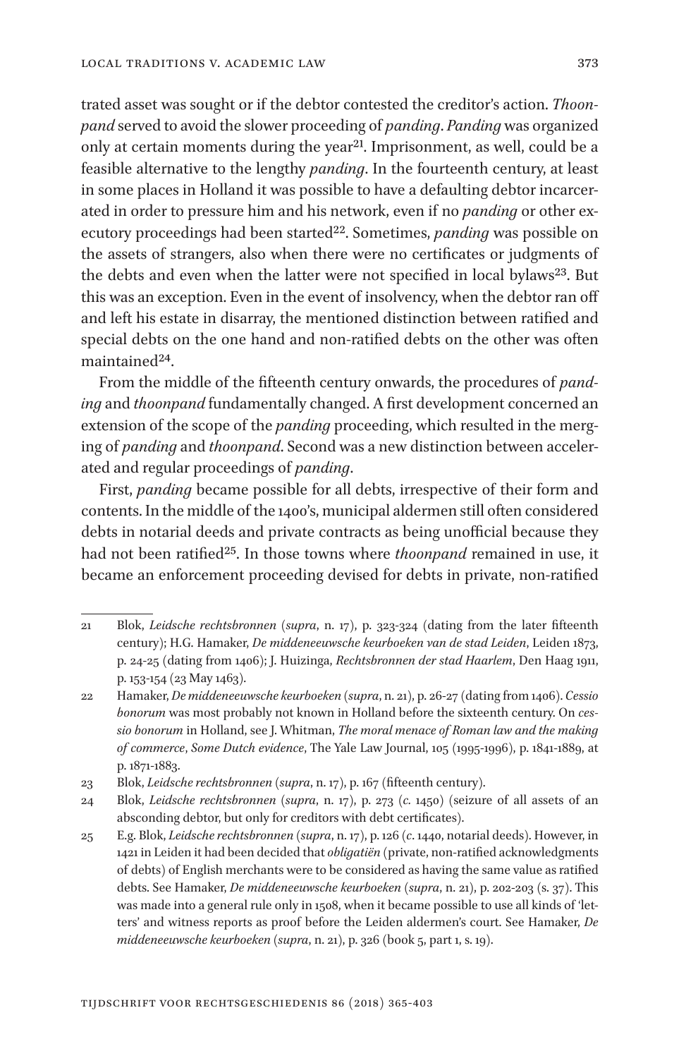trated asset was sought or if the debtor contested the creditor's action. *Thoonpand* served to avoid the slower proceeding of *panding*. *Panding* was organized only at certain moments during the year[21]. Imprisonment, as well, could be a feasible alternative to the lengthy *panding*. In the fourteenth century, at least in some places in Holland it was possible to have a defaulting debtor incarcerated in order to pressure him and his network, even if no *panding* or other executory proceedings had been started[22]. Sometimes, *panding* was possible on the assets of strangers, also when there were no certificates or judgments of the debts and even when the latter were not specified in local bylaws[23]. But this was an exception. Even in the event of insolvency, when the debtor ran off and left his estate in disarray, the mentioned distinction between ratified and special debts on the one hand and non-ratified debts on the other was often maintained[24].

From the middle of the fifteenth century onwards, the procedures of *panding* and *thoonpand* fundamentally changed. A first development concerned an extension of the scope of the *panding* proceeding, which resulted in the merging of *panding* and *thoonpand*. Second was a new distinction between accelerated and regular proceedings of *panding*.

First, *panding* became possible for all debts, irrespective of their form and contents. In the middle of the 1400's, municipal aldermen still often considered debts in notarial deeds and private contracts as being unofficial because they had not been ratified[25]. In those towns where *thoonpand* remained in use, it became an enforcement proceeding devised for debts in private, non-ratified

---

21 Blok, *Leidsche rechtsbronnen* (*supra*, n. 17), p. 323-324 (dating from the later fifteenth century); H.G. Hamaker, *De middeneeuwsche keurboeken van de stad Leiden*, Leiden 1873, p. 24-25 (dating from 1406); J. Huizinga, *Rechtsbronnen der stad Haarlem*, Den Haag 1911, p. 153-154 (23 May 1463).

22 Hamaker, *De middeneeuwsche keurboeken* (*supra*, n. 21), p. 26-27 (dating from 1406). *Cessio bonorum* was most probably not known in Holland before the sixteenth century. On *cessio bonorum* in Holland, see J. Whitman, *The moral menace of Roman law and the making of commerce*, *Some Dutch evidence*, The Yale Law Journal, 105 (1995-1996), p. 1841-1889, at p. 1871-1883.

23 Blok, *Leidsche rechtsbronnen* (*supra*, n. 17), p. 167 (fifteenth century).

24 Blok, *Leidsche rechtsbronnen* (*supra*, n. 17), p. 273 (*c*. 1450) (seizure of all assets of an absconding debtor, but only for creditors with debt certificates).

25 E.g. Blok, *Leidsche rechtsbronnen* (*supra*, n. 17), p. 126 (*c*. 1440, notarial deeds). However, in 1421 in Leiden it had been decided that *obligatiën* (private, non-ratified acknowledgments of debts) of English merchants were to be considered as having the same value as ratified debts. See Hamaker, *De middeneeuwsche keurboeken* (*supra*, n. 21), p. 202-203 (s. 37). This was made into a general rule only in 1508, when it became possible to use all kinds of 'letters' and witness reports as proof before the Leiden aldermen's court. See Hamaker, *De middeneeuwsche keurboeken* (*supra*, n. 21), p. 326 (book 5, part 1, s. 19).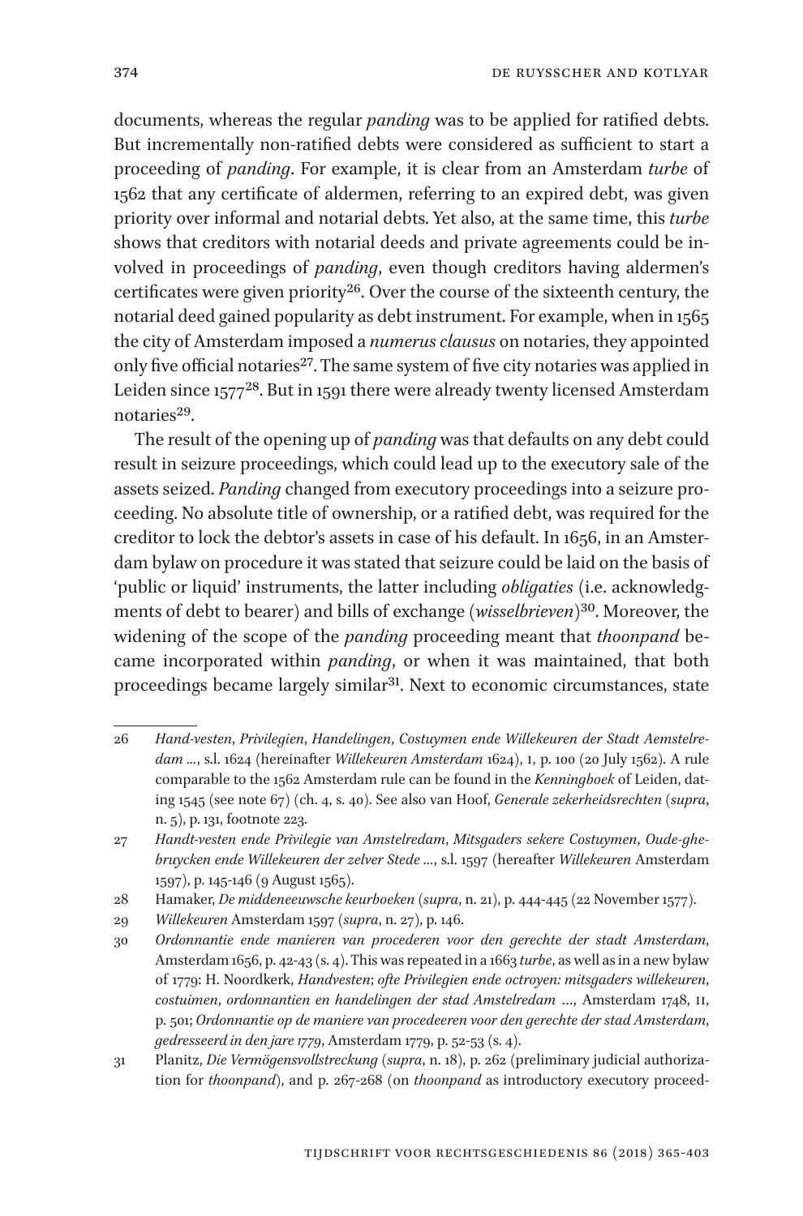documents, whereas the regular *panding* was to be applied for ratified debts. But incrementally non-ratified debts were considered as sufficient to start a proceeding of *panding*. For example, it is clear from an Amsterdam *turbe* of 1562 that any certificate of aldermen, referring to an expired debt, was given priority over informal and notarial debts. Yet also, at the same time, this *turbe* shows that creditors with notarial deeds and private agreements could be involved in proceedings of *panding*, even though creditors having aldermen's certificates were given priority[26]. Over the course of the sixteenth century, the notarial deed gained popularity as debt instrument. For example, when in 1565 the city of Amsterdam imposed a *numerus clausus* on notaries, they appointed only five official notaries[27]. The same system of five city notaries was applied in Leiden since 1577[28]. But in 1591 there were already twenty licensed Amsterdam notaries[29].

The result of the opening up of *panding* was that defaults on any debt could result in seizure proceedings, which could lead up to the executory sale of the assets seized. *Panding* changed from executory proceedings into a seizure proceeding. No absolute title of ownership, or a ratified debt, was required for the creditor to lock the debtor's assets in case of his default. In 1656, in an Amsterdam bylaw on procedure it was stated that seizure could be laid on the basis of 'public or liquid' instruments, the latter including *obligaties* (i.e. acknowledgments of debt to bearer) and bills of exchange (*wisselbrieven*)[30]. Moreover, the widening of the scope of the *panding* proceeding meant that *thoonpand* became incorporated within *panding*, or when it was maintained, that both proceedings became largely similar[31]. Next to economic circumstances, state

---

26 *Hand-vesten, Privilegien, Handelingen, Costuymen ende Willekeuren der Stadt Aemstelredam* ..., s.l. 1624 (hereinafter *Willekeuren Amsterdam* 1624), I, p. 100 (20 July 1562). A rule comparable to the 1562 Amsterdam rule can be found in the *Kenningboek* of Leiden, dating 1545 (see note 67) (ch. 4, s. 40). See also van Hoof, *Generale zekerheidsrechten* (*supra*, n. 5), p. 131, footnote 223.

27 *Handt-vesten ende Privilegie van Amstelredam, Mitsgaders sekere Costuymen, Oude-ghebruycken ende Willekeuren der zelver Stede* ..., s.l. 1597 (hereafter *Willekeuren* Amsterdam 1597), p. 145-146 (9 August 1565).

28 Hamaker, *De middeneeuwsche keurboeken* (*supra*, n. 21), p. 444-445 (22 November 1577).

29 *Willekeuren* Amsterdam 1597 (*supra*, n. 27), p. 146.

30 *Ordonnantie ende manieren van procederen voor den gerechte der stadt Amsterdam*, Amsterdam 1656, p. 42-43 (s. 4). This was repeated in a 1663 *turbe*, as well as in a new bylaw of 1779: H. Noordkerk, *Handvesten*; *ofte Privilegien ende octroyen: mitsgaders willekeuren, costuimen, ordonnantien en handelingen der stad Amstelredam* ..., Amsterdam 1748, II, p. 501; *Ordonnantie op de maniere van procedeeren voor den gerechte der stad Amsterdam, gedresseerd in den jare 1779*, Amsterdam 1779, p. 52-53 (s. 4).

31 Planitz, *Die Vermögensvollstreckung* (*supra*, n. 18), p. 262 (preliminary judicial authorization for *thoonpand*), and p. 267-268 (on *thoonpand* as introductory executory proceed-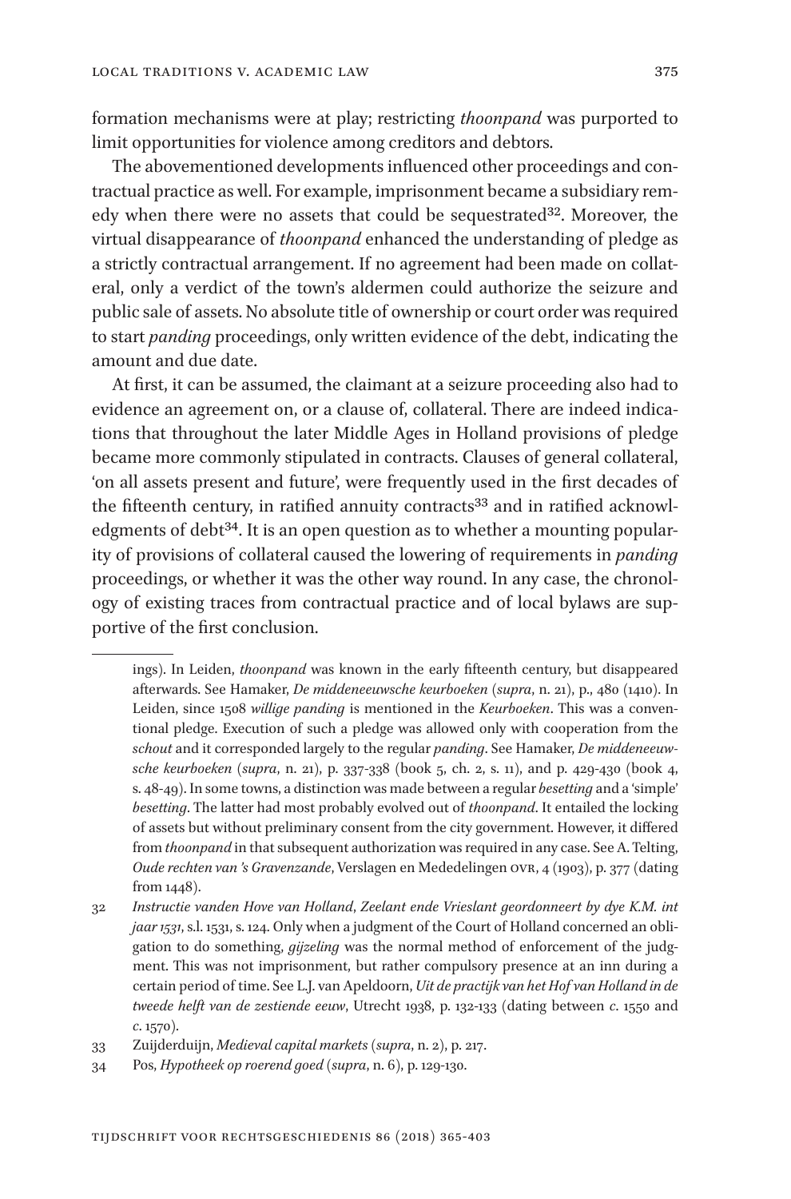formation mechanisms were at play; restricting *thoonpand* was purported to limit opportunities for violence among creditors and debtors.

The abovementioned developments influenced other proceedings and contractual practice as well. For example, imprisonment became a subsidiary remedy when there were no assets that could be sequestrated[32]. Moreover, the virtual disappearance of *thoonpand* enhanced the understanding of pledge as a strictly contractual arrangement. If no agreement had been made on collateral, only a verdict of the town's aldermen could authorize the seizure and public sale of assets. No absolute title of ownership or court order was required to start *panding* proceedings, only written evidence of the debt, indicating the amount and due date.

At first, it can be assumed, the claimant at a seizure proceeding also had to evidence an agreement on, or a clause of, collateral. There are indeed indications that throughout the later Middle Ages in Holland provisions of pledge became more commonly stipulated in contracts. Clauses of general collateral, 'on all assets present and future', were frequently used in the first decades of the fifteenth century, in ratified annuity contracts[33] and in ratified acknowledgments of debt[34]. It is an open question as to whether a mounting popularity of provisions of collateral caused the lowering of requirements in *panding* proceedings, or whether it was the other way round. In any case, the chronology of existing traces from contractual practice and of local bylaws are supportive of the first conclusion.

---

ings). In Leiden, *thoonpand* was known in the early fifteenth century, but disappeared afterwards. See Hamaker, *De middeneeuwsche keurboeken* (*supra*, n. 21), p., p. 480 (1410). In Leiden, since 1508 *willige panding* is mentioned in the *Keurboeken*. This was a conventional pledge. Execution of such a pledge was allowed only with cooperation from the *schout* and it corresponded largely to the regular *panding*. See Hamaker, *De middeneeuwsche keurboeken* (*supra*, n. 21), p. 337-338 (book 5, ch. 2, s. 11), and p. 429-430 (book 4, s. 48-49). In some towns, a distinction was made between a regular *besetting* and a 'simple' *besetting*. The latter had most probably evolved out of *thoonpand*. It entailed the locking of assets but without preliminary consent from the city government. However, it differed from *thoonpand* in that subsequent authorization was required in any case. See A. Telting, *Oude rechten van 's Gravenzande*, Verslagen en Mededelingen OVR, 4 (1903), p. 377 (dating from 1448).

32 *Instructie vanden Hove van Holland*, *Zeelant ende Vrieslant geordonneert by dye K.M. int jaar 1531*, s.l. 1531, s. 124. Only when a judgment of the Court of Holland concerned an obligation to do something, *gijzeling* was the normal method of enforcement of the judgment. This was not imprisonment, but rather compulsory presence at an inn during a certain period of time. See L.J. van Apeldoorn, *Uit de practijk van het Hof van Holland in de tweede helft van de zestiende eeuw*, Utrecht 1938, p. 132-133 (dating between *c.* 1550 and *c.* 1570).

33 Zuijderduijn, *Medieval capital markets* (*supra*, n. 2), p. 217.

34 Pos, *Hypotheek op roerend goed* (*supra*, n. 6), p. 129-130.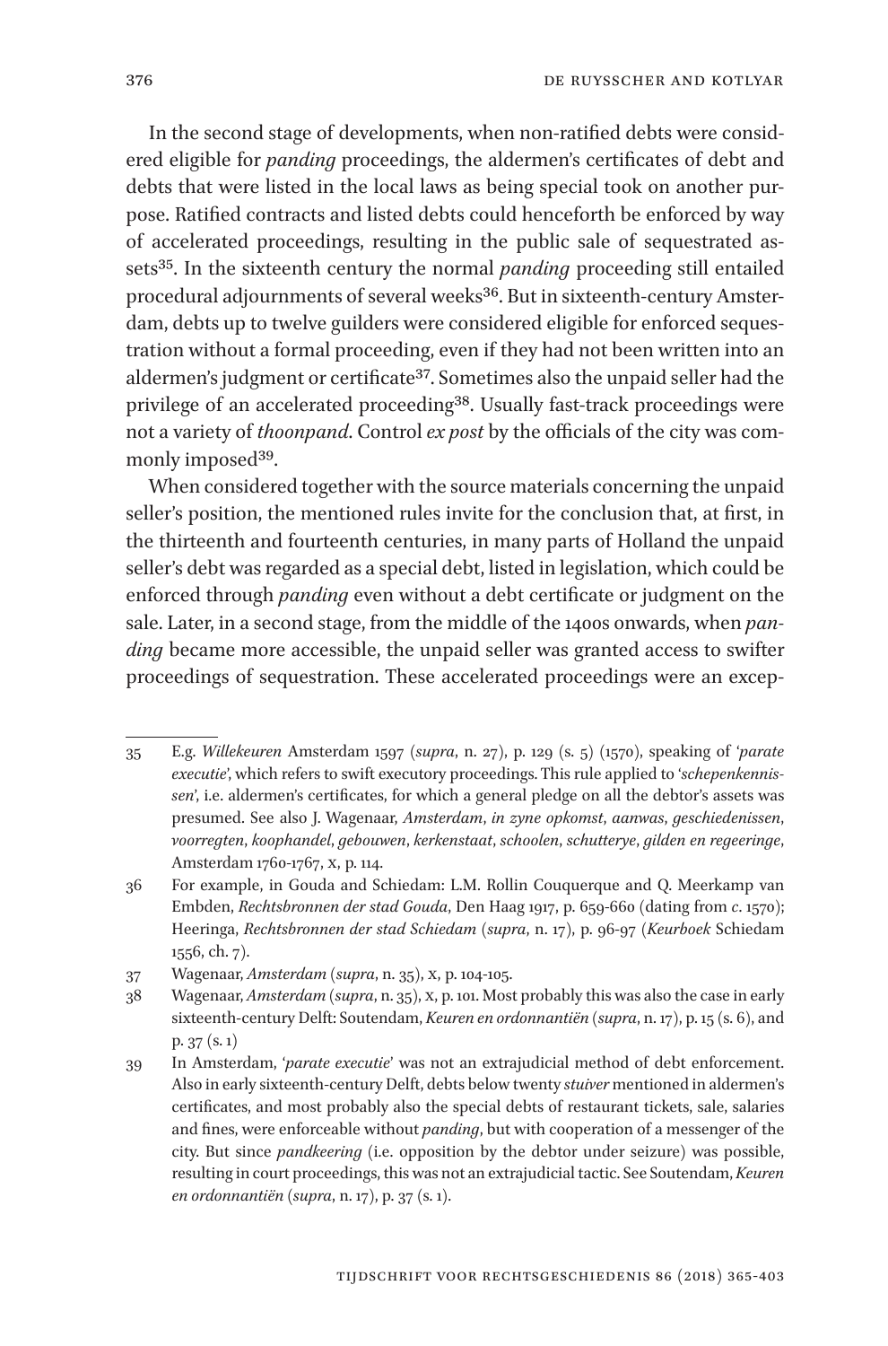In the second stage of developments, when non-ratified debts were considered eligible for *panding* proceedings, the aldermen's certificates of debt and debts that were listed in the local laws as being special took on another purpose. Ratified contracts and listed debts could henceforth be enforced by way of accelerated proceedings, resulting in the public sale of sequestrated assets[35]. In the sixteenth century the normal *panding* proceeding still entailed procedural adjournments of several weeks[36]. But in sixteenth-century Amsterdam, debts up to twelve guilders were considered eligible for enforced sequestration without a formal proceeding, even if they had not been written into an aldermen's judgment or certificate[37]. Sometimes also the unpaid seller had the privilege of an accelerated proceeding[38]. Usually fast-track proceedings were not a variety of *thoonpand*. Control *ex post* by the officials of the city was commonly imposed[39].

When considered together with the source materials concerning the unpaid seller's position, the mentioned rules invite for the conclusion that, at first, in the thirteenth and fourteenth centuries, in many parts of Holland the unpaid seller's debt was regarded as a special debt, listed in legislation, which could be enforced through *panding* even without a debt certificate or judgment on the sale. Later, in a second stage, from the middle of the 1400s onwards, when *panding* became more accessible, the unpaid seller was granted access to swifter proceedings of sequestration. These accelerated proceedings were an excep-

---

35 E.g. *Willekeuren* Amsterdam 1597 (*supra*, n. 27), p. 129 (s. 5) (1570), speaking of '*parate executie*', which refers to swift executory proceedings. This rule applied to '*schepenkennissen*', i.e. aldermen's certificates, for which a general pledge on all the debtor's assets was presumed. See also J. Wagenaar, *Amsterdam, in zyne opkomst, aanwas, geschiedenissen, voorregten, koophandel, gebouwen, kerkenstaat, schoolen, schutterye, gilden en regeeringe*, Amsterdam 1760-1767, x, p. 114.

36 For example, in Gouda and Schiedam: L.M. Rollin Couquerque and Q. Meerkamp van Embden, *Rechtsbronnen der stad Gouda*, Den Haag 1917, p. 659-660 (dating from *c.* 1570); Heeringa, *Rechtsbronnen der stad Schiedam* (*supra*, n. 17), p. 96-97 (*Keurboek* Schiedam 1556, ch. 7).

37 Wagenaar, *Amsterdam* (*supra*, n. 35), x, p. 104-105.

38 Wagenaar, *Amsterdam* (*supra*, n. 35), x, p. 101. Most probably this was also the case in early sixteenth-century Delft: Soutendam, *Keuren en ordonnantiën* (*supra*, n. 17), p. 15 (s. 6), and p. 37 (s. 1)

39 In Amsterdam, '*parate executie*' was not an extrajudicial method of debt enforcement. Also in early sixteenth-century Delft, debts below twenty *stuiver* mentioned in aldermen's certificates, and most probably also the special debts of restaurant tickets, sale, salaries and fines, were enforceable without *panding*, but with cooperation of a messenger of the city. But since *pandkeering* (i.e. opposition by the debtor under seizure) was possible, resulting in court proceedings, this was not an extrajudicial tactic. See Soutendam, *Keuren en ordonnantiën* (*supra*, n. 17), p. 37 (s. 1).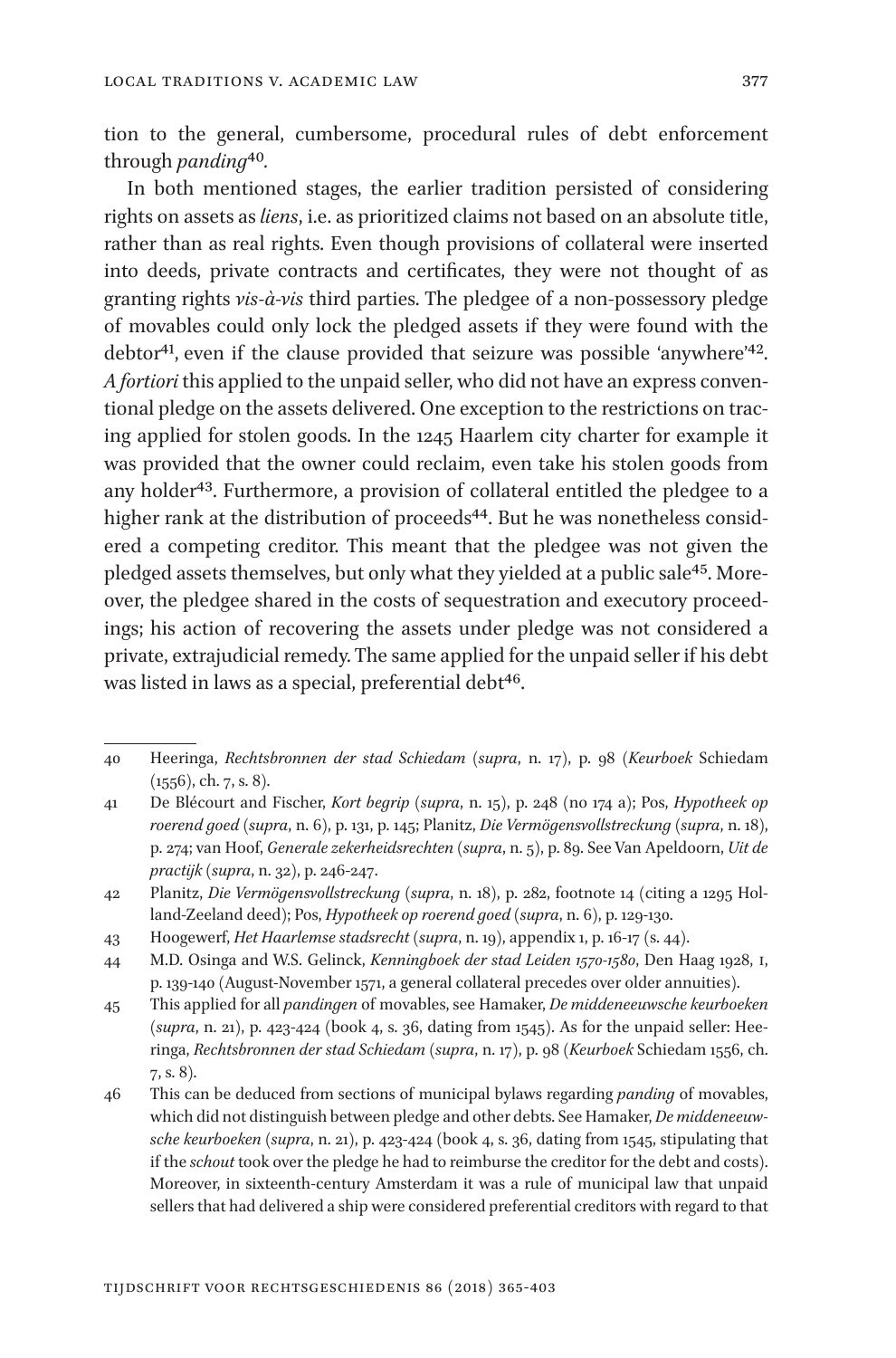tion to the general, cumbersome, procedural rules of debt enforcement through *panding*[40].

In both mentioned stages, the earlier tradition persisted of considering rights on assets as *liens*, i.e. as prioritized claims not based on an absolute title, rather than as real rights. Even though provisions of collateral were inserted into deeds, private contracts and certificates, they were not thought of as granting rights *vis-à-vis* third parties. The pledgee of a non-possessory pledge of movables could only lock the pledged assets if they were found with the debtor[41], even if the clause provided that seizure was possible 'anywhere'[42]. *A fortiori* this applied to the unpaid seller, who did not have an express conventional pledge on the assets delivered. One exception to the restrictions on tracing applied for stolen goods. In the 1245 Haarlem city charter for example it was provided that the owner could reclaim, even take his stolen goods from any holder[43]. Furthermore, a provision of collateral entitled the pledgee to a higher rank at the distribution of proceeds[44]. But he was nonetheless considered a competing creditor. This meant that the pledgee was not given the pledged assets themselves, but only what they yielded at a public sale[45]. Moreover, the pledgee shared in the costs of sequestration and executory proceedings; his action of recovering the assets under pledge was not considered a private, extrajudicial remedy. The same applied for the unpaid seller if his debt was listed in laws as a special, preferential debt[46].

---

40 Heeringa, *Rechtsbronnen der stad Schiedam* (*supra*, n. 17), p. 98 (*Keurboek* Schiedam (1556), ch. 7, s. 8).

41 De Blécourt and Fischer, *Kort begrip* (*supra*, n. 15), p. 248 (no 174 a); Pos, *Hypotheek op roerend goed* (*supra*, n. 6), p. 131, p. 145; Planitz, *Die Vermögensvollstreckung* (*supra*, n. 18), p. 274; van Hoof, *Generale zekerheidsrechten* (*supra*, n. 5), p. 89. See Van Apeldoorn, *Uit de practijk* (*supra*, n. 32), p. 246-247.

42 Planitz, *Die Vermögensvollstreckung* (*supra*, n. 18), p. 282, footnote 14 (citing a 1295 Holland-Zeeland deed); Pos, *Hypotheek op roerend goed* (*supra*, n. 6), p. 129-130.

43 Hoogewerf, *Het Haarlemse stadsrecht* (*supra*, n. 19), appendix 1, p. 16-17 (s. 44).

44 M.D. Osinga and W.S. Gelinck, *Kenningboek der stad Leiden 1570-1580*, Den Haag 1928, I, p. 139-140 (August-November 1571, a general collateral precedes over older annuities).

45 This applied for all *pandingen* of movables, see Hamaker, *De middeneeuwsche keurboeken* (*supra*, n. 21), p. 423-424 (book 4, s. 36, dating from 1545). As for the unpaid seller: Heeringa, *Rechtsbronnen der stad Schiedam* (*supra*, n. 17), p. 98 (*Keurboek* Schiedam 1556, ch. 7, s. 8).

46 This can be deduced from sections of municipal bylaws regarding *panding* of movables, which did not distinguish between pledge and other debts. See Hamaker, *De middeneeuwsche keurboeken* (*supra*, n. 21), p. 423-424 (book 4, s. 36, dating from 1545, stipulating that if the *schout* took over the pledge he had to reimburse the creditor for the debt and costs). Moreover, in sixteenth-century Amsterdam it was a rule of municipal law that unpaid sellers that had delivered a ship were considered preferential creditors with regard to that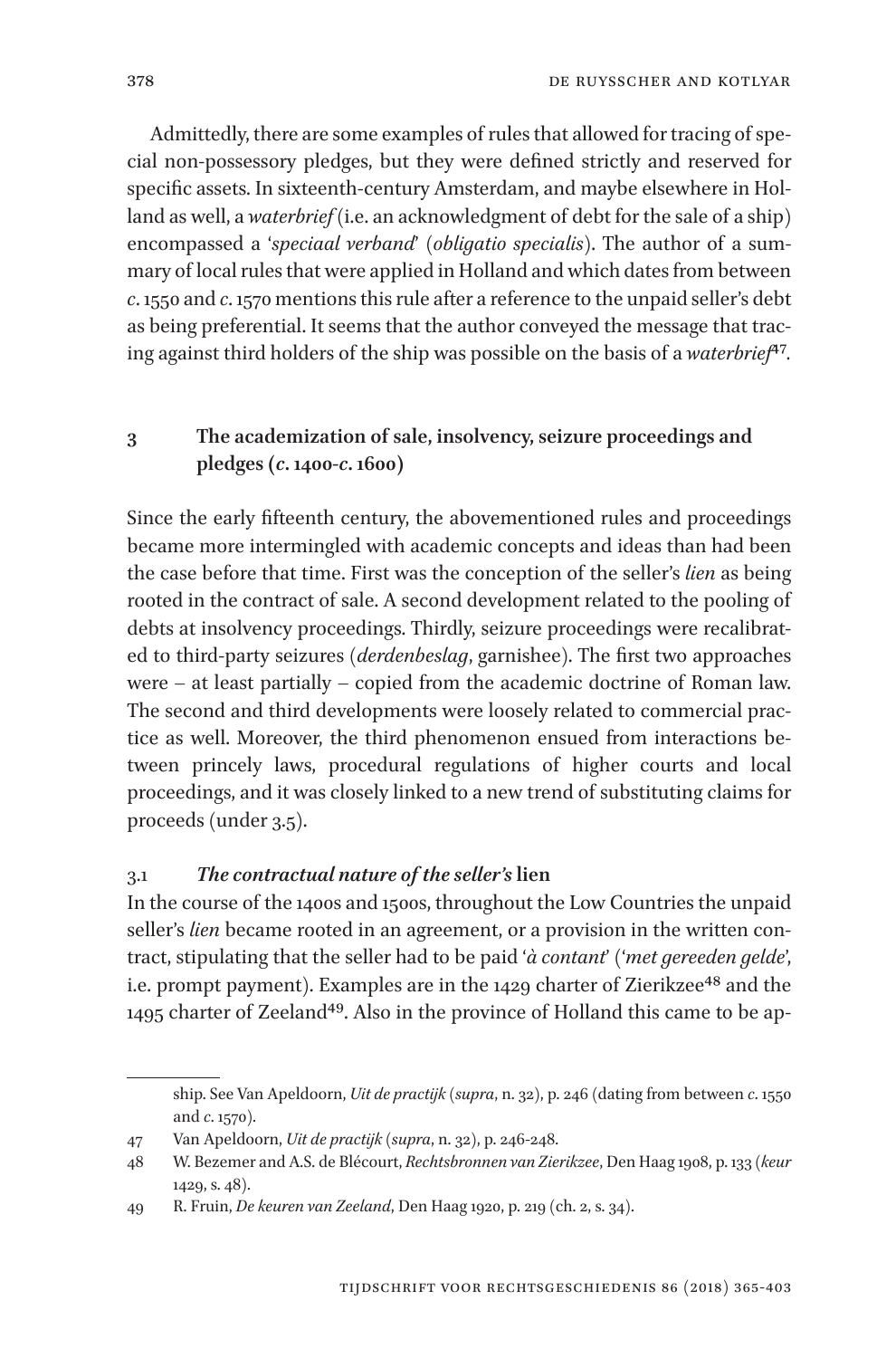Admittedly, there are some examples of rules that allowed for tracing of special non-possessory pledges, but they were defined strictly and reserved for specific assets. In sixteenth-century Amsterdam, and maybe elsewhere in Holland as well, a *waterbrief* (i.e. an acknowledgment of debt for the sale of a ship) encompassed a '*speciaal verband*' (*obligatio specialis*). The author of a summary of local rules that were applied in Holland and which dates from between *c.* 1550 and *c.* 1570 mentions this rule after a reference to the unpaid seller's debt as being preferential. It seems that the author conveyed the message that tracing against third holders of the ship was possible on the basis of a *waterbrief*[47].

## 3 The academization of sale, insolvency, seizure proceedings and pledges (*c.* 1400-*c.* 1600)

Since the early fifteenth century, the abovementioned rules and proceedings became more intermingled with academic concepts and ideas than had been the case before that time. First was the conception of the seller's *lien* as being rooted in the contract of sale. A second development related to the pooling of debts at insolvency proceedings. Thirdly, seizure proceedings were recalibrated to third-party seizures (*derdenbeslag*, garnishee). The first two approaches were – at least partially – copied from the academic doctrine of Roman law. The second and third developments were loosely related to commercial practice as well. Moreover, the third phenomenon ensued from interactions between princely laws, procedural regulations of higher courts and local proceedings, and it was closely linked to a new trend of substituting claims for proceeds (under 3.5).

### 3.1 *The contractual nature of the seller's* lien

In the course of the 1400s and 1500s, throughout the Low Countries the unpaid seller's *lien* became rooted in an agreement, or a provision in the written contract, stipulating that the seller had to be paid '*à contant*' ('*met gereeden gelde*', i.e. prompt payment). Examples are in the 1429 charter of Zierikzee[48] and the 1495 charter of Zeeland[49]. Also in the province of Holland this came to be ap-

---

ship. See Van Apeldoorn, *Uit de practijk* (*supra*, n. 32), p. 246 (dating from between *c.* 1550 and *c.* 1570).

47 Van Apeldoorn, *Uit de practijk* (*supra*, n. 32), p. 246-248.

48 W. Bezemer and A.S. de Blécourt, *Rechtsbronnen van Zierikzee*, Den Haag 1908, p. 133 (*keur* 1429, s. 48).

49 R. Fruin, *De keuren van Zeeland*, Den Haag 1920, p. 219 (ch. 2, s. 34).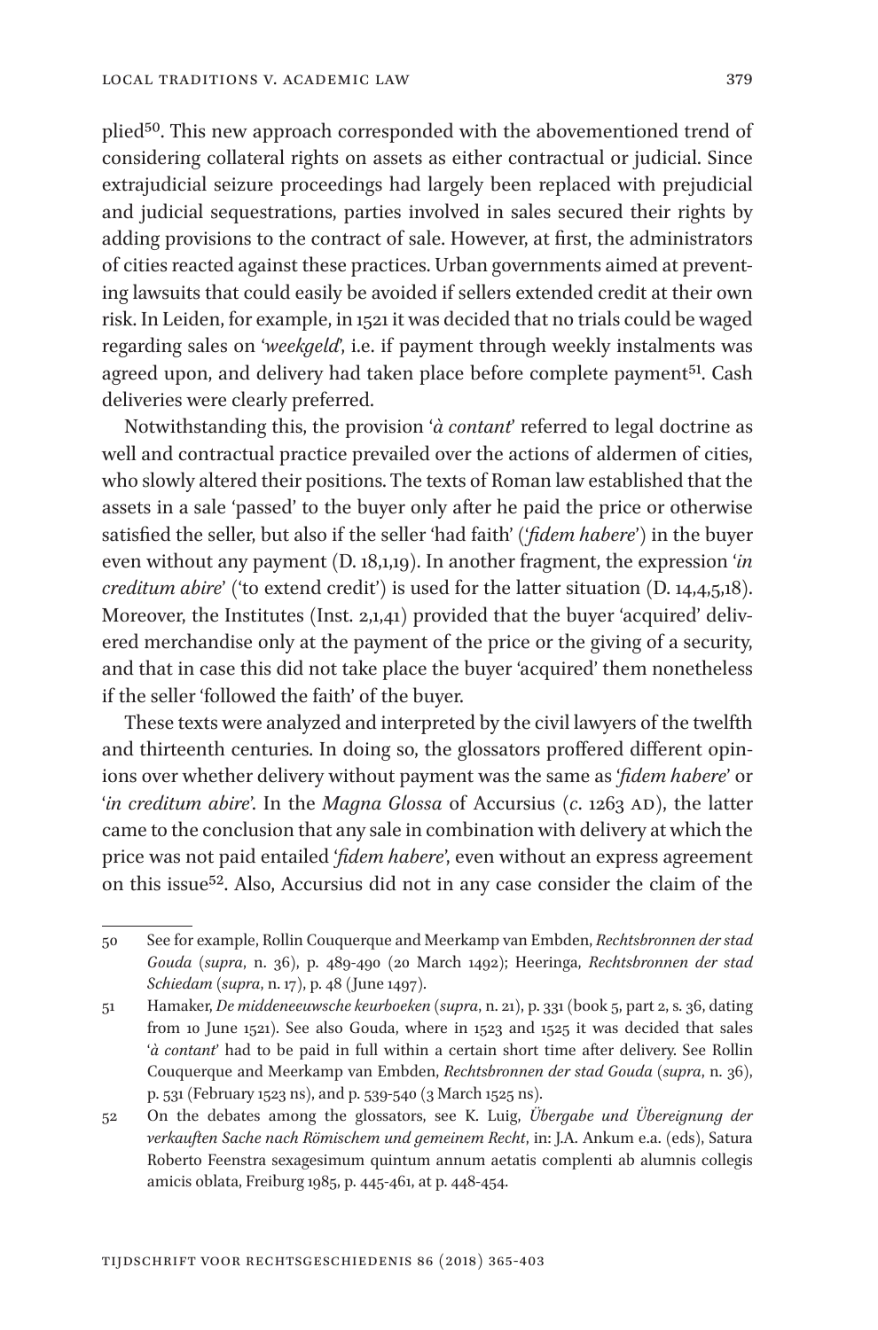plied[50]. This new approach corresponded with the abovementioned trend of considering collateral rights on assets as either contractual or judicial. Since extrajudicial seizure proceedings had largely been replaced with prejudicial and judicial sequestrations, parties involved in sales secured their rights by adding provisions to the contract of sale. However, at first, the administrators of cities reacted against these practices. Urban governments aimed at preventing lawsuits that could easily be avoided if sellers extended credit at their own risk. In Leiden, for example, in 1521 it was decided that no trials could be waged regarding sales on '*weekgeld*', i.e. if payment through weekly instalments was agreed upon, and delivery had taken place before complete payment[51]. Cash deliveries were clearly preferred.

Notwithstanding this, the provision '*à contant*' referred to legal doctrine as well and contractual practice prevailed over the actions of aldermen of cities, who slowly altered their positions. The texts of Roman law established that the assets in a sale 'passed' to the buyer only after he paid the price or otherwise satisfied the seller, but also if the seller 'had faith' ('*fidem habere*') in the buyer even without any payment (D. 18,1,19). In another fragment, the expression '*in creditum abire*' ('to extend credit') is used for the latter situation (D. 14,4,5,18). Moreover, the Institutes (Inst. 2,1,41) provided that the buyer 'acquired' delivered merchandise only at the payment of the price or the giving of a security, and that in case this did not take place the buyer 'acquired' them nonetheless if the seller 'followed the faith' of the buyer.

These texts were analyzed and interpreted by the civil lawyers of the twelfth and thirteenth centuries. In doing so, the glossators proffered different opinions over whether delivery without payment was the same as '*fidem habere*' or '*in creditum abire*'. In the *Magna Glossa* of Accursius (*c*. 1263 AD), the latter came to the conclusion that any sale in combination with delivery at which the price was not paid entailed '*fidem habere*', even without an express agreement on this issue[52]. Also, Accursius did not in any case consider the claim of the

---

50 See for example, Rollin Couquerque and Meerkamp van Embden, *Rechtsbronnen der stad Gouda* (*supra*, n. 36), p. 489-490 (20 March 1492); Heeringa, *Rechtsbronnen der stad Schiedam* (*supra*, n. 17), p. 48 (June 1497).

51 Hamaker, *De middeneeuwsche keurboeken* (*supra*, n. 21), p. 331 (book 5, part 2, s. 36, dating from 10 June 1521). See also Gouda, where in 1523 and 1525 it was decided that sales '*à contant*' had to be paid in full within a certain short time after delivery. See Rollin Couquerque and Meerkamp van Embden, *Rechtsbronnen der stad Gouda* (*supra*, n. 36), p. 531 (February 1523 ns), and p. 539-540 (3 March 1525 ns).

52 On the debates among the glossators, see K. Luig, *Übergabe und Übereignung der verkauften Sache nach Römischem und gemeinem Recht*, in: J.A. Ankum e.a. (eds), Satura Roberto Feenstra sexagesimum quintum annum aetatis complenti ab alumnis collegis amicis oblata, Freiburg 1985, p. 445-461, at p. 448-454.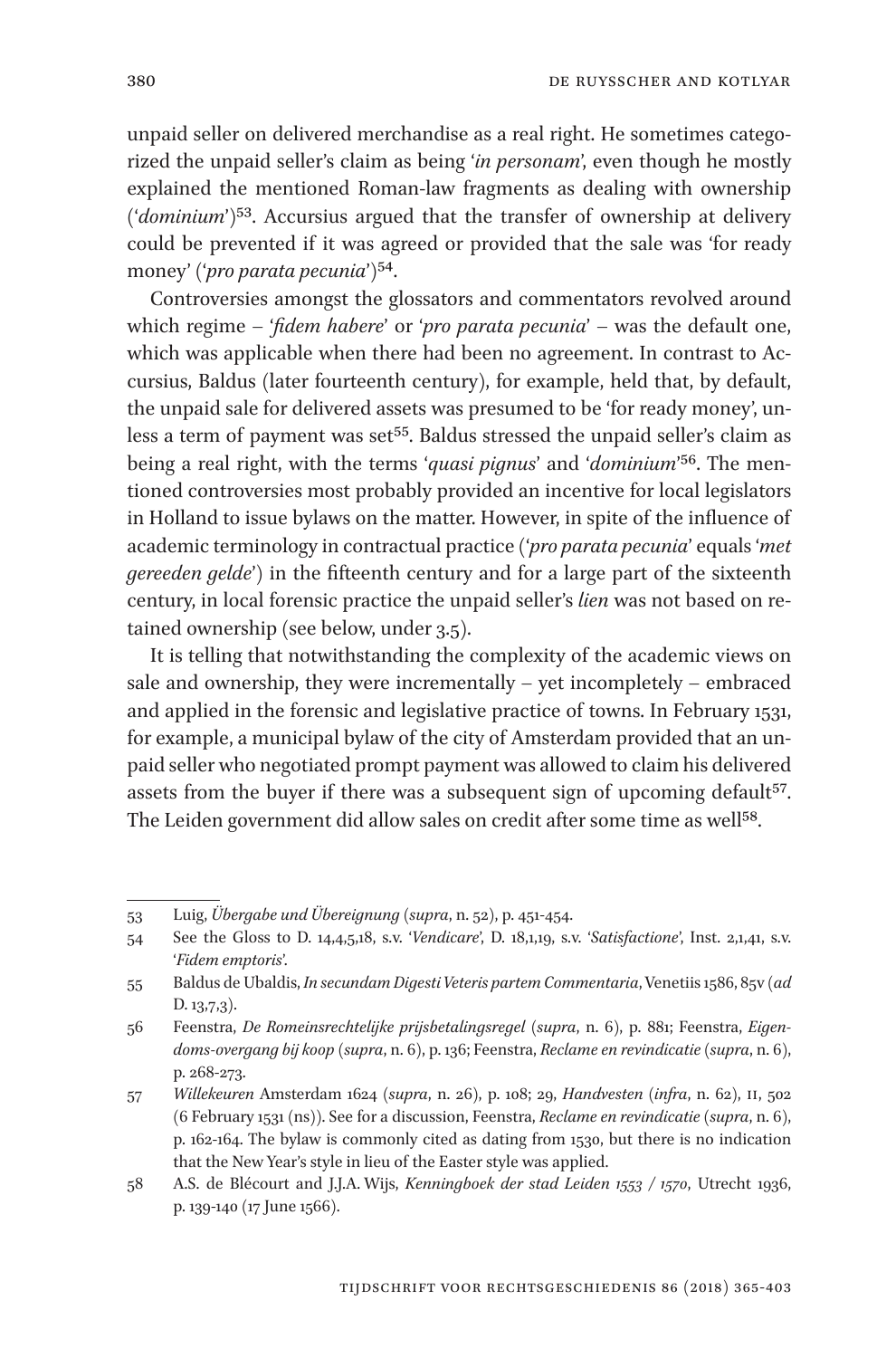unpaid seller on delivered merchandise as a real right. He sometimes categorized the unpaid seller's claim as being '*in personam*', even though he mostly explained the mentioned Roman-law fragments as dealing with ownership ('*dominium*')[53]. Accursius argued that the transfer of ownership at delivery could be prevented if it was agreed or provided that the sale was 'for ready money' ('*pro parata pecunia*')[54].

Controversies amongst the glossators and commentators revolved around which regime – '*fidem habere*' or '*pro parata pecunia*' – was the default one, which was applicable when there had been no agreement. In contrast to Accursius, Baldus (later fourteenth century), for example, held that, by default, the unpaid sale for delivered assets was presumed to be 'for ready money', unless a term of payment was set[55]. Baldus stressed the unpaid seller's claim as being a real right, with the terms '*quasi pignus*' and '*dominium*'[56]. The mentioned controversies most probably provided an incentive for local legislators in Holland to issue bylaws on the matter. However, in spite of the influence of academic terminology in contractual practice ('*pro parata pecunia*' equals '*met gereeden gelde*') in the fifteenth century and for a large part of the sixteenth century, in local forensic practice the unpaid seller's *lien* was not based on retained ownership (see below, under 3.5).

It is telling that notwithstanding the complexity of the academic views on sale and ownership, they were incrementally – yet incompletely – embraced and applied in the forensic and legislative practice of towns. In February 1531, for example, a municipal bylaw of the city of Amsterdam provided that an unpaid seller who negotiated prompt payment was allowed to claim his delivered assets from the buyer if there was a subsequent sign of upcoming default[57]. The Leiden government did allow sales on credit after some time as well[58].

---

53 Luig, *Übergabe und Übereignung* (*supra*, n. 52), p. 451-454.

54 See the Gloss to D. 14,4,5,18, s.v. '*Vendicare*', D. 18,1,19, s.v. '*Satisfactione*', Inst. 2,1,41, s.v. '*Fidem emptoris*'.

55 Baldus de Ubaldis, *In secundam Digesti Veteris partem Commentaria*, Venetiis 1586, 85v (*ad* D. 13,7,3).

56 Feenstra, *De Romeinsrechtelijke prijsbetalingsregel* (*supra*, n. 6), p. 881; Feenstra, *Eigendoms-overgang bij koop* (*supra*, n. 6), p. 136; Feenstra, *Reclame en revindicatie* (*supra*, n. 6), p. 268-273.

57 *Willekeuren* Amsterdam 1624 (*supra*, n. 26), p. 108; 29, *Handvesten* (*infra*, n. 62), II, 502 (6 February 1531 (ns)). See for a discussion, Feenstra, *Reclame en revindicatie* (*supra*, n. 6), p. 162-164. The bylaw is commonly cited as dating from 1530, but there is no indication that the New Year's style in lieu of the Easter style was applied.

58 A.S. de Blécourt and J.J.A. Wijs, *Kenningboek der stad Leiden 1553 / 1570*, Utrecht 1936, p. 139-140 (17 June 1566).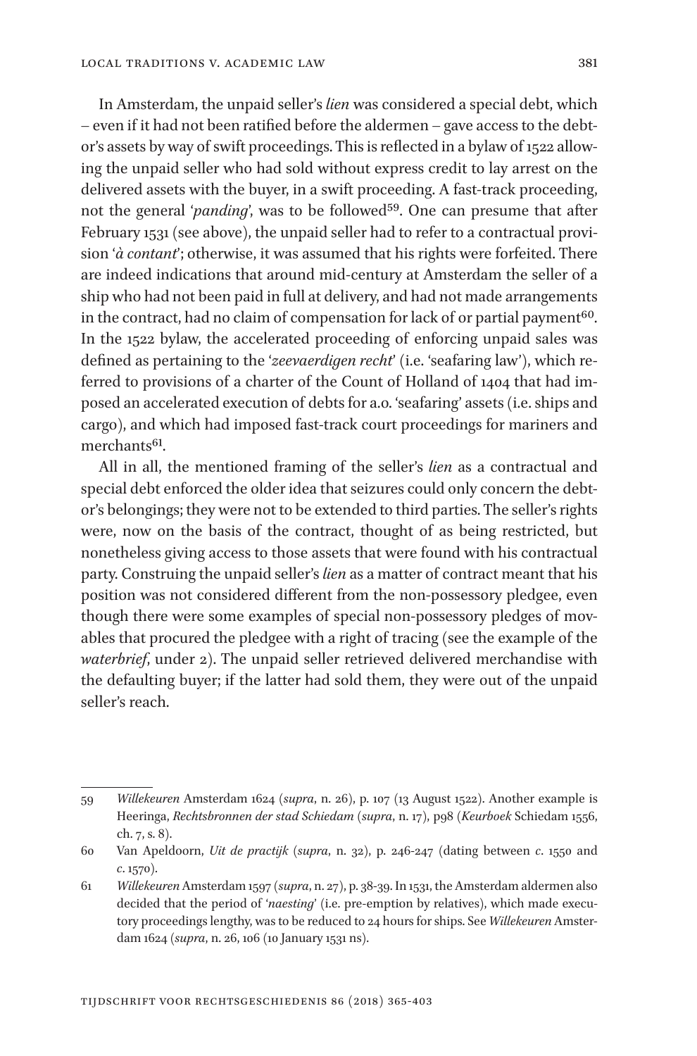In Amsterdam, the unpaid seller's *lien* was considered a special debt, which – even if it had not been ratified before the aldermen – gave access to the debtor's assets by way of swift proceedings. This is reflected in a bylaw of 1522 allowing the unpaid seller who had sold without express credit to lay arrest on the delivered assets with the buyer, in a swift proceeding. A fast-track proceeding, not the general '*panding*', was to be followed[59]. One can presume that after February 1531 (see above), the unpaid seller had to refer to a contractual provision '*à contant*'; otherwise, it was assumed that his rights were forfeited. There are indeed indications that around mid-century at Amsterdam the seller of a ship who had not been paid in full at delivery, and had not made arrangements in the contract, had no claim of compensation for lack of or partial payment[60]. In the 1522 bylaw, the accelerated proceeding of enforcing unpaid sales was defined as pertaining to the '*zeevaerdigen recht*' (i.e. 'seafaring law'), which referred to provisions of a charter of the Count of Holland of 1404 that had imposed an accelerated execution of debts for a.o. 'seafaring' assets (i.e. ships and cargo), and which had imposed fast-track court proceedings for mariners and merchants[61].

All in all, the mentioned framing of the seller's *lien* as a contractual and special debt enforced the older idea that seizures could only concern the debtor's belongings; they were not to be extended to third parties. The seller's rights were, now on the basis of the contract, thought of as being restricted, but nonetheless giving access to those assets that were found with his contractual party. Construing the unpaid seller's *lien* as a matter of contract meant that his position was not considered different from the non-possessory pledgee, even though there were some examples of special non-possessory pledges of movables that procured the pledgee with a right of tracing (see the example of the *waterbrief*, under 2). The unpaid seller retrieved delivered merchandise with the defaulting buyer; if the latter had sold them, they were out of the unpaid seller's reach.

---

59 *Willekeuren* Amsterdam 1624 (*supra*, n. 26), p. 107 (13 August 1522). Another example is Heeringa, *Rechtsbronnen der stad Schiedam* (*supra*, n. 17), p98 (*Keurboek* Schiedam 1556, ch. 7, s. 8).

60 Van Apeldoorn, *Uit de practijk* (*supra*, n. 32), p. 246-247 (dating between *c*. 1550 and *c*. 1570).

61 *Willekeuren* Amsterdam 1597 (*supra*, n. 27), p. 38-39. In 1531, the Amsterdam aldermen also decided that the period of '*naesting*' (i.e. pre-emption by relatives), which made executory proceedings lengthy, was to be reduced to 24 hours for ships. See *Willekeuren* Amsterdam 1624 (*supra*, n. 26, 106 (10 January 1531 ns).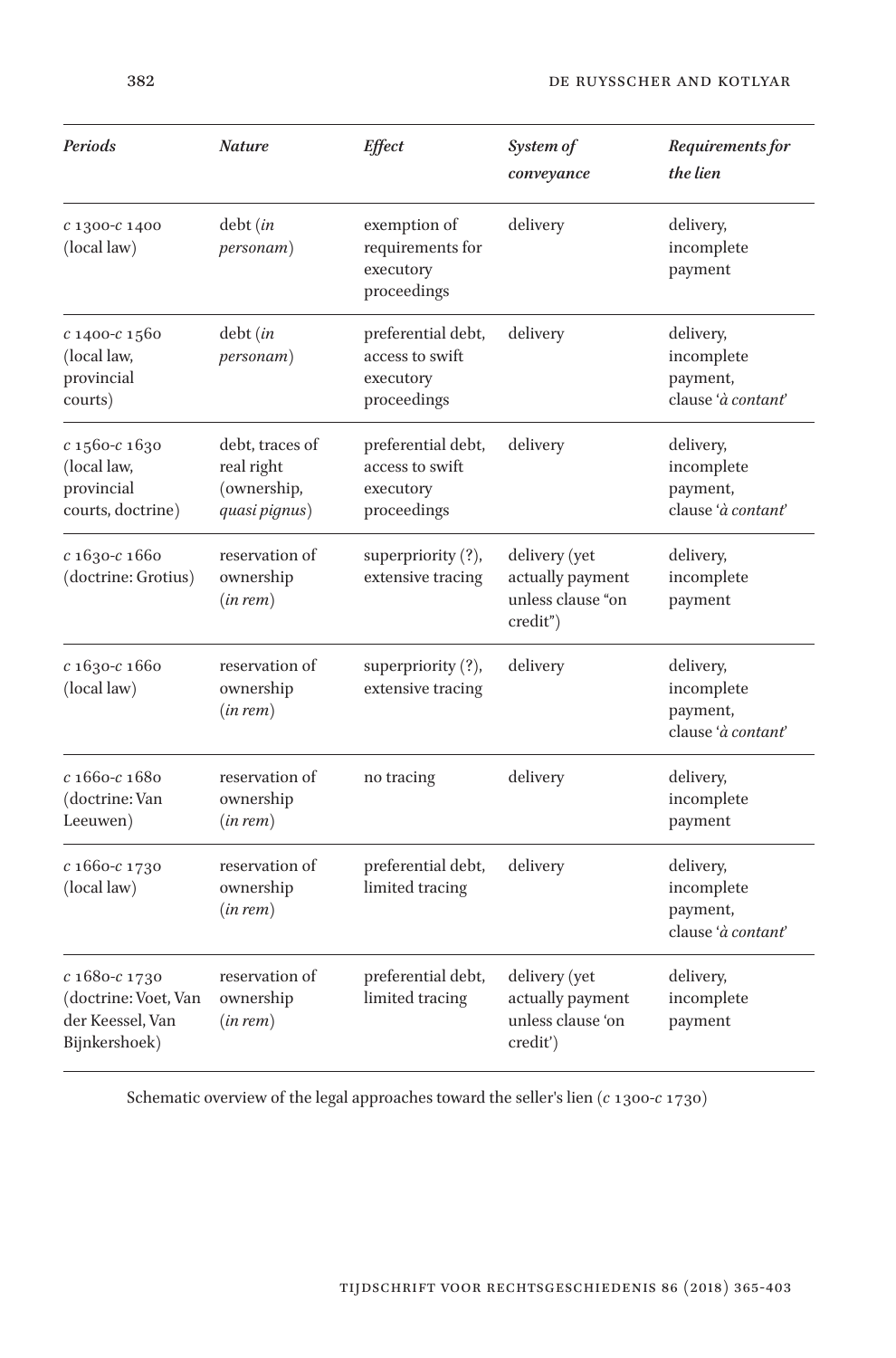| *Periods* | *Nature* | *Effect* | *System of conveyance* | *Requirements for the lien* |
|---|---|---|---|---|
| *c* 1300-*c* 1400 (local law) | debt (*in personam*) | exemption of requirements for executory proceedings | delivery | delivery, incomplete payment |
| *c* 1400-*c* 1560 (local law, provincial courts) | debt (*in personam*) | preferential debt, access to swift executory proceedings | delivery | delivery, incomplete payment, clause '*à contant*' |
| *c* 1560-*c* 1630 (local law, provincial courts, doctrine) | debt, traces of real right (ownership, *quasi pignus*) | preferential debt, access to swift executory proceedings | delivery | delivery, incomplete payment, clause '*à contant*' |
| *c* 1630-*c* 1660 (doctrine: Grotius) | reservation of ownership (*in rem*) | superpriority (?), extensive tracing | delivery (yet actually payment unless clause "on credit") | delivery, incomplete payment |
| *c* 1630-*c* 1660 (local law) | reservation of ownership (*in rem*) | superpriority (?), extensive tracing | delivery | delivery, incomplete payment, clause '*à contant*' |
| *c* 1660-*c* 1680 (doctrine: Van Leeuwen) | reservation of ownership (*in rem*) | no tracing | delivery | delivery, incomplete payment |
| *c* 1660-*c* 1730 (local law) | reservation of ownership (*in rem*) | preferential debt, limited tracing | delivery | delivery, incomplete payment, clause '*à contant*' |
| *c* 1680-*c* 1730 (doctrine: Voet, Van der Keessel, Van Bijnkershoek) | reservation of ownership (*in rem*) | preferential debt, limited tracing | delivery (yet actually payment unless clause 'on credit') | delivery, incomplete payment |

Schematic overview of the legal approaches toward the seller's lien (*c* 1300-*c* 1730)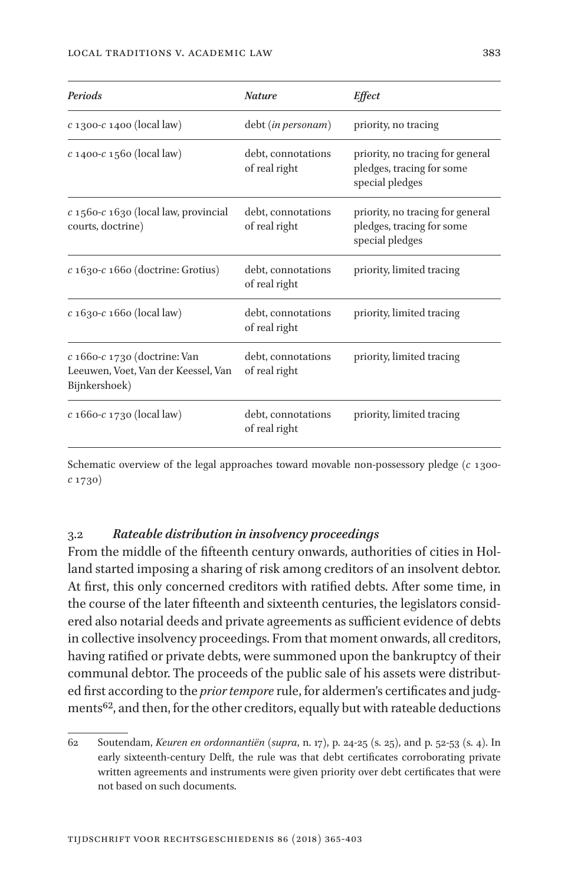| *Periods* | *Nature* | *Effect* |
|---|---|---|
| *c* 1300-*c* 1400 (local law) | debt (*in personam*) | priority, no tracing |
| *c* 1400-*c* 1560 (local law) | debt, connotations of real right | priority, no tracing for general pledges, tracing for some special pledges |
| *c* 1560-*c* 1630 (local law, provincial courts, doctrine) | debt, connotations of real right | priority, no tracing for general pledges, tracing for some special pledges |
| *c* 1630-*c* 1660 (doctrine: Grotius) | debt, connotations of real right | priority, limited tracing |
| *c* 1630-*c* 1660 (local law) | debt, connotations of real right | priority, limited tracing |
| *c* 1660-*c* 1730 (doctrine: Van Leeuwen, Voet, Van der Keessel, Van Bijnkershoek) | debt, connotations of real right | priority, limited tracing |
| *c* 1660-*c* 1730 (local law) | debt, connotations of real right | priority, limited tracing |

Schematic overview of the legal approaches toward movable non-possessory pledge (*c* 1300-*c* 1730)

### 3.2 *Rateable distribution in insolvency proceedings*

From the middle of the fifteenth century onwards, authorities of cities in Holland started imposing a sharing of risk among creditors of an insolvent debtor. At first, this only concerned creditors with ratified debts. After some time, in the course of the later fifteenth and sixteenth centuries, the legislators considered also notarial deeds and private agreements as sufficient evidence of debts in collective insolvency proceedings. From that moment onwards, all creditors, having ratified or private debts, were summoned upon the bankruptcy of their communal debtor. The proceeds of the public sale of his assets were distributed first according to the *prior tempore* rule, for aldermen's certificates and judgments[62], and then, for the other creditors, equally but with rateable deductions

62 Soutendam, *Keuren en ordonnantiën* (*supra*, n. 17), p. 24-25 (s. 25), and p. 52-53 (s. 4). In early sixteenth-century Delft, the rule was that debt certificates corroborating private written agreements and instruments were given priority over debt certificates that were not based on such documents.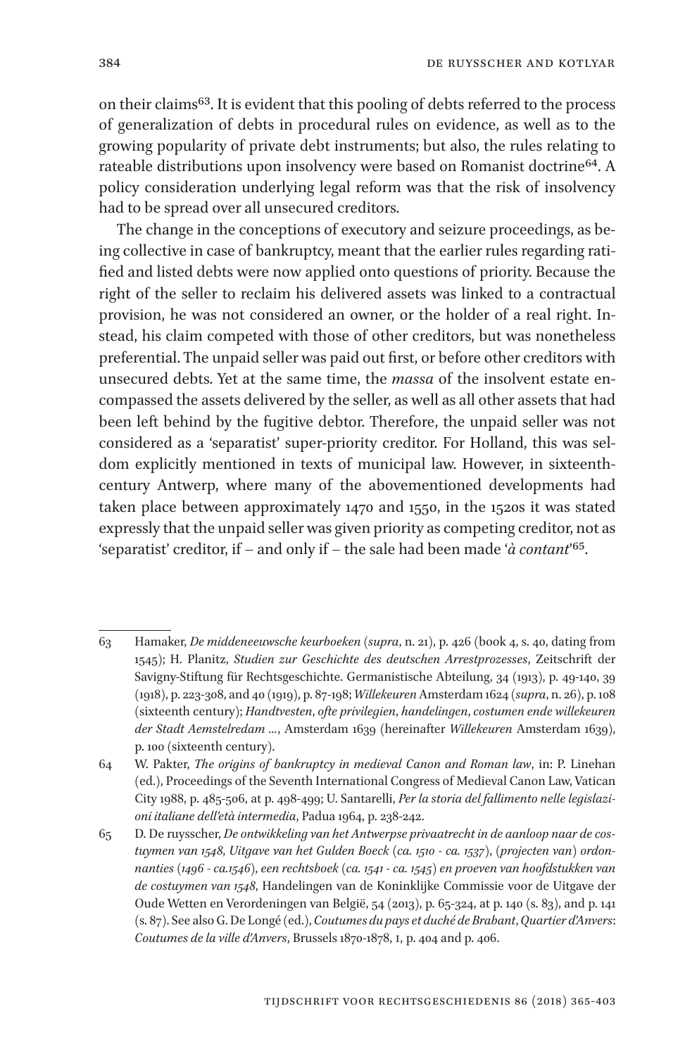on their claims[63]. It is evident that this pooling of debts referred to the process of generalization of debts in procedural rules on evidence, as well as to the growing popularity of private debt instruments; but also, the rules relating to rateable distributions upon insolvency were based on Romanist doctrine[64]. A policy consideration underlying legal reform was that the risk of insolvency had to be spread over all unsecured creditors.

The change in the conceptions of executory and seizure proceedings, as being collective in case of bankruptcy, meant that the earlier rules regarding ratified and listed debts were now applied onto questions of priority. Because the right of the seller to reclaim his delivered assets was linked to a contractual provision, he was not considered an owner, or the holder of a real right. Instead, his claim competed with those of other creditors, but was nonetheless preferential. The unpaid seller was paid out first, or before other creditors with unsecured debts. Yet at the same time, the *massa* of the insolvent estate encompassed the assets delivered by the seller, as well as all other assets that had been left behind by the fugitive debtor. Therefore, the unpaid seller was not considered as a 'separatist' super-priority creditor. For Holland, this was seldom explicitly mentioned in texts of municipal law. However, in sixteenth-century Antwerp, where many of the abovementioned developments had taken place between approximately 1470 and 1550, in the 1520s it was stated expressly that the unpaid seller was given priority as competing creditor, not as 'separatist' creditor, if – and only if – the sale had been made '*à contant*'[65].

---

63 Hamaker, *De middeneeuwsche keurboeken* (*supra*, n. 21), p. 426 (book 4, s. 40, dating from 1545); H. Planitz, *Studien zur Geschichte des deutschen Arrestprozesses*, Zeitschrift der Savigny-Stiftung für Rechtsgeschichte. Germanistische Abteilung, 34 (1913), p. 49-140, 39 (1918), p. 223-308, and 40 (1919), p. 87-198; *Willekeuren* Amsterdam 1624 (*supra*, n. 26), p. 108 (sixteenth century); *Handtvesten*, *ofte privilegien*, *handelingen*, *costumen ende willekeuren der Stadt Aemstelredam* ..., Amsterdam 1639 (hereinafter *Willekeuren* Amsterdam 1639), p. 100 (sixteenth century).

64 W. Pakter, *The origins of bankruptcy in medieval Canon and Roman law*, in: P. Linehan (ed.), Proceedings of the Seventh International Congress of Medieval Canon Law, Vatican City 1988, p. 485-506, at p. 498-499; U. Santarelli, *Per la storia del fallimento nelle legislazioni italiane dell'età intermedia*, Padua 1964, p. 238-242.

65 D. De ruysscher, *De ontwikkeling van het Antwerpse privaatrecht in de aanloop naar de costuymen van 1548*, *Uitgave van het Gulden Boeck* (*ca. 1510 - ca. 1537*), (*projecten van*) *ordonnanties* (*1496 - ca.1546*), *een rechtsboek* (*ca. 1541 - ca. 1545*) *en proeven van hoofdstukken van de costuymen van 1548*, Handelingen van de Koninklijke Commissie voor de Uitgave der Oude Wetten en Verordeningen van België, 54 (2013), p. 65-324, at p. 140 (s. 83), and p. 141 (s. 87). See also G. De Longé (ed.), *Coutumes du pays et duché de Brabant*, *Quartier d'Anvers*: *Coutumes de la ville d'Anvers*, Brussels 1870-1878, 1, p. 404 and p. 406.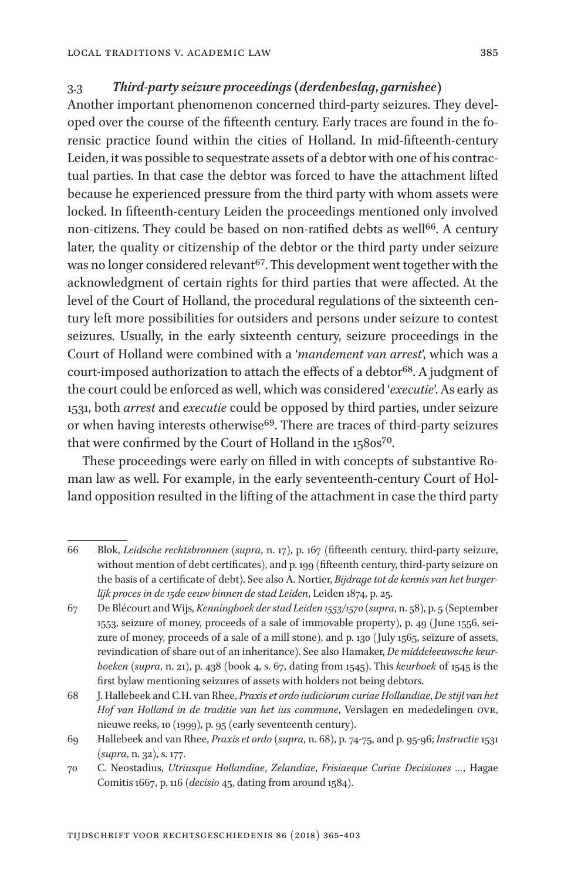### 3.3 *Third-party seizure proceedings (derdenbeslag, garnishee)*

Another important phenomenon concerned third-party seizures. They developed over the course of the fifteenth century. Early traces are found in the forensic practice found within the cities of Holland. In mid-fifteenth-century Leiden, it was possible to sequestrate assets of a debtor with one of his contractual parties. In that case the debtor was forced to have the attachment lifted because he experienced pressure from the third party with whom assets were locked. In fifteenth-century Leiden the proceedings mentioned only involved non-citizens. They could be based on non-ratified debts as well[66]. A century later, the quality or citizenship of the debtor or the third party under seizure was no longer considered relevant[67]. This development went together with the acknowledgment of certain rights for third parties that were affected. At the level of the Court of Holland, the procedural regulations of the sixteenth century left more possibilities for outsiders and persons under seizure to contest seizures. Usually, in the early sixteenth century, seizure proceedings in the Court of Holland were combined with a '*mandement van arrest*', which was a court-imposed authorization to attach the effects of a debtor[68]. A judgment of the court could be enforced as well, which was considered '*executie*'. As early as 1531, both *arrest* and *executie* could be opposed by third parties, under seizure or when having interests otherwise[69]. There are traces of third-party seizures that were confirmed by the Court of Holland in the 1580s[70].

These proceedings were early on filled in with concepts of substantive Roman law as well. For example, in the early seventeenth-century Court of Holland opposition resulted in the lifting of the attachment in case the third party

---

66 Blok, *Leidsche rechtsbronnen* (*supra*, n. 17), p. 167 (fifteenth century, third-party seizure, without mention of debt certificates), and p. 199 (fifteenth century, third-party seizure on the basis of a certificate of debt). See also A. Nortier, *Bijdrage tot de kennis van het burgerlijk proces in de 15de eeuw binnen de stad Leiden*, Leiden 1874, p. 25.

67 De Blécourt and Wijs, *Kenningboek der stad Leiden 1553/1570* (*supra*, n. 58), p. 5 (September 1553, seizure of money, proceeds of a sale of immovable property), p. 49 (June 1556, seizure of money, proceeds of a sale of a mill stone), and p. 130 (July 1565, seizure of assets, revindication of share out of an inheritance). See also Hamaker, *De middeleeuwsche keurboeken* (*supra*, n. 21), p. 438 (book 4, s. 67, dating from 1545). This *keurboek* of 1545 is the first bylaw mentioning seizures of assets with holders not being debtors.

68 J. Hallebeek and C.H. van Rhee, *Praxis et ordo iudiciorum curiae Hollandiae*, *De stijl van het Hof van Holland in de traditie van het ius commune*, Verslagen en mededelingen OVR, nieuwe reeks, 10 (1999), p. 95 (early seventeenth century).

69 Hallebeek and van Rhee, *Praxis et ordo* (*supra*, n. 68), p. 74-75, and p. 95-96; *Instructie* 1531 (*supra*, n. 32), s. 177.

70 C. Neostadius, *Utriusque Hollandiae*, *Zelandiae*, *Frisiaeque Curiae Decisiones* …, Hagae Comitis 1667, p. 116 (*decisio* 45, dating from around 1584).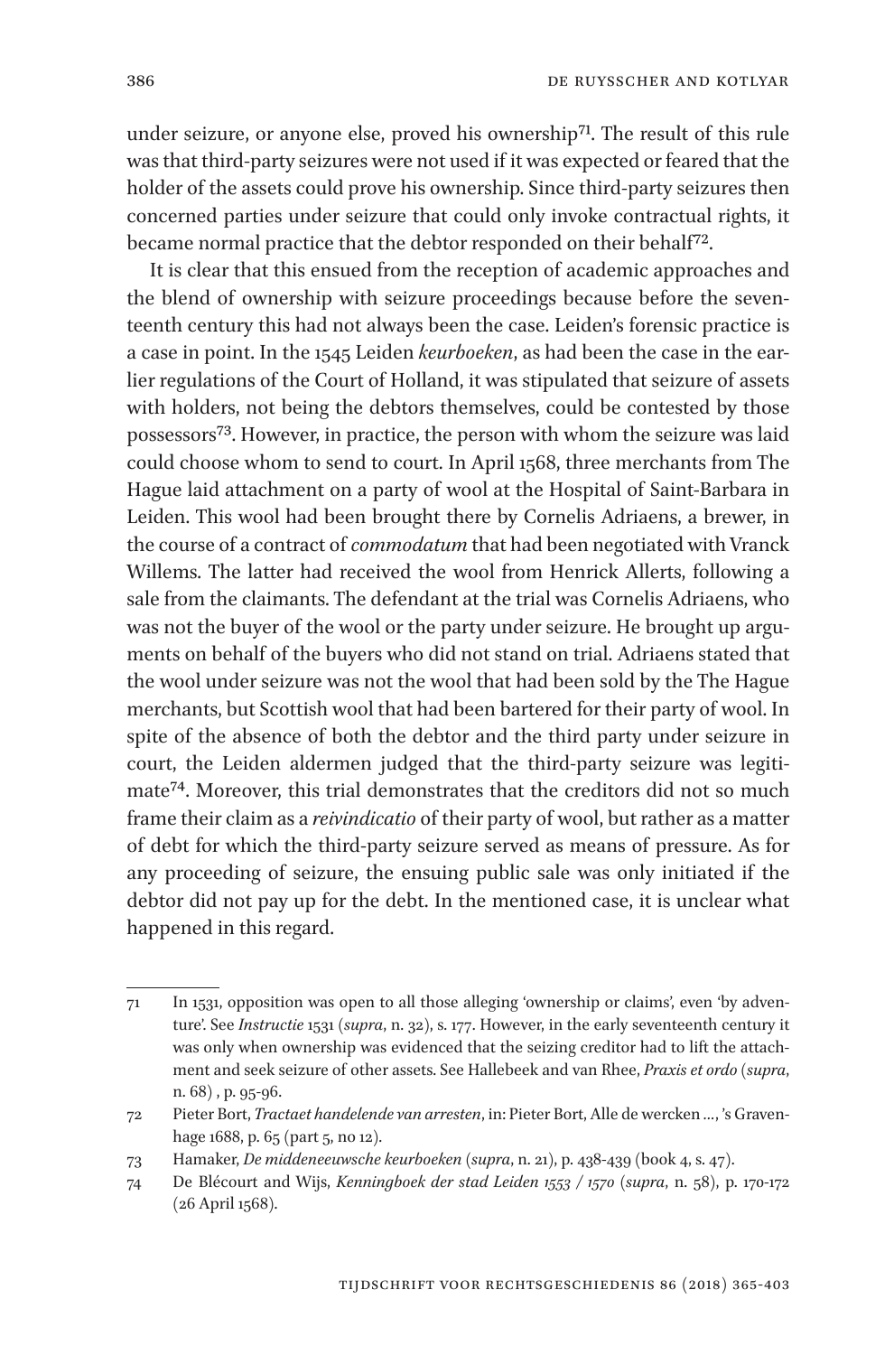under seizure, or anyone else, proved his ownership[71]. The result of this rule was that third-party seizures were not used if it was expected or feared that the holder of the assets could prove his ownership. Since third-party seizures then concerned parties under seizure that could only invoke contractual rights, it became normal practice that the debtor responded on their behalf[72].

It is clear that this ensued from the reception of academic approaches and the blend of ownership with seizure proceedings because before the seventeenth century this had not always been the case. Leiden's forensic practice is a case in point. In the 1545 Leiden *keurboeken*, as had been the case in the earlier regulations of the Court of Holland, it was stipulated that seizure of assets with holders, not being the debtors themselves, could be contested by those possessors[73]. However, in practice, the person with whom the seizure was laid could choose whom to send to court. In April 1568, three merchants from The Hague laid attachment on a party of wool at the Hospital of Saint-Barbara in Leiden. This wool had been brought there by Cornelis Adriaens, a brewer, in the course of a contract of *commodatum* that had been negotiated with Vranck Willems. The latter had received the wool from Henrick Allerts, following a sale from the claimants. The defendant at the trial was Cornelis Adriaens, who was not the buyer of the wool or the party under seizure. He brought up arguments on behalf of the buyers who did not stand on trial. Adriaens stated that the wool under seizure was not the wool that had been sold by the The Hague merchants, but Scottish wool that had been bartered for their party of wool. In spite of the absence of both the debtor and the third party under seizure in court, the Leiden aldermen judged that the third-party seizure was legitimate[74]. Moreover, this trial demonstrates that the creditors did not so much frame their claim as a *reivindicatio* of their party of wool, but rather as a matter of debt for which the third-party seizure served as means of pressure. As for any proceeding of seizure, the ensuing public sale was only initiated if the debtor did not pay up for the debt. In the mentioned case, it is unclear what happened in this regard.

---

71 In 1531, opposition was open to all those alleging 'ownership or claims', even 'by adventure'. See *Instructie* 1531 (*supra*, n. 32), s. 177. However, in the early seventeenth century it was only when ownership was evidenced that the seizing creditor had to lift the attachment and seek seizure of other assets. See Hallebeek and van Rhee, *Praxis et ordo* (*supra*, n. 68) , p. 95-96.

72 Pieter Bort, *Tractaet handelende van arresten*, in: Pieter Bort, Alle de wercken ..., 's Gravenhage 1688, p. 65 (part 5, no 12).

73 Hamaker, *De middeneeuwsche keurboeken* (*supra*, n. 21), p. 438-439 (book 4, s. 47).

74 De Blécourt and Wijs, *Kenningboek der stad Leiden 1553 / 1570* (*supra*, n. 58), p. 170-172 (26 April 1568).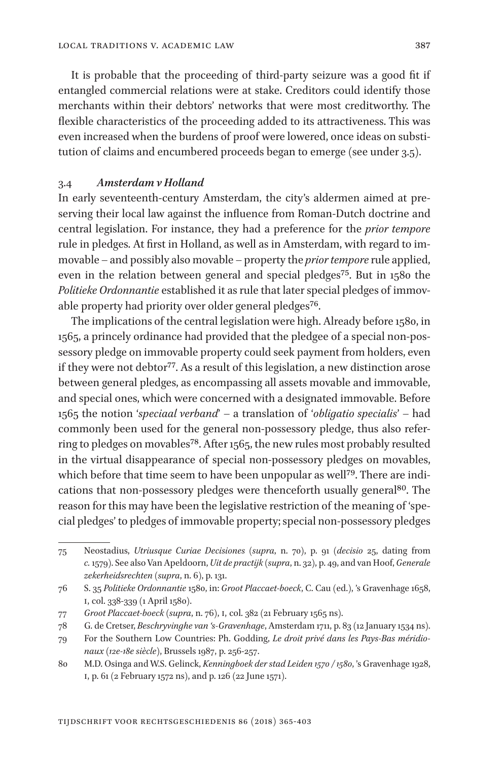It is probable that the proceeding of third-party seizure was a good fit if entangled commercial relations were at stake. Creditors could identify those merchants within their debtors' networks that were most creditworthy. The flexible characteristics of the proceeding added to its attractiveness. This was even increased when the burdens of proof were lowered, once ideas on substitution of claims and encumbered proceeds began to emerge (see under 3.5).

### 3.4 *Amsterdam v Holland*

In early seventeenth-century Amsterdam, the city's aldermen aimed at preserving their local law against the influence from Roman-Dutch doctrine and central legislation. For instance, they had a preference for the *prior tempore* rule in pledges. At first in Holland, as well as in Amsterdam, with regard to immovable – and possibly also movable – property the *prior tempore* rule applied, even in the relation between general and special pledges[75]. But in 1580 the *Politieke Ordonnantie* established it as rule that later special pledges of immovable property had priority over older general pledges[76].

The implications of the central legislation were high. Already before 1580, in 1565, a princely ordinance had provided that the pledgee of a special non-possessory pledge on immovable property could seek payment from holders, even if they were not debtor[77]. As a result of this legislation, a new distinction arose between general pledges, as encompassing all assets movable and immovable, and special ones, which were concerned with a designated immovable. Before 1565 the notion '*speciaal verband*' – a translation of '*obligatio specialis*' – had commonly been used for the general non-possessory pledge, thus also referring to pledges on movables[78]. After 1565, the new rules most probably resulted in the virtual disappearance of special non-possessory pledges on movables, which before that time seem to have been unpopular as well[79]. There are indications that non-possessory pledges were thenceforth usually general[80]. The reason for this may have been the legislative restriction of the meaning of 'special pledges' to pledges of immovable property; special non-possessory pledges

---

75 Neostadius, *Utriusque Curiae Decisiones* (*supra*, n. 70), p. 91 (*decisio* 25, dating from *c.* 1579). See also Van Apeldoorn, *Uit de practijk* (*supra*, n. 32), p. 49, and van Hoof, *Generale zekerheidsrechten* (*supra*, n. 6), p. 131.

76 S. 35 *Politieke Ordonnantie* 1580, in: *Groot Placcaet-boeck*, C. Cau (ed.), 's Gravenhage 1658, I, col. 338-339 (1 April 1580).

77 *Groot Placcaet-boeck* (*supra*, n. 76), I, col. 382 (21 February 1565 ns).

78 G. de Cretser, *Beschryvinghe van 's-Gravenhage*, Amsterdam 1711, p. 83 (12 January 1534 ns).

79 For the Southern Low Countries: Ph. Godding, *Le droit privé dans les Pays-Bas méridionaux (12e-18e siècle)*, Brussels 1987, p. 256-257.

80 M.D. Osinga and W.S. Gelinck, *Kenningboek der stad Leiden 1570 / 1580*, 's Gravenhage 1928, I, p. 61 (2 February 1572 ns), and p. 126 (22 June 1571).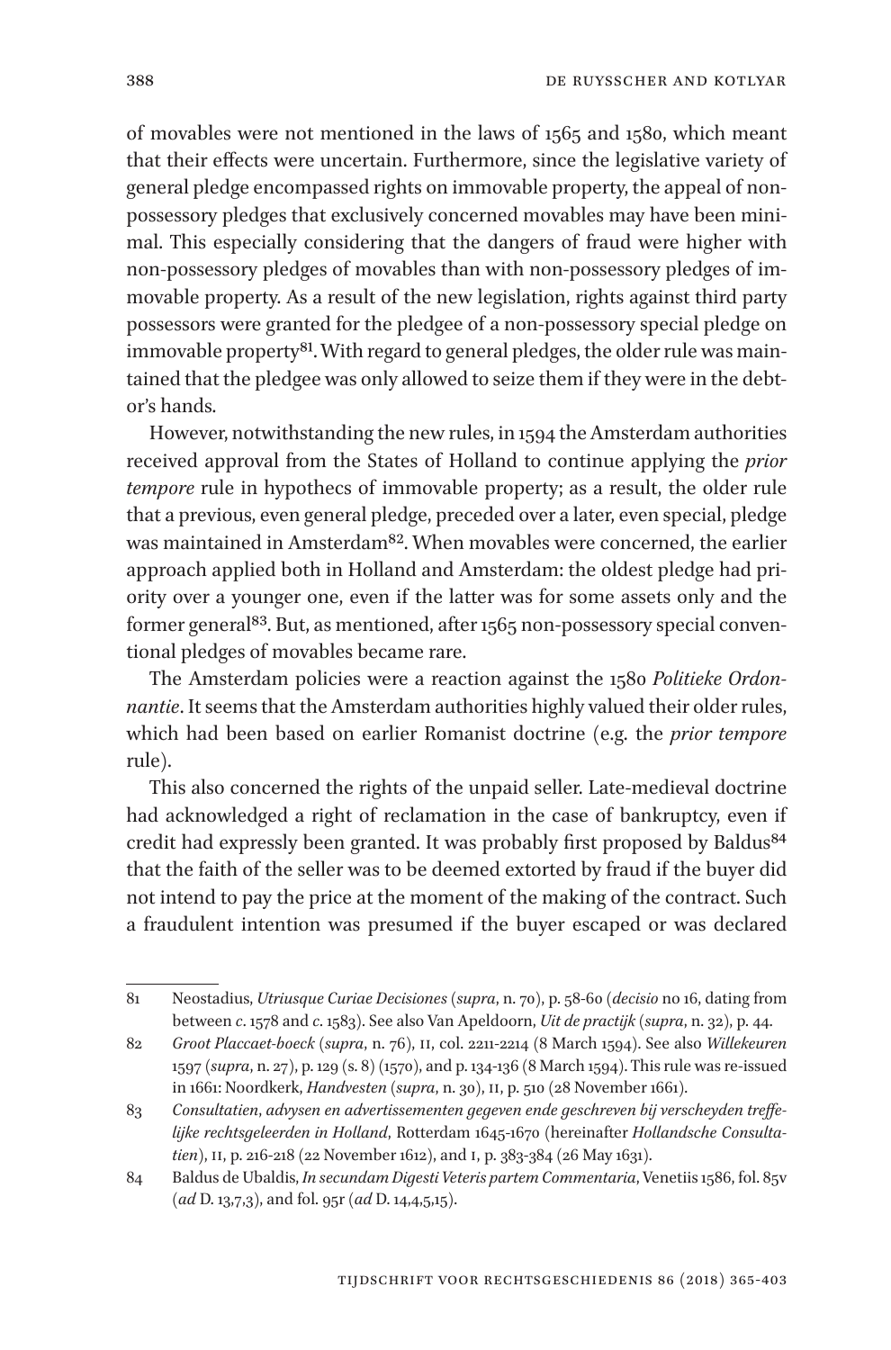of movables were not mentioned in the laws of 1565 and 1580, which meant that their effects were uncertain. Furthermore, since the legislative variety of general pledge encompassed rights on immovable property, the appeal of non-possessory pledges that exclusively concerned movables may have been minimal. This especially considering that the dangers of fraud were higher with non-possessory pledges of movables than with non-possessory pledges of immovable property. As a result of the new legislation, rights against third party possessors were granted for the pledgee of a non-possessory special pledge on immovable property[81]. With regard to general pledges, the older rule was maintained that the pledgee was only allowed to seize them if they were in the debtor's hands.

However, notwithstanding the new rules, in 1594 the Amsterdam authorities received approval from the States of Holland to continue applying the *prior tempore* rule in hypothecs of immovable property; as a result, the older rule that a previous, even general pledge, preceded over a later, even special, pledge was maintained in Amsterdam[82]. When movables were concerned, the earlier approach applied both in Holland and Amsterdam: the oldest pledge had priority over a younger one, even if the latter was for some assets only and the former general[83]. But, as mentioned, after 1565 non-possessory special conventional pledges of movables became rare.

The Amsterdam policies were a reaction against the 1580 *Politieke Ordonnantie*. It seems that the Amsterdam authorities highly valued their older rules, which had been based on earlier Romanist doctrine (e.g. the *prior tempore* rule).

This also concerned the rights of the unpaid seller. Late-medieval doctrine had acknowledged a right of reclamation in the case of bankruptcy, even if credit had expressly been granted. It was probably first proposed by Baldus[84] that the faith of the seller was to be deemed extorted by fraud if the buyer did not intend to pay the price at the moment of the making of the contract. Such a fraudulent intention was presumed if the buyer escaped or was declared

---

81 Neostadius, *Utriusque Curiae Decisiones* (*supra*, n. 70), p. 58-60 (*decisio* no 16, dating from between *c*. 1578 and *c*. 1583). See also Van Apeldoorn, *Uit de practijk* (*supra*, n. 32), p. 44.

82 *Groot Placcaet-boeck* (*supra*, n. 76), II, col. 2211-2214 (8 March 1594). See also *Willekeuren* 1597 (*supra*, n. 27), p. 129 (s. 8) (1570), and p. 134-136 (8 March 1594). This rule was re-issued in 1661: Noordkerk, *Handvesten* (*supra*, n. 30), II, p. 510 (28 November 1661).

83 *Consultatien, advysen en advertissementen gegeven ende geschreven bij verscheyden treffelijke rechtsgeleerden in Holland*, Rotterdam 1645-1670 (hereinafter *Hollandsche Consultatien*), II, p. 216-218 (22 November 1612), and I, p. 383-384 (26 May 1631).

84 Baldus de Ubaldis, *In secundam Digesti Veteris partem Commentaria*, Venetiis 1586, fol. 85v (*ad* D. 13,7,3), and fol. 95r (*ad* D. 14,4,5,15).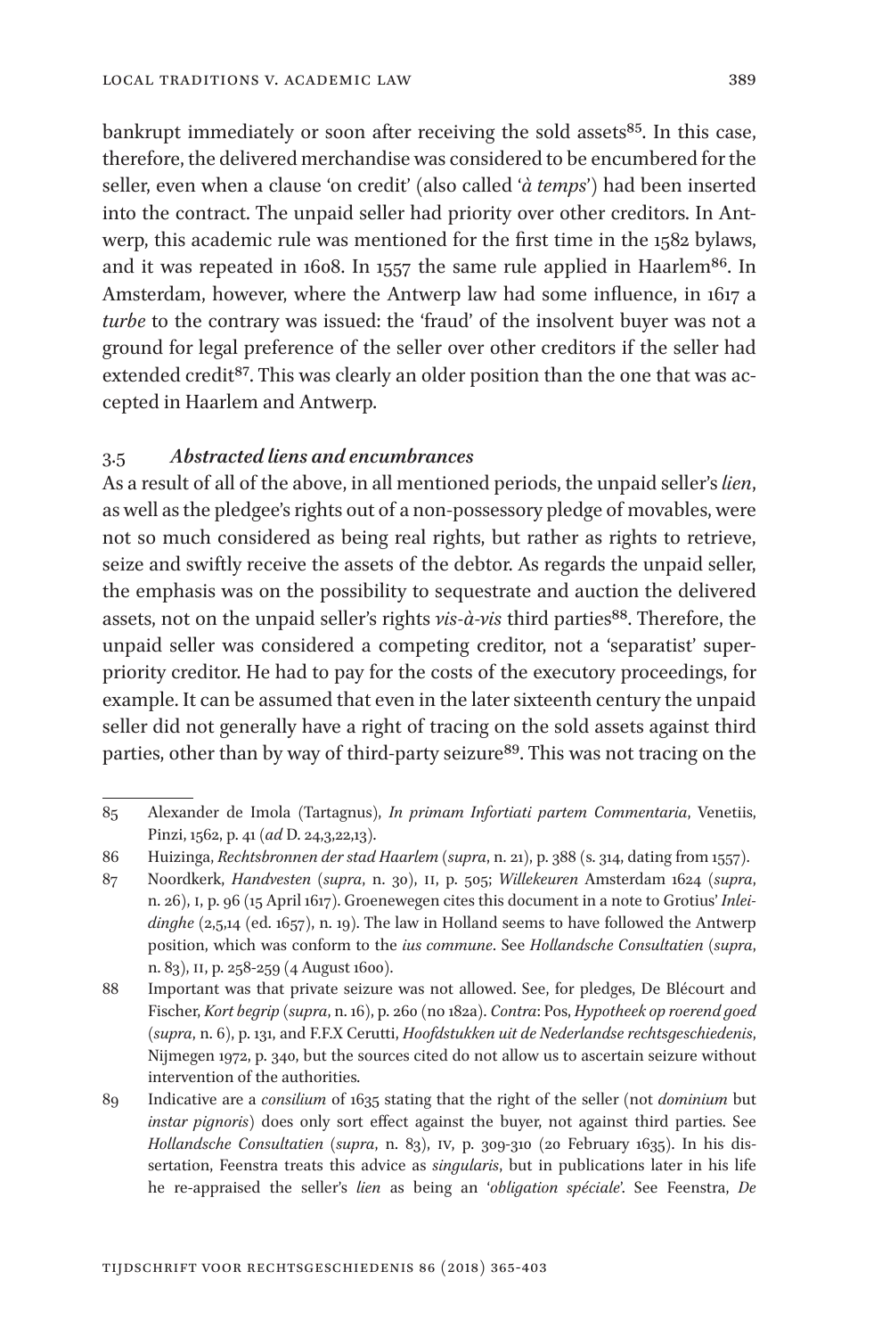bankrupt immediately or soon after receiving the sold assets[85]. In this case, therefore, the delivered merchandise was considered to be encumbered for the seller, even when a clause 'on credit' (also called '*à temps*') had been inserted into the contract. The unpaid seller had priority over other creditors. In Antwerp, this academic rule was mentioned for the first time in the 1582 bylaws, and it was repeated in 1608. In 1557 the same rule applied in Haarlem[86]. In Amsterdam, however, where the Antwerp law had some influence, in 1617 a *turbe* to the contrary was issued: the 'fraud' of the insolvent buyer was not a ground for legal preference of the seller over other creditors if the seller had extended credit[87]. This was clearly an older position than the one that was accepted in Haarlem and Antwerp.

### 3.5 *Abstracted liens and encumbrances*

As a result of all of the above, in all mentioned periods, the unpaid seller's *lien*, as well as the pledgee's rights out of a non-possessory pledge of movables, were not so much considered as being real rights, but rather as rights to retrieve, seize and swiftly receive the assets of the debtor. As regards the unpaid seller, the emphasis was on the possibility to sequestrate and auction the delivered assets, not on the unpaid seller's rights *vis-à-vis* third parties[88]. Therefore, the unpaid seller was considered a competing creditor, not a 'separatist' super-priority creditor. He had to pay for the costs of the executory proceedings, for example. It can be assumed that even in the later sixteenth century the unpaid seller did not generally have a right of tracing on the sold assets against third parties, other than by way of third-party seizure[89]. This was not tracing on the

---

85 Alexander de Imola (Tartagnus), *In primam Infortiati partem Commentaria*, Venetiis, Pinzi, 1562, p. 41 (*ad* D. 24,3,22,13).

86 Huizinga, *Rechtsbronnen der stad Haarlem* (*supra*, n. 21), p. 388 (s. 314, dating from 1557).

87 Noordkerk, *Handvesten* (*supra*, n. 30), II, p. 505; *Willekeuren* Amsterdam 1624 (*supra*, n. 26), I, p. 96 (15 April 1617). Groenewegen cites this document in a note to Grotius' *Inleidinghe* (2,5,14 (ed. 1657), n. 19). The law in Holland seems to have followed the Antwerp position, which was conform to the *ius commune*. See *Hollandsche Consultatien* (*supra*, n. 83), II, p. 258-259 (4 August 1600).

88 Important was that private seizure was not allowed. See, for pledges, De Blécourt and Fischer, *Kort begrip* (*supra*, n. 16), p. 260 (no 182a). *Contra*: Pos, *Hypotheek op roerend goed* (*supra*, n. 6), p. 131, and F.F.X Cerutti, *Hoofdstukken uit de Nederlandse rechtsgeschiedenis*, Nijmegen 1972, p. 340, but the sources cited do not allow us to ascertain seizure without intervention of the authorities.

89 Indicative are a *consilium* of 1635 stating that the right of the seller (not *dominium* but *instar pignoris*) does only sort effect against the buyer, not against third parties. See *Hollandsche Consultatien* (*supra*, n. 83), IV, p. 309-310 (20 February 1635). In his dissertation, Feenstra treats this advice as *singularis*, but in publications later in his life he re-appraised the seller's *lien* as being an '*obligation spéciale*'. See Feenstra, *De*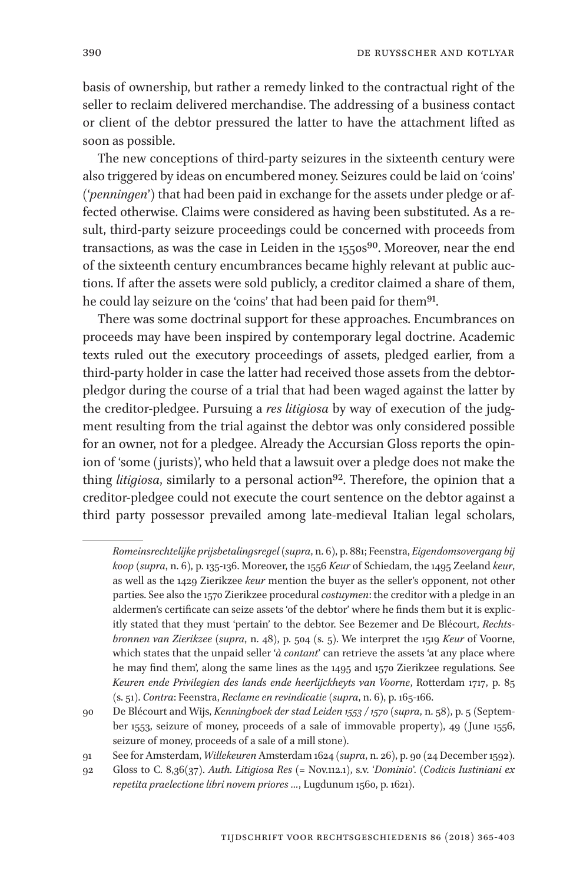basis of ownership, but rather a remedy linked to the contractual right of the seller to reclaim delivered merchandise. The addressing of a business contact or client of the debtor pressured the latter to have the attachment lifted as soon as possible.

The new conceptions of third-party seizures in the sixteenth century were also triggered by ideas on encumbered money. Seizures could be laid on 'coins' ('*penningen*') that had been paid in exchange for the assets under pledge or affected otherwise. Claims were considered as having been substituted. As a result, third-party seizure proceedings could be concerned with proceeds from transactions, as was the case in Leiden in the 1550s[90]. Moreover, near the end of the sixteenth century encumbrances became highly relevant at public auctions. If after the assets were sold publicly, a creditor claimed a share of them, he could lay seizure on the 'coins' that had been paid for them[91].

There was some doctrinal support for these approaches. Encumbrances on proceeds may have been inspired by contemporary legal doctrine. Academic texts ruled out the executory proceedings of assets, pledged earlier, from a third-party holder in case the latter had received those assets from the debtor-pledgor during the course of a trial that had been waged against the latter by the creditor-pledgee. Pursuing a *res litigiosa* by way of execution of the judgment resulting from the trial against the debtor was only considered possible for an owner, not for a pledgee. Already the Accursian Gloss reports the opinion of 'some (jurists)', who held that a lawsuit over a pledge does not make the thing *litigiosa*, similarly to a personal action[92]. Therefore, the opinion that a creditor-pledgee could not execute the court sentence on the debtor against a third party possessor prevailed among late-medieval Italian legal scholars,

---

*Romeinsrechtelijke prijsbetalingsregel* (*supra*, n. 6), p. 881; Feenstra, *Eigendomsovergang bij koop* (*supra*, n. 6), p. 135-136. Moreover, the 1556 *Keur* of Schiedam, the 1495 Zeeland *keur*, as well as the 1429 Zierikzee *keur* mention the buyer as the seller's opponent, not other parties. See also the 1570 Zierikzee procedural *costuymen*: the creditor with a pledge in an aldermen's certificate can seize assets 'of the debtor' where he finds them but it is explicitly stated that they must 'pertain' to the debtor. See Bezemer and De Blécourt, *Rechtsbronnen van Zierikzee* (*supra*, n. 48), p. 504 (s. 5). We interpret the 1519 *Keur* of Voorne, which states that the unpaid seller '*à contant*' can retrieve the assets 'at any place where he may find them', along the same lines as the 1495 and 1570 Zierikzee regulations. See *Keuren ende Privilegien des lands ende heerlijckheyts van Voorne*, Rotterdam 1717, p. 85 (s. 51). *Contra*: Feenstra, *Reclame en revindicatie* (*supra*, n. 6), p. 165-166.

90 De Blécourt and Wijs, *Kenningboek der stad Leiden 1553 / 1570* (*supra*, n. 58), p. 5 (September 1553, seizure of money, proceeds of a sale of immovable property), 49 (June 1556, seizure of money, proceeds of a sale of a mill stone).

91 See for Amsterdam, *Willekeuren* Amsterdam 1624 (*supra*, n. 26), p. 90 (24 December 1592).

92 Gloss to C. 8,36(37). *Auth. Litigiosa Res* (= Nov.112.1), s.v. '*Dominio*'. (*Codicis Iustiniani ex repetita praelectione libri novem priores* ..., Lugdunum 1560, p. 1621).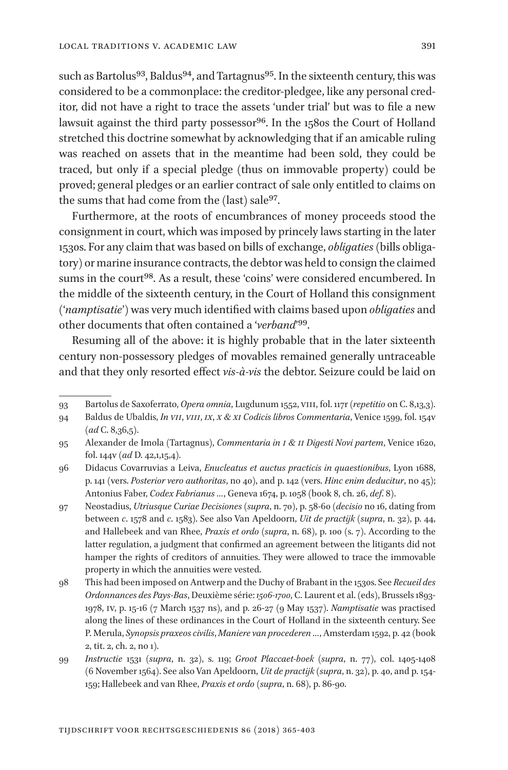such as Bartolus[93], Baldus[94], and Tartagnus[95]. In the sixteenth century, this was considered to be a commonplace: the creditor-pledgee, like any personal creditor, did not have a right to trace the assets 'under trial' but was to file a new lawsuit against the third party possessor[96]. In the 1580s the Court of Holland stretched this doctrine somewhat by acknowledging that if an amicable ruling was reached on assets that in the meantime had been sold, they could be traced, but only if a special pledge (thus on immovable property) could be proved; general pledges or an earlier contract of sale only entitled to claims on the sums that had come from the (last) sale[97].

Furthermore, at the roots of encumbrances of money proceeds stood the consignment in court, which was imposed by princely laws starting in the later 1530s. For any claim that was based on bills of exchange, *obligaties* (bills obligatory) or marine insurance contracts, the debtor was held to consign the claimed sums in the court[98]. As a result, these 'coins' were considered encumbered. In the middle of the sixteenth century, in the Court of Holland this consignment ('*namptisatie*') was very much identified with claims based upon *obligaties* and other documents that often contained a '*verband*'[99].

Resuming all of the above: it is highly probable that in the later sixteenth century non-possessory pledges of movables remained generally untraceable and that they only resorted effect *vis-à-vis* the debtor. Seizure could be laid on

---

93 Bartolus de Saxoferrato, *Opera omnia*, Lugdunum 1552, VIII, fol. 117r (*repetitio* on C. 8,13,3).

94 Baldus de Ubaldis, *In VII, VIII, IX, X & XI Codicis libros Commentaria*, Venice 1599, fol. 154v (*ad* C. 8,36,5).

95 Alexander de Imola (Tartagnus), *Commentaria in I & II Digesti Novi partem*, Venice 1620, fol. 144v (*ad* D. 42,1,15,4).

96 Didacus Covarruvias a Leiva, *Enucleatus et auctus practicis in quaestionibus*, Lyon 1688, p. 141 (vers. *Posterior vero authoritas*, no 40), and p. 142 (vers. *Hinc enim deducitur*, no 45); Antonius Faber, *Codex Fabrianus …*, Geneva 1674, p. 1058 (book 8, ch. 26, *def.* 8).

97 Neostadius, *Utriusque Curiae Decisiones* (*supra*, n. 70), p. 58-60 (*decisio* no 16, dating from between *c.* 1578 and *c.* 1583). See also Van Apeldoorn, *Uit de practijk* (*supra*, n. 32), p. 44, and Hallebeek and van Rhee, *Praxis et ordo* (*supra*, n. 68), p. 100 (s. 7). According to the latter regulation, a judgment that confirmed an agreement between the litigants did not hamper the rights of creditors of annuities. They were allowed to trace the immovable property in which the annuities were vested.

98 This had been imposed on Antwerp and the Duchy of Brabant in the 1530s. See *Recueil des Ordonnances des Pays-Bas*, Deuxième série: *1506-1700*, C. Laurent et al. (eds), Brussels 1893-1978, IV, p. 15-16 (7 March 1537 ns), and p. 26-27 (9 May 1537). *Namptisatie* was practised along the lines of these ordinances in the Court of Holland in the sixteenth century. See P. Merula, *Synopsis praxeos civilis*, *Maniere van procederen …*, Amsterdam 1592, p. 42 (book 2, tit. 2, ch. 2, no 1).

99 *Instructie* 1531 (*supra*, n. 32), s. 119; *Groot Placcaet-boek* (*supra*, n. 77), col. 1405-1408 (6 November 1564). See also Van Apeldoorn, *Uit de practijk* (*supra*, n. 32), p. 40, and p. 154-159; Hallebeek and van Rhee, *Praxis et ordo* (*supra*, n. 68), p. 86-90.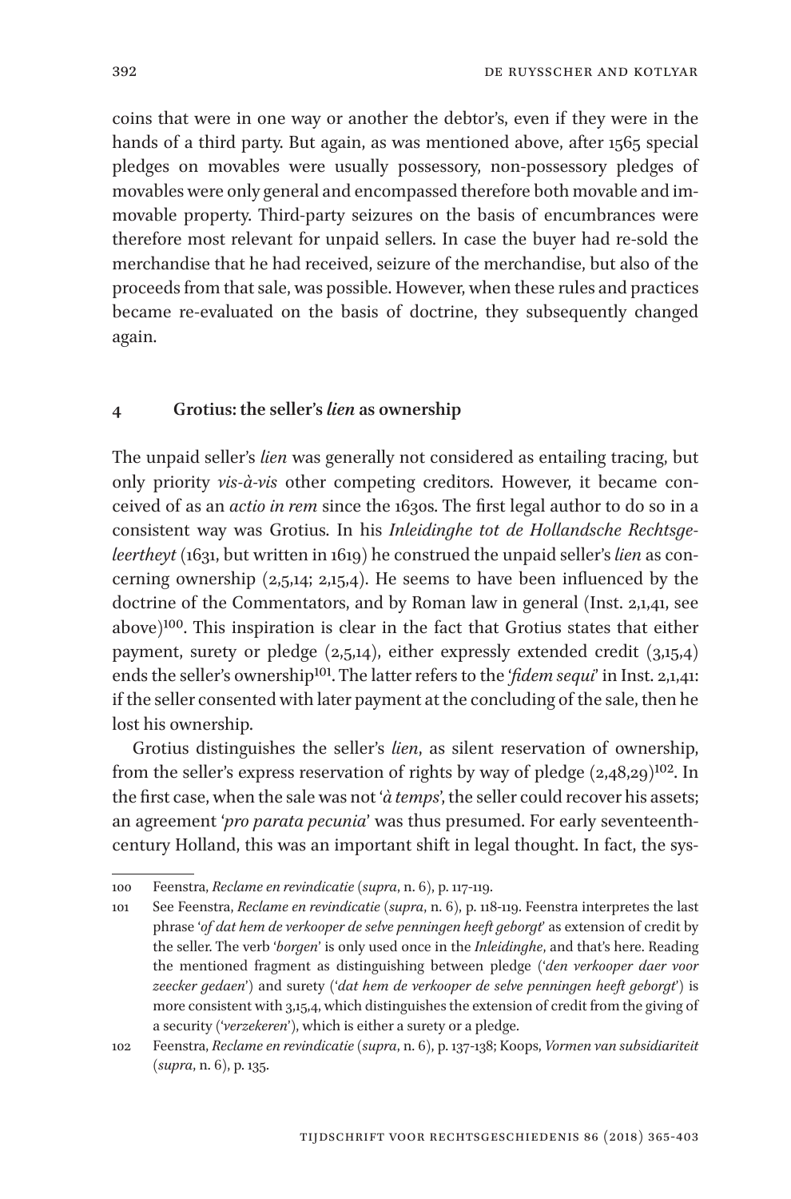coins that were in one way or another the debtor's, even if they were in the hands of a third party. But again, as was mentioned above, after 1565 special pledges on movables were usually possessory, non-possessory pledges of movables were only general and encompassed therefore both movable and immovable property. Third-party seizures on the basis of encumbrances were therefore most relevant for unpaid sellers. In case the buyer had re-sold the merchandise that he had received, seizure of the merchandise, but also of the proceeds from that sale, was possible. However, when these rules and practices became re-evaluated on the basis of doctrine, they subsequently changed again.

## 4 Grotius: the seller's *lien* as ownership

The unpaid seller's *lien* was generally not considered as entailing tracing, but only priority *vis-à-vis* other competing creditors. However, it became conceived of as an *actio in rem* since the 1630s. The first legal author to do so in a consistent way was Grotius. In his *Inleidinghe tot de Hollandsche Rechtsgeleertheyt* (1631, but written in 1619) he construed the unpaid seller's *lien* as concerning ownership (2,5,14; 2,15,4). He seems to have been influenced by the doctrine of the Commentators, and by Roman law in general (Inst. 2,1,41, see above)[100]. This inspiration is clear in the fact that Grotius states that either payment, surety or pledge (2,5,14), either expressly extended credit (3,15,4) ends the seller's ownership[101]. The latter refers to the '*fidem sequi*' in Inst. 2,1,41: if the seller consented with later payment at the concluding of the sale, then he lost his ownership.

Grotius distinguishes the seller's *lien*, as silent reservation of ownership, from the seller's express reservation of rights by way of pledge (2,48,29)[102]. In the first case, when the sale was not '*à temps*', the seller could recover his assets; an agreement '*pro parata pecunia*' was thus presumed. For early seventeenth-century Holland, this was an important shift in legal thought. In fact, the sys-

100 Feenstra, *Reclame en revindicatie* (*supra*, n. 6), p. 117-119.

101 See Feenstra, *Reclame en revindicatie* (*supra*, n. 6), p. 118-119. Feenstra interpretes the last phrase '*of dat hem de verkooper de selve penningen heeft geborgt*' as extension of credit by the seller. The verb '*borgen*' is only used once in the *Inleidinghe*, and that's here. Reading the mentioned fragment as distinguishing between pledge ('*den verkooper daer voor zeecker gedaen*') and surety ('*dat hem de verkooper de selve penningen heeft geborgt*') is more consistent with 3,15,4, which distinguishes the extension of credit from the giving of a security ('*verzekeren*'), which is either a surety or a pledge.

102 Feenstra, *Reclame en revindicatie* (*supra*, n. 6), p. 137-138; Koops, *Vormen van subsidiariteit* (*supra*, n. 6), p. 135.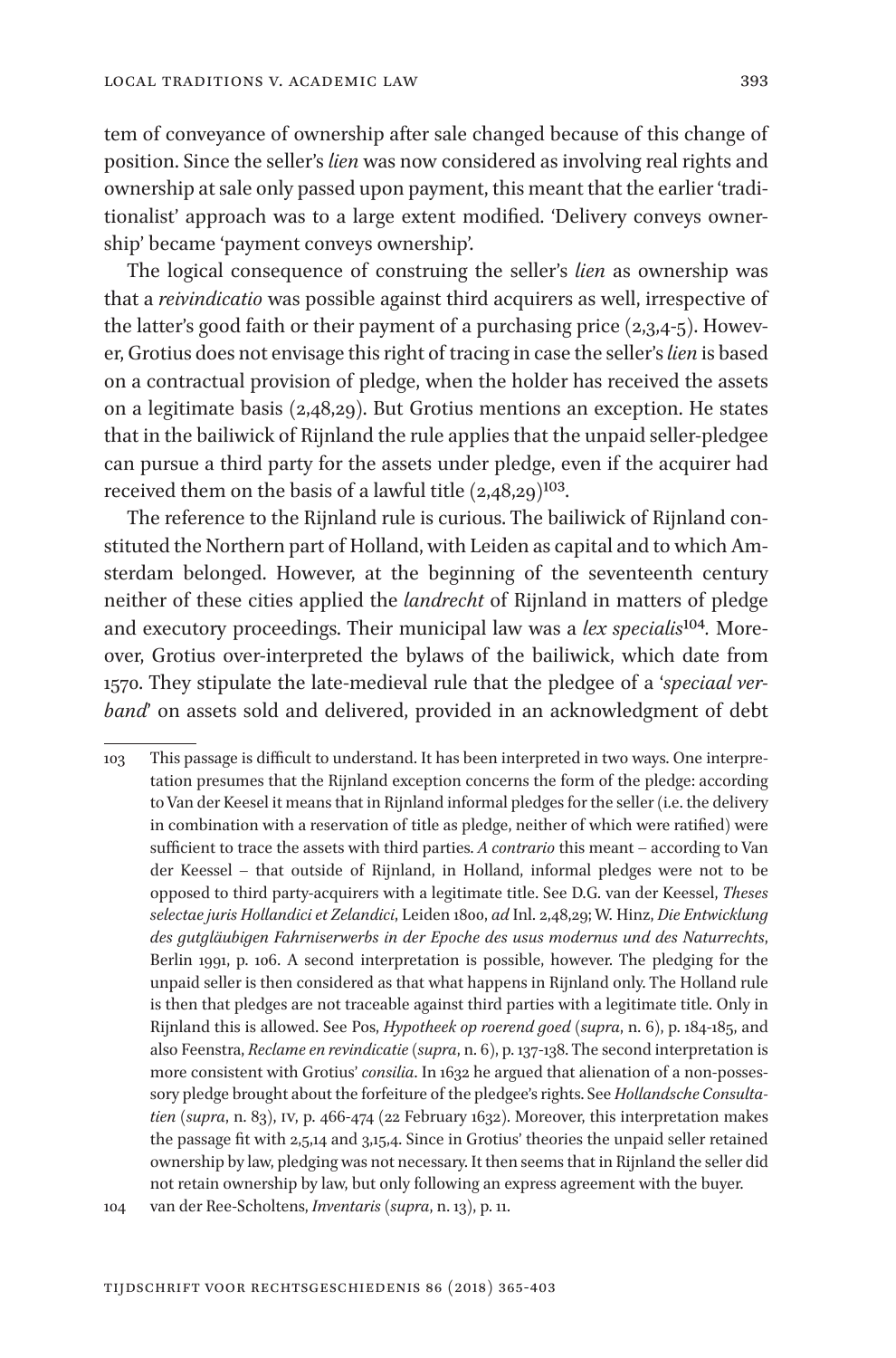tem of conveyance of ownership after sale changed because of this change of position. Since the seller's *lien* was now considered as involving real rights and ownership at sale only passed upon payment, this meant that the earlier 'traditionalist' approach was to a large extent modified. 'Delivery conveys ownership' became 'payment conveys ownership'.

The logical consequence of construing the seller's *lien* as ownership was that a *reivindicatio* was possible against third acquirers as well, irrespective of the latter's good faith or their payment of a purchasing price (2,3,4-5). However, Grotius does not envisage this right of tracing in case the seller's *lien* is based on a contractual provision of pledge, when the holder has received the assets on a legitimate basis (2,48,29). But Grotius mentions an exception. He states that in the bailiwick of Rijnland the rule applies that the unpaid seller-pledgee can pursue a third party for the assets under pledge, even if the acquirer had received them on the basis of a lawful title (2,48,29)[103].

The reference to the Rijnland rule is curious. The bailiwick of Rijnland constituted the Northern part of Holland, with Leiden as capital and to which Amsterdam belonged. However, at the beginning of the seventeenth century neither of these cities applied the *landrecht* of Rijnland in matters of pledge and executory proceedings. Their municipal law was a *lex specialis*[104]. Moreover, Grotius over-interpreted the bylaws of the bailiwick, which date from 1570. They stipulate the late-medieval rule that the pledgee of a '*speciaal verband*' on assets sold and delivered, provided in an acknowledgment of debt

---

103 This passage is difficult to understand. It has been interpreted in two ways. One interpretation presumes that the Rijnland exception concerns the form of the pledge: according to Van der Keesel it means that in Rijnland informal pledges for the seller (i.e. the delivery in combination with a reservation of title as pledge, neither of which were ratified) were sufficient to trace the assets with third parties. *A contrario* this meant – according to Van der Keessel – that outside of Rijnland, in Holland, informal pledges were not to be opposed to third party-acquirers with a legitimate title. See D.G. van der Keessel, *Theses selectae juris Hollandici et Zelandici*, Leiden 1800, *ad* Inl. 2,48,29; W. Hinz, *Die Entwicklung des gutgläubigen Fahrniserwerbs in der Epoche des usus modernus und des Naturrechts*, Berlin 1991, p. 106. A second interpretation is possible, however. The pledging for the unpaid seller is then considered as that what happens in Rijnland only. The Holland rule is then that pledges are not traceable against third parties with a legitimate title. Only in Rijnland this is allowed. See Pos, *Hypotheek op roerend goed* (*supra*, n. 6), p. 184-185, and also Feenstra, *Reclame en revindicatie* (*supra*, n. 6), p. 137-138. The second interpretation is more consistent with Grotius' *consilia*. In 1632 he argued that alienation of a non-possessory pledge brought about the forfeiture of the pledgee's rights. See *Hollandsche Consultatien* (*supra*, n. 83), IV, p. 466-474 (22 February 1632). Moreover, this interpretation makes the passage fit with 2,5,14 and 3,15,4. Since in Grotius' theories the unpaid seller retained ownership by law, pledging was not necessary. It then seems that in Rijnland the seller did not retain ownership by law, but only following an express agreement with the buyer.

104 van der Ree-Scholtens, *Inventaris* (*supra*, n. 13), p. 11.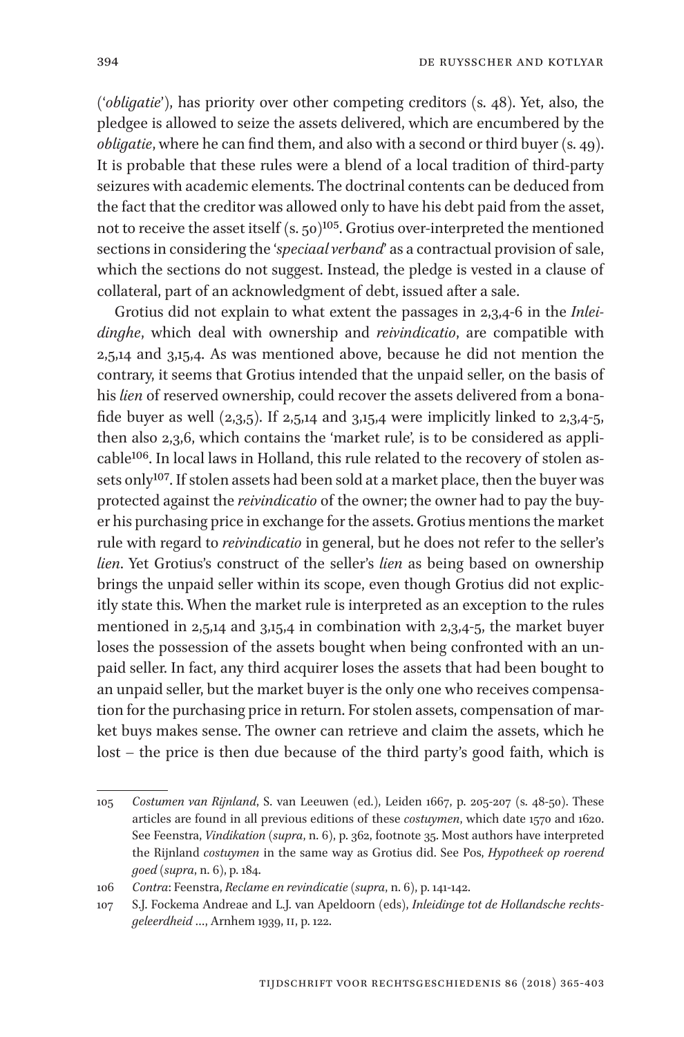('*obligatie*'), has priority over other competing creditors (s. 48). Yet, also, the pledgee is allowed to seize the assets delivered, which are encumbered by the *obligatie*, where he can find them, and also with a second or third buyer (s. 49). It is probable that these rules were a blend of a local tradition of third-party seizures with academic elements. The doctrinal contents can be deduced from the fact that the creditor was allowed only to have his debt paid from the asset, not to receive the asset itself (s. 50)[105]. Grotius over-interpreted the mentioned sections in considering the '*speciaal verband*' as a contractual provision of sale, which the sections do not suggest. Instead, the pledge is vested in a clause of collateral, part of an acknowledgment of debt, issued after a sale.

Grotius did not explain to what extent the passages in 2,3,4-6 in the *Inleidinghe*, which deal with ownership and *reivindicatio*, are compatible with 2,5,14 and 3,15,4. As was mentioned above, because he did not mention the contrary, it seems that Grotius intended that the unpaid seller, on the basis of his *lien* of reserved ownership, could recover the assets delivered from a bona-fide buyer as well (2,3,5). If 2,5,14 and 3,15,4 were implicitly linked to 2,3,4-5, then also 2,3,6, which contains the 'market rule', is to be considered as applicable[106]. In local laws in Holland, this rule related to the recovery of stolen assets only[107]. If stolen assets had been sold at a market place, then the buyer was protected against the *reivindicatio* of the owner; the owner had to pay the buyer his purchasing price in exchange for the assets. Grotius mentions the market rule with regard to *reivindicatio* in general, but he does not refer to the seller's *lien*. Yet Grotius's construct of the seller's *lien* as being based on ownership brings the unpaid seller within its scope, even though Grotius did not explicitly state this. When the market rule is interpreted as an exception to the rules mentioned in 2,5,14 and 3,15,4 in combination with 2,3,4-5, the market buyer loses the possession of the assets bought when being confronted with an unpaid seller. In fact, any third acquirer loses the assets that had been bought to an unpaid seller, but the market buyer is the only one who receives compensation for the purchasing price in return. For stolen assets, compensation of market buys makes sense. The owner can retrieve and claim the assets, which he lost – the price is then due because of the third party's good faith, which is

105 *Costumen van Rijnland*, S. van Leeuwen (ed.), Leiden 1667, p. 205-207 (s. 48-50). These articles are found in all previous editions of these *costuymen*, which date 1570 and 1620. See Feenstra, *Vindikation* (*supra*, n. 6), p. 362, footnote 35. Most authors have interpreted the Rijnland *costuymen* in the same way as Grotius did. See Pos, *Hypotheek op roerend goed* (*supra*, n. 6), p. 184.

106 *Contra*: Feenstra, *Reclame en revindicatie* (*supra*, n. 6), p. 141-142.

107 S.J. Fockema Andreae and L.J. van Apeldoorn (eds), *Inleidinge tot de Hollandsche rechtsgeleerdheid* …, Arnhem 1939, II, p. 122.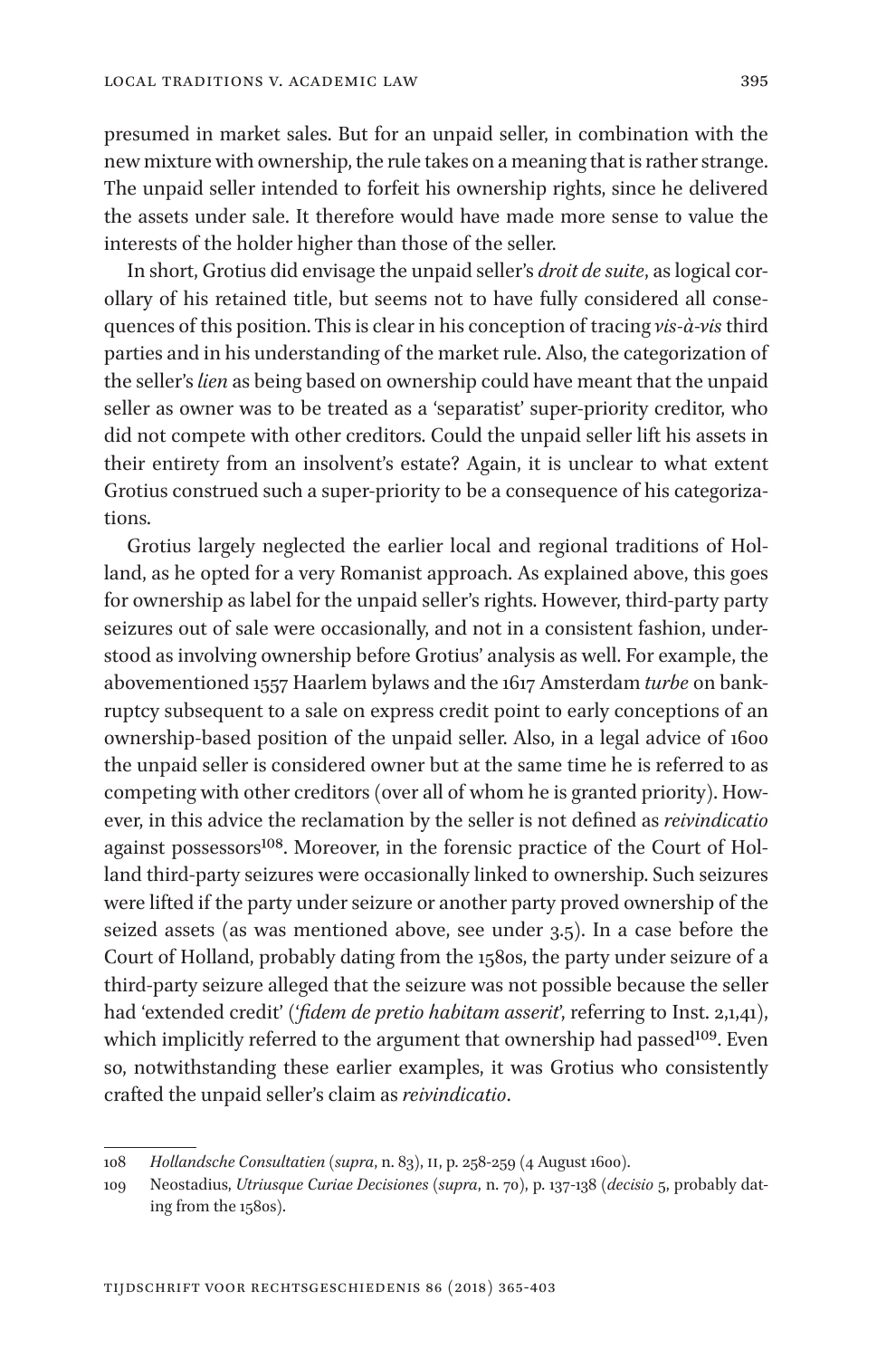presumed in market sales. But for an unpaid seller, in combination with the new mixture with ownership, the rule takes on a meaning that is rather strange. The unpaid seller intended to forfeit his ownership rights, since he delivered the assets under sale. It therefore would have made more sense to value the interests of the holder higher than those of the seller.

In short, Grotius did envisage the unpaid seller's *droit de suite*, as logical corollary of his retained title, but seems not to have fully considered all consequences of this position. This is clear in his conception of tracing *vis-à-vis* third parties and in his understanding of the market rule. Also, the categorization of the seller's *lien* as being based on ownership could have meant that the unpaid seller as owner was to be treated as a 'separatist' super-priority creditor, who did not compete with other creditors. Could the unpaid seller lift his assets in their entirety from an insolvent's estate? Again, it is unclear to what extent Grotius construed such a super-priority to be a consequence of his categorizations.

Grotius largely neglected the earlier local and regional traditions of Holland, as he opted for a very Romanist approach. As explained above, this goes for ownership as label for the unpaid seller's rights. However, third-party party seizures out of sale were occasionally, and not in a consistent fashion, understood as involving ownership before Grotius' analysis as well. For example, the abovementioned 1557 Haarlem bylaws and the 1617 Amsterdam *turbe* on bankruptcy subsequent to a sale on express credit point to early conceptions of an ownership-based position of the unpaid seller. Also, in a legal advice of 1600 the unpaid seller is considered owner but at the same time he is referred to as competing with other creditors (over all of whom he is granted priority). However, in this advice the reclamation by the seller is not defined as *reivindicatio* against possessors[108]. Moreover, in the forensic practice of the Court of Holland third-party seizures were occasionally linked to ownership. Such seizures were lifted if the party under seizure or another party proved ownership of the seized assets (as was mentioned above, see under 3.5). In a case before the Court of Holland, probably dating from the 1580s, the party under seizure of a third-party seizure alleged that the seizure was not possible because the seller had 'extended credit' ('*fidem de pretio habitam asserit*', referring to Inst. 2,1,41), which implicitly referred to the argument that ownership had passed[109]. Even so, notwithstanding these earlier examples, it was Grotius who consistently crafted the unpaid seller's claim as *reivindicatio*.

---

108 *Hollandsche Consultatien* (*supra*, n. 83), II, p. 258-259 (4 August 1600).

109 Neostadius, *Utriusque Curiae Decisiones* (*supra*, n. 70), p. 137-138 (*decisio* 5, probably dating from the 1580s).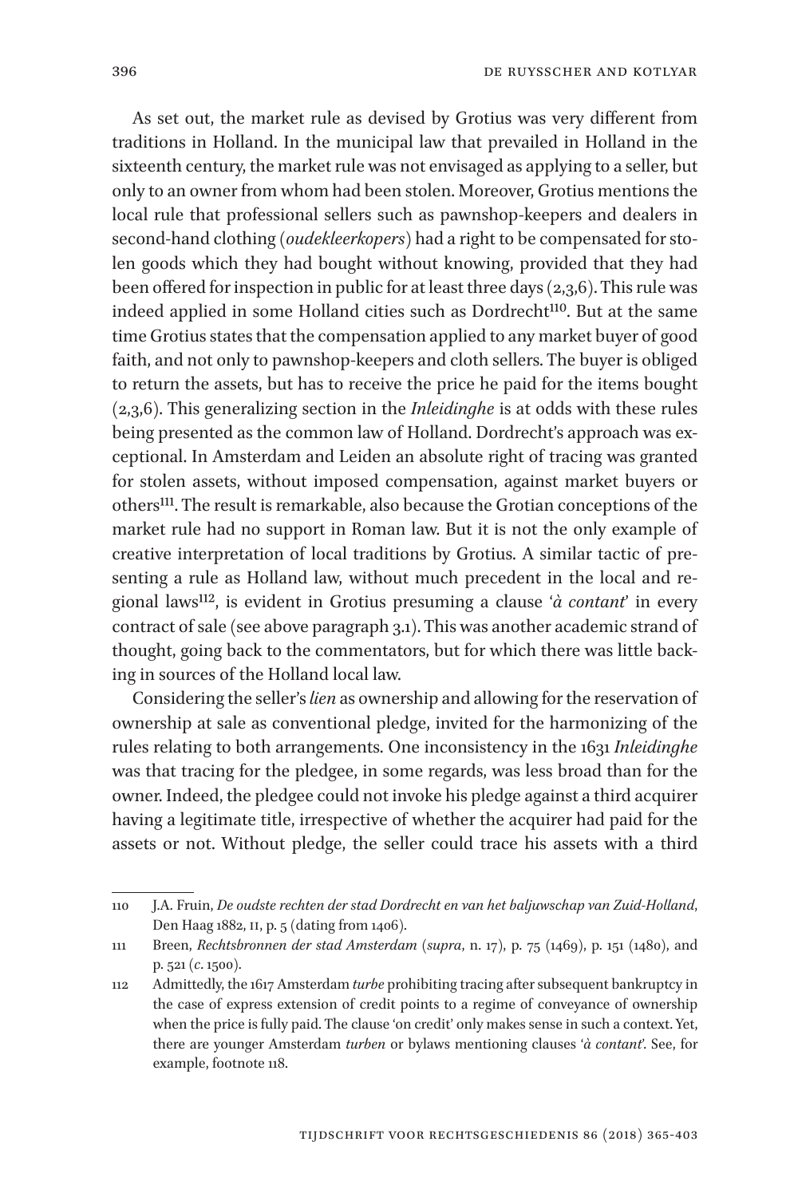As set out, the market rule as devised by Grotius was very different from traditions in Holland. In the municipal law that prevailed in Holland in the sixteenth century, the market rule was not envisaged as applying to a seller, but only to an owner from whom had been stolen. Moreover, Grotius mentions the local rule that professional sellers such as pawnshop-keepers and dealers in second-hand clothing (*oudekleerkopers*) had a right to be compensated for stolen goods which they had bought without knowing, provided that they had been offered for inspection in public for at least three days (2,3,6). This rule was indeed applied in some Holland cities such as Dordrecht[110]. But at the same time Grotius states that the compensation applied to any market buyer of good faith, and not only to pawnshop-keepers and cloth sellers. The buyer is obliged to return the assets, but has to receive the price he paid for the items bought (2,3,6). This generalizing section in the *Inleidinghe* is at odds with these rules being presented as the common law of Holland. Dordrecht's approach was exceptional. In Amsterdam and Leiden an absolute right of tracing was granted for stolen assets, without imposed compensation, against market buyers or others[111]. The result is remarkable, also because the Grotian conceptions of the market rule had no support in Roman law. But it is not the only example of creative interpretation of local traditions by Grotius. A similar tactic of presenting a rule as Holland law, without much precedent in the local and regional laws[112], is evident in Grotius presuming a clause '*à contant*' in every contract of sale (see above paragraph 3.1). This was another academic strand of thought, going back to the commentators, but for which there was little backing in sources of the Holland local law.

Considering the seller's *lien* as ownership and allowing for the reservation of ownership at sale as conventional pledge, invited for the harmonizing of the rules relating to both arrangements. One inconsistency in the 1631 *Inleidinghe* was that tracing for the pledgee, in some regards, was less broad than for the owner. Indeed, the pledgee could not invoke his pledge against a third acquirer having a legitimate title, irrespective of whether the acquirer had paid for the assets or not. Without pledge, the seller could trace his assets with a third

110 J.A. Fruin, *De oudste rechten der stad Dordrecht en van het baljuwschap van Zuid-Holland*, Den Haag 1882, II, p. 5 (dating from 1406).

111 Breen, *Rechtsbronnen der stad Amsterdam* (*supra*, n. 17), p. 75 (1469), p. 151 (1480), and p. 521 (*c.* 1500).

112 Admittedly, the 1617 Amsterdam *turbe* prohibiting tracing after subsequent bankruptcy in the case of express extension of credit points to a regime of conveyance of ownership when the price is fully paid. The clause 'on credit' only makes sense in such a context. Yet, there are younger Amsterdam *turben* or bylaws mentioning clauses '*à contant*'. See, for example, footnote 118.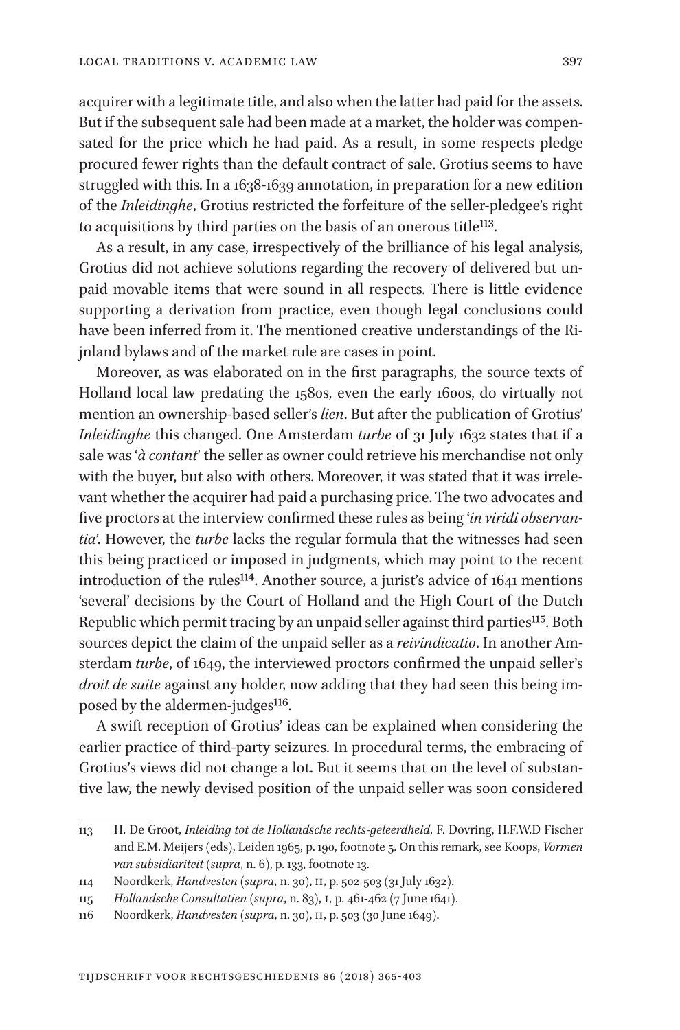acquirer with a legitimate title, and also when the latter had paid for the assets. But if the subsequent sale had been made at a market, the holder was compensated for the price which he had paid. As a result, in some respects pledge procured fewer rights than the default contract of sale. Grotius seems to have struggled with this. In a 1638-1639 annotation, in preparation for a new edition of the *Inleidinghe*, Grotius restricted the forfeiture of the seller-pledgee's right to acquisitions by third parties on the basis of an onerous title[113].

As a result, in any case, irrespectively of the brilliance of his legal analysis, Grotius did not achieve solutions regarding the recovery of delivered but unpaid movable items that were sound in all respects. There is little evidence supporting a derivation from practice, even though legal conclusions could have been inferred from it. The mentioned creative understandings of the Rijnland bylaws and of the market rule are cases in point.

Moreover, as was elaborated on in the first paragraphs, the source texts of Holland local law predating the 1580s, even the early 1600s, do virtually not mention an ownership-based seller's *lien*. But after the publication of Grotius' *Inleidinghe* this changed. One Amsterdam *turbe* of 31 July 1632 states that if a sale was '*à contant*' the seller as owner could retrieve his merchandise not only with the buyer, but also with others. Moreover, it was stated that it was irrelevant whether the acquirer had paid a purchasing price. The two advocates and five proctors at the interview confirmed these rules as being '*in viridi observantia*'. However, the *turbe* lacks the regular formula that the witnesses had seen this being practiced or imposed in judgments, which may point to the recent introduction of the rules[114]. Another source, a jurist's advice of 1641 mentions 'several' decisions by the Court of Holland and the High Court of the Dutch Republic which permit tracing by an unpaid seller against third parties[115]. Both sources depict the claim of the unpaid seller as a *reivindicatio*. In another Amsterdam *turbe*, of 1649, the interviewed proctors confirmed the unpaid seller's *droit de suite* against any holder, now adding that they had seen this being imposed by the aldermen-judges[116].

A swift reception of Grotius' ideas can be explained when considering the earlier practice of third-party seizures. In procedural terms, the embracing of Grotius's views did not change a lot. But it seems that on the level of substantive law, the newly devised position of the unpaid seller was soon considered

---

113 H. De Groot, *Inleiding tot de Hollandsche rechts-geleerdheid*, F. Dovring, H.F.W.D Fischer and E.M. Meijers (eds), Leiden 1965, p. 190, footnote 5. On this remark, see Koops, *Vormen van subsidiariteit* (*supra*, n. 6), p. 133, footnote 13.

114 Noordkerk, *Handvesten* (*supra*, n. 30), II, p. 502-503 (31 July 1632).

115 *Hollandsche Consultatien* (*supra*, n. 83), I, p. 461-462 (7 June 1641).

116 Noordkerk, *Handvesten* (*supra*, n. 30), II, p. 503 (30 June 1649).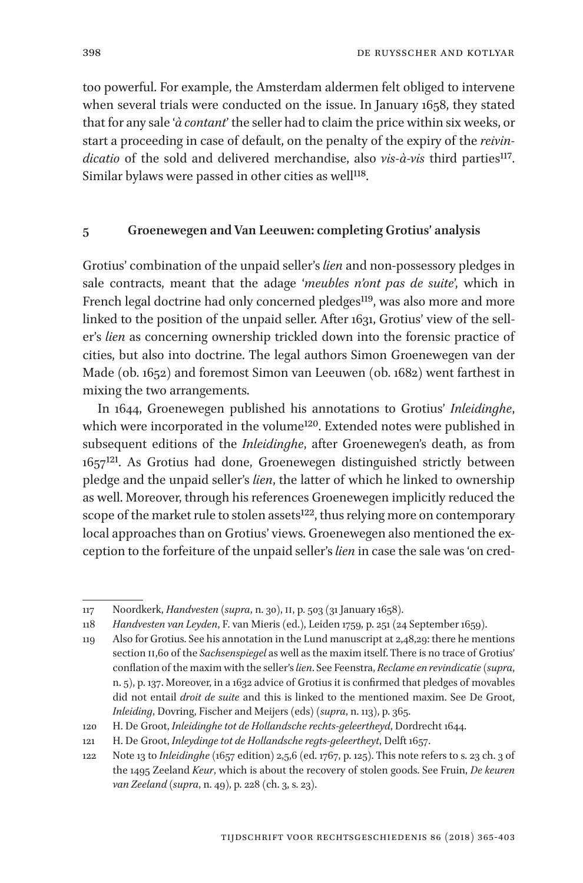too powerful. For example, the Amsterdam aldermen felt obliged to intervene when several trials were conducted on the issue. In January 1658, they stated that for any sale '*à contant*' the seller had to claim the price within six weeks, or start a proceeding in case of default, on the penalty of the expiry of the *reivindicatio* of the sold and delivered merchandise, also *vis-à-vis* third parties[117]. Similar bylaws were passed in other cities as well[118].

## 5 Groenewegen and Van Leeuwen: completing Grotius' analysis

Grotius' combination of the unpaid seller's *lien* and non-possessory pledges in sale contracts, meant that the adage '*meubles n'ont pas de suite*', which in French legal doctrine had only concerned pledges[119], was also more and more linked to the position of the unpaid seller. After 1631, Grotius' view of the seller's *lien* as concerning ownership trickled down into the forensic practice of cities, but also into doctrine. The legal authors Simon Groenewegen van der Made (ob. 1652) and foremost Simon van Leeuwen (ob. 1682) went farthest in mixing the two arrangements.

In 1644, Groenewegen published his annotations to Grotius' *Inleidinghe*, which were incorporated in the volume[120]. Extended notes were published in subsequent editions of the *Inleidinghe*, after Groenewegen's death, as from 1657[121]. As Grotius had done, Groenewegen distinguished strictly between pledge and the unpaid seller's *lien*, the latter of which he linked to ownership as well. Moreover, through his references Groenewegen implicitly reduced the scope of the market rule to stolen assets[122], thus relying more on contemporary local approaches than on Grotius' views. Groenewegen also mentioned the exception to the forfeiture of the unpaid seller's *lien* in case the sale was 'on cred-

---

117 Noordkerk, *Handvesten* (*supra*, n. 30), II, p. 503 (31 January 1658).

118 *Handvesten van Leyden*, F. van Mieris (ed.), Leiden 1759, p. 251 (24 September 1659).

119 Also for Grotius. See his annotation in the Lund manuscript at 2,48,29: there he mentions section II,60 of the *Sachsenspiegel* as well as the maxim itself. There is no trace of Grotius' conflation of the maxim with the seller's *lien*. See Feenstra, *Reclame en revindicatie* (*supra*, n. 5), p. 137. Moreover, in a 1632 advice of Grotius it is confirmed that pledges of movables did not entail *droit de suite* and this is linked to the mentioned maxim. See De Groot, *Inleiding*, Dovring, Fischer and Meijers (eds) (*supra*, n. 113), p. 365.

120 H. De Groot, *Inleidinghe tot de Hollandsche rechts-geleertheyd*, Dordrecht 1644.

121 H. De Groot, *Inleydinghe tot de Hollandsche regts-geleertheyt*, Delft 1657.

122 Note 13 to *Inleidinghe* (1657 edition) 2,5,6 (ed. 1767, p. 125). This note refers to s. 23 ch. 3 of the 1495 Zeeland *Keur*, which is about the recovery of stolen goods. See Fruin, *De keuren van Zeeland* (*supra*, n. 49), p. 228 (ch. 3, s. 23).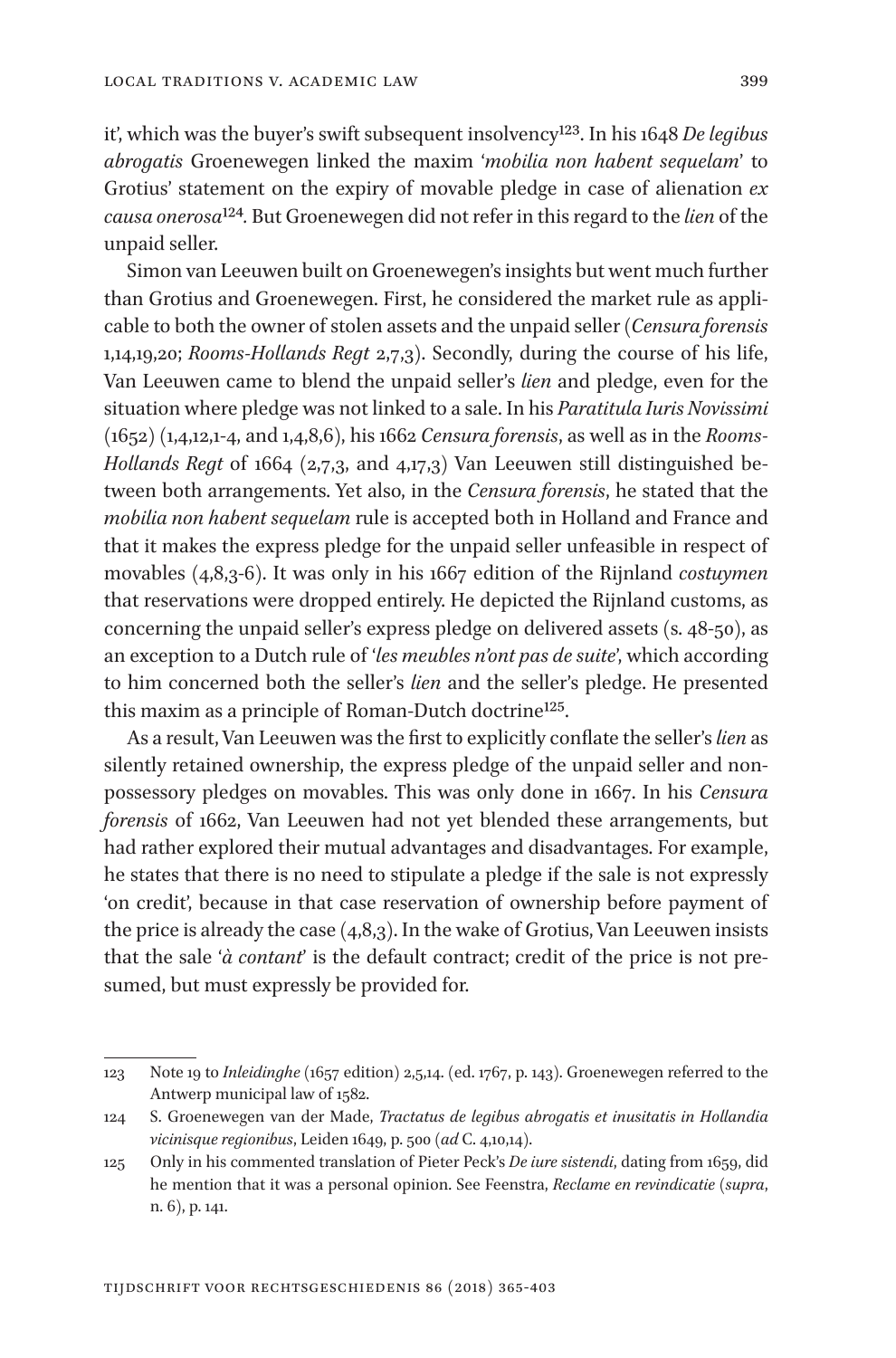it', which was the buyer's swift subsequent insolvency[123]. In his 1648 *De legibus abrogatis* Groenewegen linked the maxim '*mobilia non habent sequelam*' to Grotius' statement on the expiry of movable pledge in case of alienation *ex causa onerosa*[124]. But Groenewegen did not refer in this regard to the *lien* of the unpaid seller.

Simon van Leeuwen built on Groenewegen's insights but went much further than Grotius and Groenewegen. First, he considered the market rule as applicable to both the owner of stolen assets and the unpaid seller (*Censura forensis* 1,14,19,20; *Rooms-Hollands Regt* 2,7,3). Secondly, during the course of his life, Van Leeuwen came to blend the unpaid seller's *lien* and pledge, even for the situation where pledge was not linked to a sale. In his *Paratitula Iuris Novissimi* (1652) (1,4,12,1-4, and 1,4,8,6), his 1662 *Censura forensis*, as well as in the *Rooms-Hollands Regt* of 1664 (2,7,3, and 4,17,3) Van Leeuwen still distinguished between both arrangements. Yet also, in the *Censura forensis*, he stated that the *mobilia non habent sequelam* rule is accepted both in Holland and France and that it makes the express pledge for the unpaid seller unfeasible in respect of movables (4,8,3-6). It was only in his 1667 edition of the Rijnland *costuymen* that reservations were dropped entirely. He depicted the Rijnland customs, as concerning the unpaid seller's express pledge on delivered assets (s. 48-50), as an exception to a Dutch rule of '*les meubles n'ont pas de suite*', which according to him concerned both the seller's *lien* and the seller's pledge. He presented this maxim as a principle of Roman-Dutch doctrine[125].

As a result, Van Leeuwen was the first to explicitly conflate the seller's *lien* as silently retained ownership, the express pledge of the unpaid seller and non-possessory pledges on movables. This was only done in 1667. In his *Censura forensis* of 1662, Van Leeuwen had not yet blended these arrangements, but had rather explored their mutual advantages and disadvantages. For example, he states that there is no need to stipulate a pledge if the sale is not expressly 'on credit', because in that case reservation of ownership before payment of the price is already the case (4,8,3). In the wake of Grotius, Van Leeuwen insists that the sale '*à contant*' is the default contract; credit of the price is not presumed, but must expressly be provided for.

---

123 Note 19 to *Inleidinghe* (1657 edition) 2,5,14. (ed. 1767, p. 143). Groenewegen referred to the Antwerp municipal law of 1582.

124 S. Groenewegen van der Made, *Tractatus de legibus abrogatis et inusitatis in Hollandia vicinisque regionibus*, Leiden 1649, p. 500 (*ad* C. 4,10,14).

125 Only in his commented translation of Pieter Peck's *De iure sistendi*, dating from 1659, did he mention that it was a personal opinion. See Feenstra, *Reclame en revindicatie* (*supra*, n. 6), p. 141.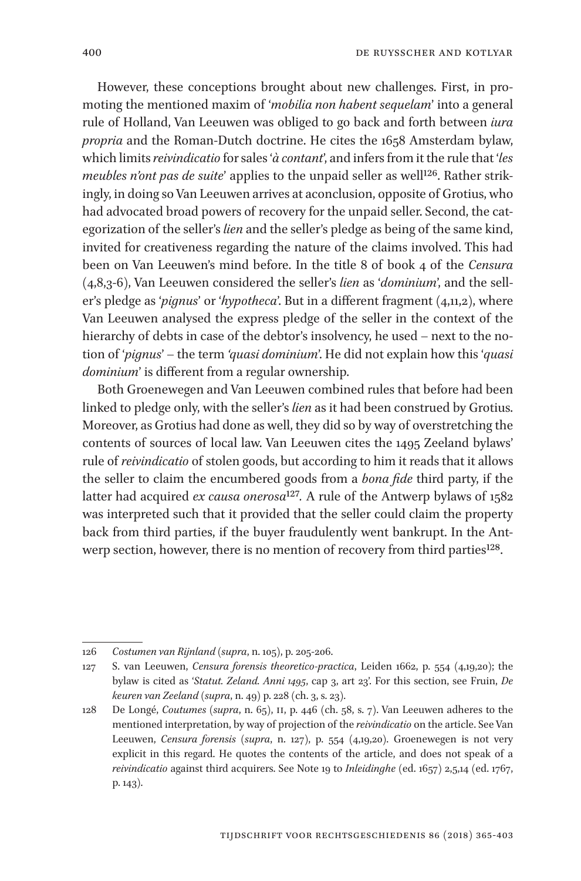However, these conceptions brought about new challenges. First, in promoting the mentioned maxim of '*mobilia non habent sequelam*' into a general rule of Holland, Van Leeuwen was obliged to go back and forth between *iura propria* and the Roman-Dutch doctrine. He cites the 1658 Amsterdam bylaw, which limits *reivindicatio* for sales '*à contant*', and infers from it the rule that '*les meubles n'ont pas de suite*' applies to the unpaid seller as well[126]. Rather strikingly, in doing so Van Leeuwen arrives at aconclusion, opposite of Grotius, who had advocated broad powers of recovery for the unpaid seller. Second, the categorization of the seller's *lien* and the seller's pledge as being of the same kind, invited for creativeness regarding the nature of the claims involved. This had been on Van Leeuwen's mind before. In the title 8 of book 4 of the *Censura* (4,8,3-6), Van Leeuwen considered the seller's *lien* as '*dominium*', and the seller's pledge as '*pignus*' or '*hypotheca*'. But in a different fragment (4,11,2), where Van Leeuwen analysed the express pledge of the seller in the context of the hierarchy of debts in case of the debtor's insolvency, he used – next to the notion of '*pignus*' – the term *'quasi dominium'*. He did not explain how this '*quasi dominium*' is different from a regular ownership.

Both Groenewegen and Van Leeuwen combined rules that before had been linked to pledge only, with the seller's *lien* as it had been construed by Grotius. Moreover, as Grotius had done as well, they did so by way of overstretching the contents of sources of local law. Van Leeuwen cites the 1495 Zeeland bylaws' rule of *reivindicatio* of stolen goods, but according to him it reads that it allows the seller to claim the encumbered goods from a *bona fide* third party, if the latter had acquired *ex causa onerosa*[127]. A rule of the Antwerp bylaws of 1582 was interpreted such that it provided that the seller could claim the property back from third parties, if the buyer fraudulently went bankrupt. In the Antwerp section, however, there is no mention of recovery from third parties[128].

---

126 *Costumen van Rijnland* (*supra*, n. 105), p. 205-206.

127 S. van Leeuwen, *Censura forensis theoretico-practica*, Leiden 1662, p. 554 (4,19,20); the bylaw is cited as '*Statut. Zeland. Anni 1495*, cap 3, art 23'. For this section, see Fruin, *De keuren van Zeeland* (*supra*, n. 49) p. 228 (ch. 3, s. 23).

128 De Longé, *Coutumes* (*supra*, n. 65), II, p. 446 (ch. 58, s. 7). Van Leeuwen adheres to the mentioned interpretation, by way of projection of the *reivindicatio* on the article. See Van Leeuwen, *Censura forensis* (*supra*, n. 127), p. 554 (4,19,20). Groenewegen is not very explicit in this regard. He quotes the contents of the article, and does not speak of a *reivindicatio* against third acquirers. See Note 19 to *Inleidinghe* (ed. 1657) 2,5,14 (ed. 1767, p. 143).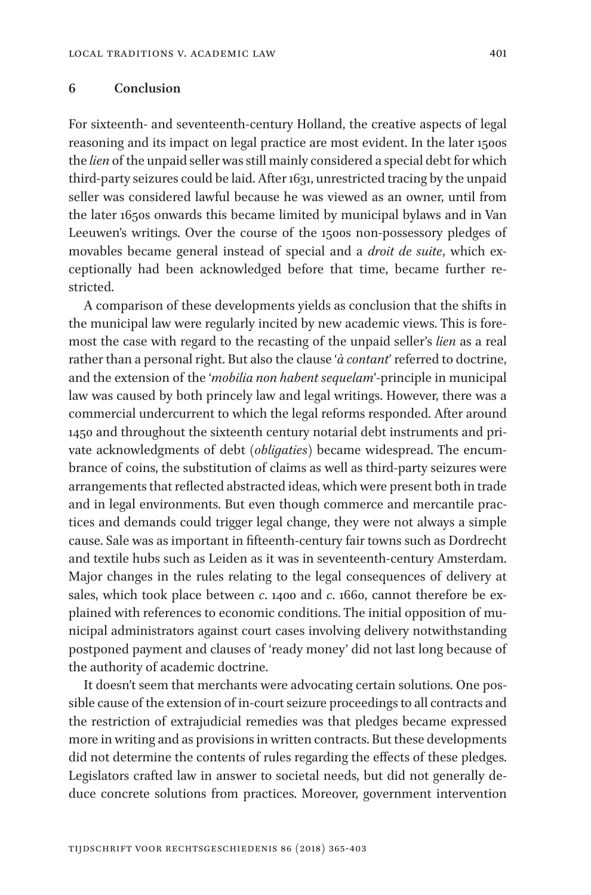## 6 Conclusion

For sixteenth- and seventeenth-century Holland, the creative aspects of legal reasoning and its impact on legal practice are most evident. In the later 1500s the *lien* of the unpaid seller was still mainly considered a special debt for which third-party seizures could be laid. After 1631, unrestricted tracing by the unpaid seller was considered lawful because he was viewed as an owner, until from the later 1650s onwards this became limited by municipal bylaws and in Van Leeuwen's writings. Over the course of the 1500s non-possessory pledges of movables became general instead of special and a *droit de suite*, which exceptionally had been acknowledged before that time, became further restricted.

A comparison of these developments yields as conclusion that the shifts in the municipal law were regularly incited by new academic views. This is foremost the case with regard to the recasting of the unpaid seller's *lien* as a real rather than a personal right. But also the clause '*à contant*' referred to doctrine, and the extension of the '*mobilia non habent sequelam*'-principle in municipal law was caused by both princely law and legal writings. However, there was a commercial undercurrent to which the legal reforms responded. After around 1450 and throughout the sixteenth century notarial debt instruments and private acknowledgments of debt (*obligaties*) became widespread. The encumbrance of coins, the substitution of claims as well as third-party seizures were arrangements that reflected abstracted ideas, which were present both in trade and in legal environments. But even though commerce and mercantile practices and demands could trigger legal change, they were not always a simple cause. Sale was as important in fifteenth-century fair towns such as Dordrecht and textile hubs such as Leiden as it was in seventeenth-century Amsterdam. Major changes in the rules relating to the legal consequences of delivery at sales, which took place between *c*. 1400 and *c*. 1660, cannot therefore be explained with references to economic conditions. The initial opposition of municipal administrators against court cases involving delivery notwithstanding postponed payment and clauses of 'ready money' did not last long because of the authority of academic doctrine.

It doesn't seem that merchants were advocating certain solutions. One possible cause of the extension of in-court seizure proceedings to all contracts and the restriction of extrajudicial remedies was that pledges became expressed more in writing and as provisions in written contracts. But these developments did not determine the contents of rules regarding the effects of these pledges. Legislators crafted law in answer to societal needs, but did not generally deduce concrete solutions from practices. Moreover, government intervention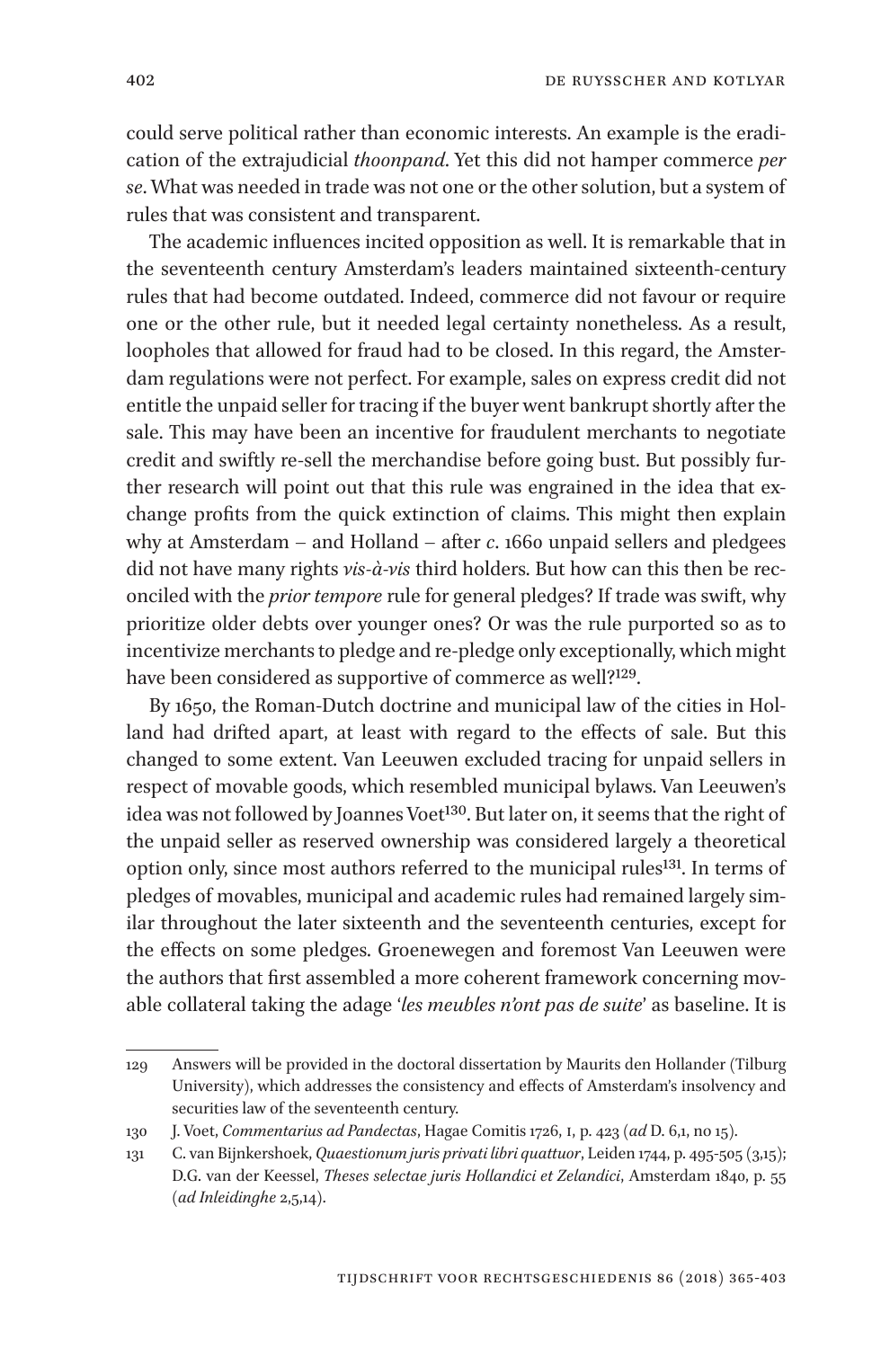could serve political rather than economic interests. An example is the eradication of the extrajudicial *thoonpand*. Yet this did not hamper commerce *per se*. What was needed in trade was not one or the other solution, but a system of rules that was consistent and transparent.

The academic influences incited opposition as well. It is remarkable that in the seventeenth century Amsterdam's leaders maintained sixteenth-century rules that had become outdated. Indeed, commerce did not favour or require one or the other rule, but it needed legal certainty nonetheless. As a result, loopholes that allowed for fraud had to be closed. In this regard, the Amsterdam regulations were not perfect. For example, sales on express credit did not entitle the unpaid seller for tracing if the buyer went bankrupt shortly after the sale. This may have been an incentive for fraudulent merchants to negotiate credit and swiftly re-sell the merchandise before going bust. But possibly further research will point out that this rule was engrained in the idea that exchange profits from the quick extinction of claims. This might then explain why at Amsterdam – and Holland – after *c*. 1660 unpaid sellers and pledgees did not have many rights *vis-à-vis* third holders. But how can this then be reconciled with the *prior tempore* rule for general pledges? If trade was swift, why prioritize older debts over younger ones? Or was the rule purported so as to incentivize merchants to pledge and re-pledge only exceptionally, which might have been considered as supportive of commerce as well?[129].

By 1650, the Roman-Dutch doctrine and municipal law of the cities in Holland had drifted apart, at least with regard to the effects of sale. But this changed to some extent. Van Leeuwen excluded tracing for unpaid sellers in respect of movable goods, which resembled municipal bylaws. Van Leeuwen's idea was not followed by Joannes Voet[130]. But later on, it seems that the right of the unpaid seller as reserved ownership was considered largely a theoretical option only, since most authors referred to the municipal rules[131]. In terms of pledges of movables, municipal and academic rules had remained largely similar throughout the later sixteenth and the seventeenth centuries, except for the effects on some pledges. Groenewegen and foremost Van Leeuwen were the authors that first assembled a more coherent framework concerning movable collateral taking the adage '*les meubles n'ont pas de suite*' as baseline. It is

129 Answers will be provided in the doctoral dissertation by Maurits den Hollander (Tilburg University), which addresses the consistency and effects of Amsterdam's insolvency and securities law of the seventeenth century.

130 J. Voet, *Commentarius ad Pandectas*, Hagae Comitis 1726, 1, p. 423 (*ad* D. 6,1, no 15).

131 C. van Bijnkershoek, *Quaestionum juris privati libri quattuor*, Leiden 1744, p. 495-505 (3,15); D.G. van der Keessel, *Theses selectae juris Hollandici et Zelandici*, Amsterdam 1840, p. 55 (*ad Inleidinghe* 2,5,14).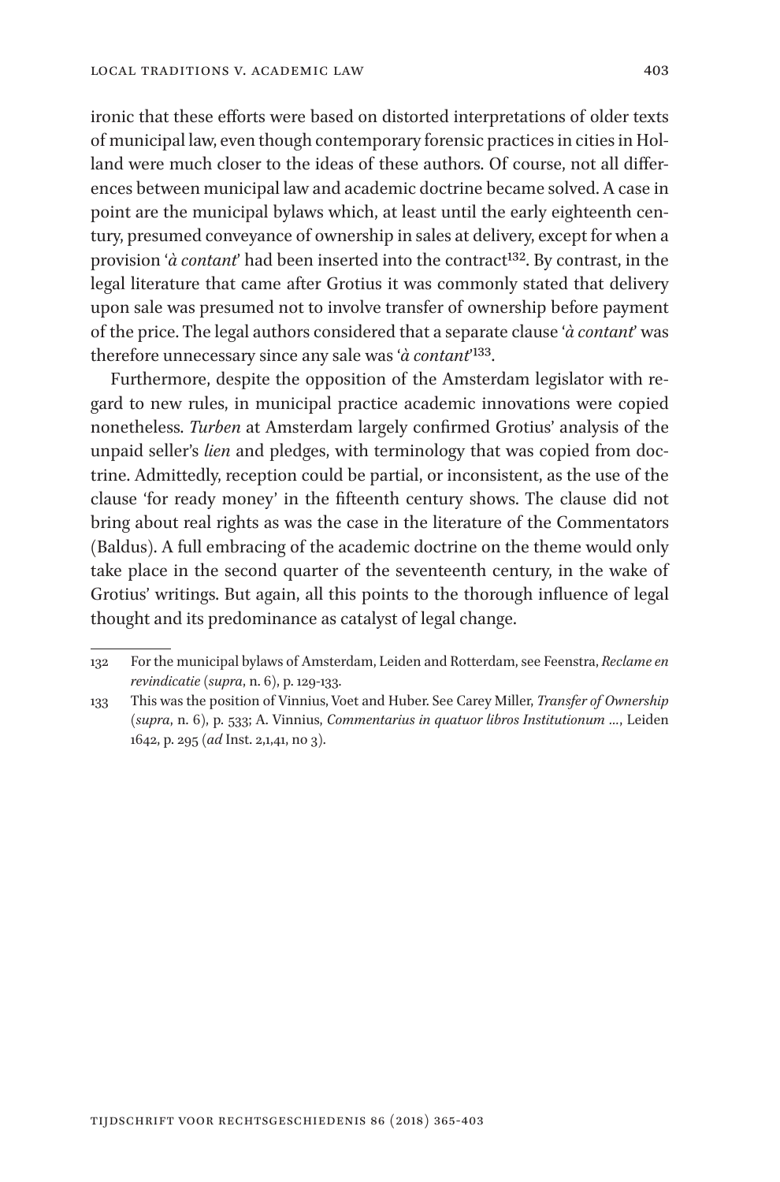ironic that these efforts were based on distorted interpretations of older texts of municipal law, even though contemporary forensic practices in cities in Holland were much closer to the ideas of these authors. Of course, not all differences between municipal law and academic doctrine became solved. A case in point are the municipal bylaws which, at least until the early eighteenth century, presumed conveyance of ownership in sales at delivery, except for when a provision '*à contant*' had been inserted into the contract[132]. By contrast, in the legal literature that came after Grotius it was commonly stated that delivery upon sale was presumed not to involve transfer of ownership before payment of the price. The legal authors considered that a separate clause '*à contant*' was therefore unnecessary since any sale was '*à contant*'[133].

Furthermore, despite the opposition of the Amsterdam legislator with regard to new rules, in municipal practice academic innovations were copied nonetheless. *Turben* at Amsterdam largely confirmed Grotius' analysis of the unpaid seller's *lien* and pledges, with terminology that was copied from doctrine. Admittedly, reception could be partial, or inconsistent, as the use of the clause 'for ready money' in the fifteenth century shows. The clause did not bring about real rights as was the case in the literature of the Commentators (Baldus). A full embracing of the academic doctrine on the theme would only take place in the second quarter of the seventeenth century, in the wake of Grotius' writings. But again, all this points to the thorough influence of legal thought and its predominance as catalyst of legal change.

---

132 For the municipal bylaws of Amsterdam, Leiden and Rotterdam, see Feenstra, *Reclame en revindicatie* (*supra*, n. 6), p. 129-133.

133 This was the position of Vinnius, Voet and Huber. See Carey Miller, *Transfer of Ownership* (*supra*, n. 6), p. 533; A. Vinnius, *Commentarius in quatuor libros Institutionum* …, Leiden 1642, p. 295 (*ad* Inst. 2,1,41, no 3).